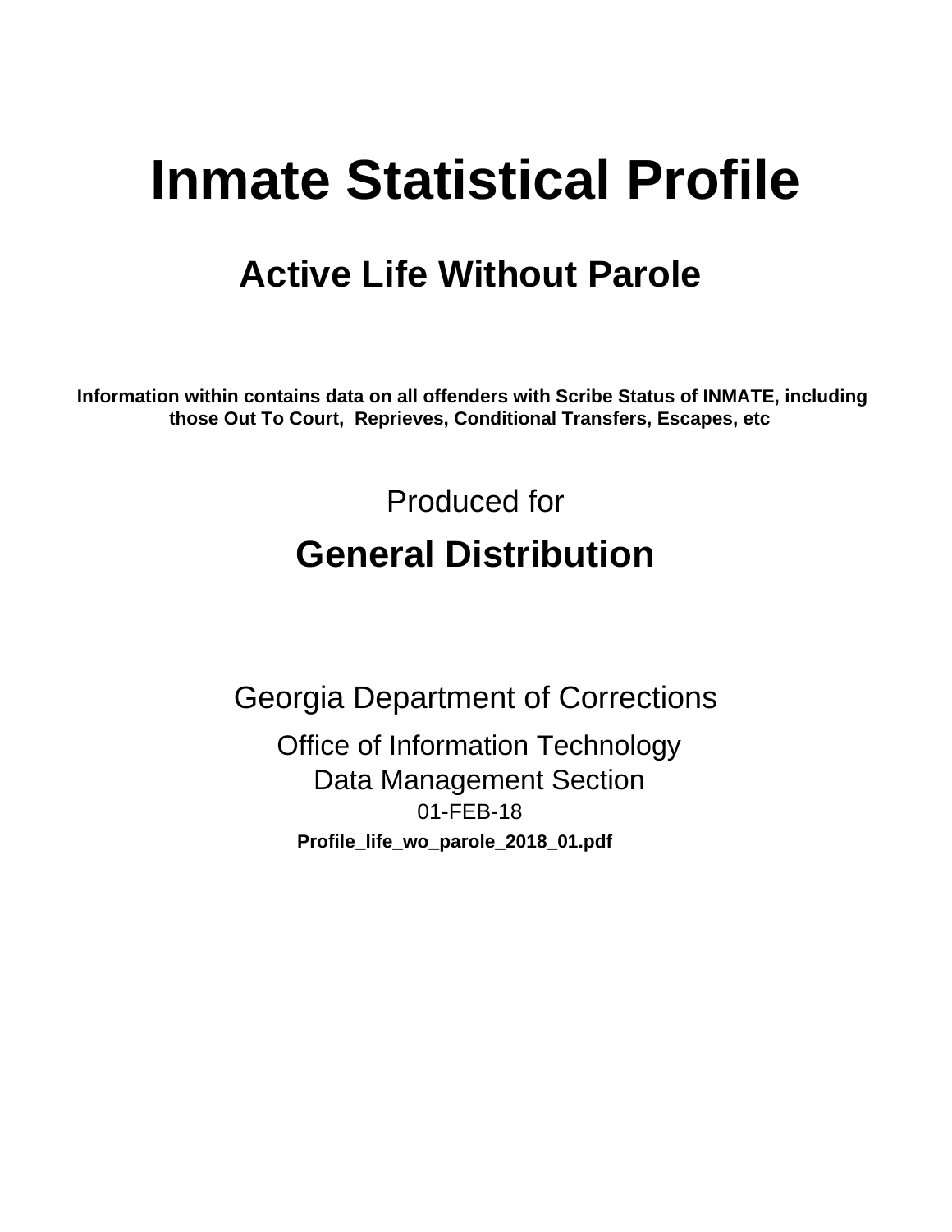# Inmate Statistical Profile

## Active Life Without Parole

**Information within contains data on all offenders with Scribe Status of INMATE, including those Out To Court, Reprieves, Conditional Transfers, Escapes, etc**

Produced for

## General Distribution

Georgia Department of Corrections

Office of Information Technology

Data Management Section

01-FEB-18

**Profile_life_wo_parole_2018_01.pdf**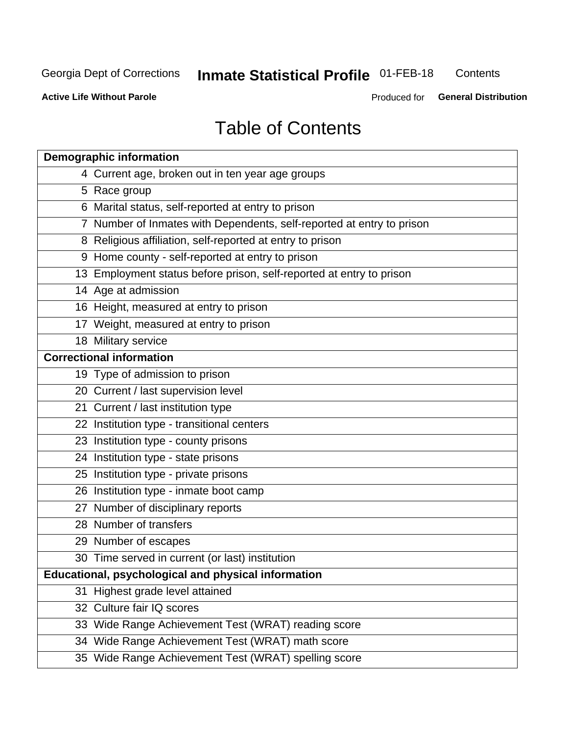# Table of Contents

| Demographic information | |
|---|---|
| 4 | Current age, broken out in ten year age groups |
| 5 | Race group |
| 6 | Marital status, self-reported at entry to prison |
| 7 | Number of Inmates with Dependents, self-reported at entry to prison |
| 8 | Religious affiliation, self-reported at entry to prison |
| 9 | Home county - self-reported at entry to prison |
| 13 | Employment status before prison, self-reported at entry to prison |
| 14 | Age at admission |
| 16 | Height, measured at entry to prison |
| 17 | Weight, measured at entry to prison |
| 18 | Military service |
| **Correctional information** | |
| 19 | Type of admission to prison |
| 20 | Current / last supervision level |
| 21 | Current / last institution type |
| 22 | Institution type - transitional centers |
| 23 | Institution type - county prisons |
| 24 | Institution type - state prisons |
| 25 | Institution type - private prisons |
| 26 | Institution type - inmate boot camp |
| 27 | Number of disciplinary reports |
| 28 | Number of transfers |
| 29 | Number of escapes |
| 30 | Time served in current (or last) institution |
| **Educational, psychological and physical information** | |
| 31 | Highest grade level attained |
| 32 | Culture fair IQ scores |
| 33 | Wide Range Achievement Test (WRAT) reading score |
| 34 | Wide Range Achievement Test (WRAT) math score |
| 35 | Wide Range Achievement Test (WRAT) spelling score |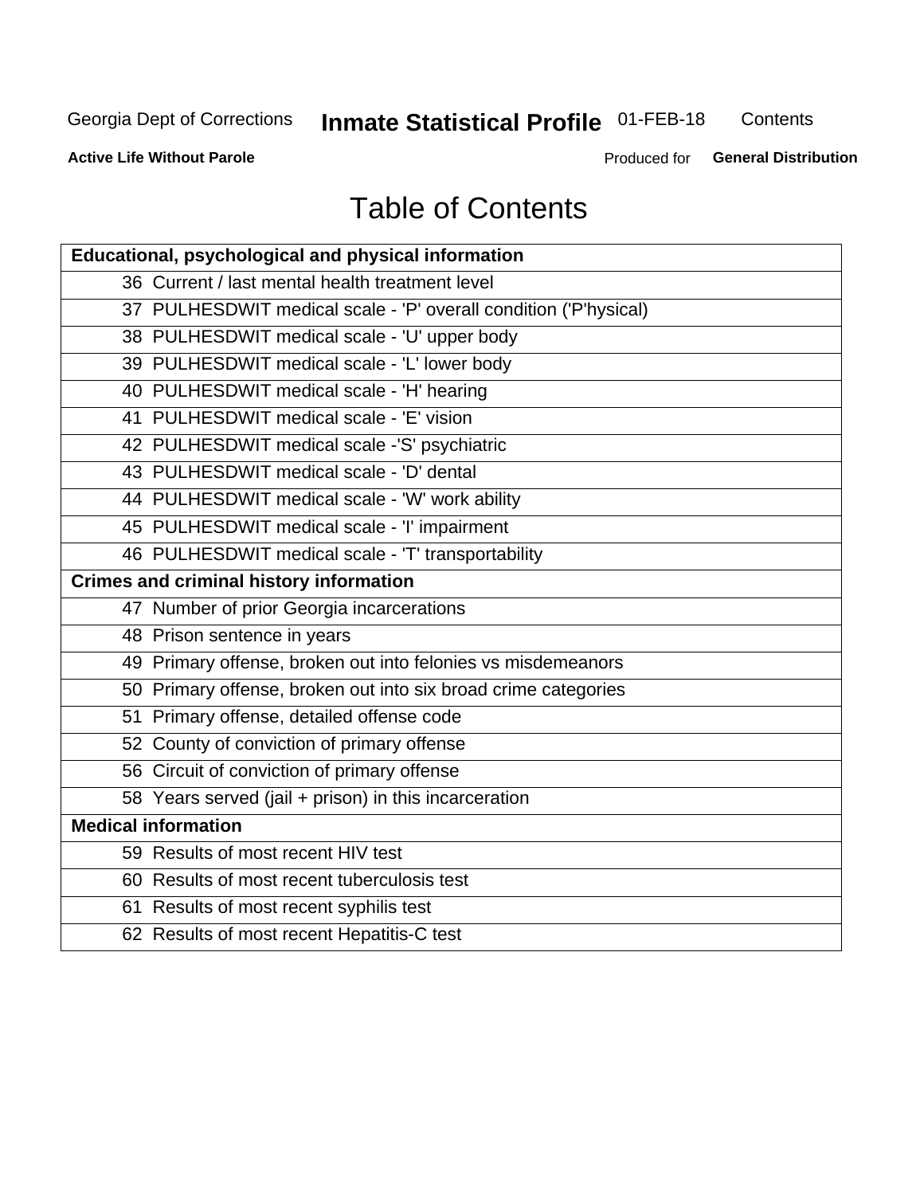# Table of Contents

| Educational, psychological and physical information | |
|---|---|
| 36 | Current / last mental health treatment level |
| 37 | PULHESDWIT medical scale - 'P' overall condition ('P'hysical) |
| 38 | PULHESDWIT medical scale - 'U' upper body |
| 39 | PULHESDWIT medical scale - 'L' lower body |
| 40 | PULHESDWIT medical scale - 'H' hearing |
| 41 | PULHESDWIT medical scale - 'E' vision |
| 42 | PULHESDWIT medical scale -'S' psychiatric |
| 43 | PULHESDWIT medical scale - 'D' dental |
| 44 | PULHESDWIT medical scale - 'W' work ability |
| 45 | PULHESDWIT medical scale - 'I' impairment |
| 46 | PULHESDWIT medical scale - 'T' transportability |
| **Crimes and criminal history information** | |
| 47 | Number of prior Georgia incarcerations |
| 48 | Prison sentence in years |
| 49 | Primary offense, broken out into felonies vs misdemeanors |
| 50 | Primary offense, broken out into six broad crime categories |
| 51 | Primary offense, detailed offense code |
| 52 | County of conviction of primary offense |
| 56 | Circuit of conviction of primary offense |
| 58 | Years served (jail + prison) in this incarceration |
| **Medical information** | |
| 59 | Results of most recent HIV test |
| 60 | Results of most recent tuberculosis test |
| 61 | Results of most recent syphilis test |
| 62 | Results of most recent Hepatitis-C test |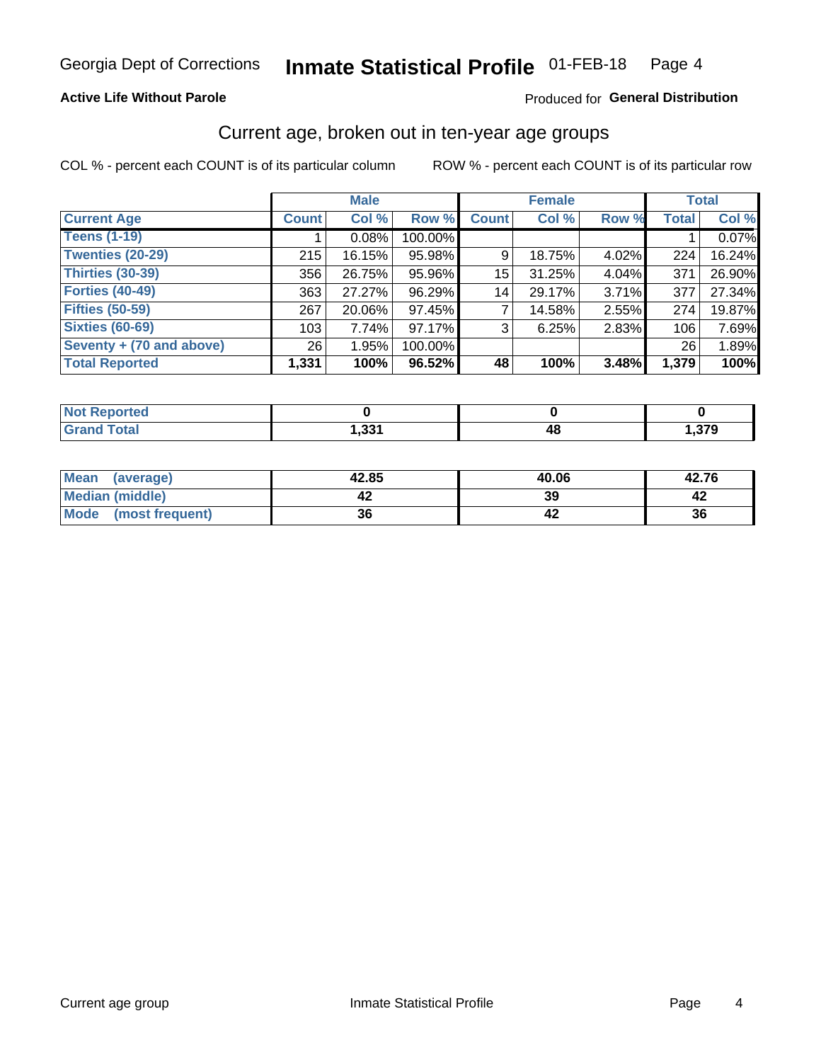Georgia Dept of Corrections **Inmate Statistical Profile** 01-FEB-18

**Active Life Without Parole**

Produced for **General Distribution**

## Current age, broken out in ten-year age groups

COL % - percent each COUNT is of its particular column

ROW % - percent each COUNT is of its particular row

| | Male | | | Female | | | Total | |
|---|---|---|---|---|---|---|---|---|
| **Current Age** | **Count** | **Col %** | **Row %** | **Count** | **Col %** | **Row %** | **Total** | **Col %** |
| **Teens (1-19)** | 1 | 0.08% | 100.00% | | | | 1 | 0.07% |
| **Twenties (20-29)** | 215 | 16.15% | 95.98% | 9 | 18.75% | 4.02% | 224 | 16.24% |
| **Thirties (30-39)** | 356 | 26.75% | 95.96% | 15 | 31.25% | 4.04% | 371 | 26.90% |
| **Forties (40-49)** | 363 | 27.27% | 96.29% | 14 | 29.17% | 3.71% | 377 | 27.34% |
| **Fifties (50-59)** | 267 | 20.06% | 97.45% | 7 | 14.58% | 2.55% | 274 | 19.87% |
| **Sixties (60-69)** | 103 | 7.74% | 97.17% | 3 | 6.25% | 2.83% | 106 | 7.69% |
| **Seventy + (70 and above)** | 26 | 1.95% | 100.00% | | | | 26 | 1.89% |
| **Total Reported** | **1,331** | **100%** | **96.52%** | **48** | **100%** | **3.48%** | **1,379** | **100%** |

| | Male | Female | Total |
|---|---|---|---|
| **Not Reported** | **0** | **0** | **0** |
| **Grand Total** | **1,331** | **48** | **1,379** |

| | Male | Female | Total |
|---|---|---|---|
| **Mean (average)** | **42.85** | **40.06** | **42.76** |
| **Median (middle)** | **42** | **39** | **42** |
| **Mode (most frequent)** | **36** | **42** | **36** |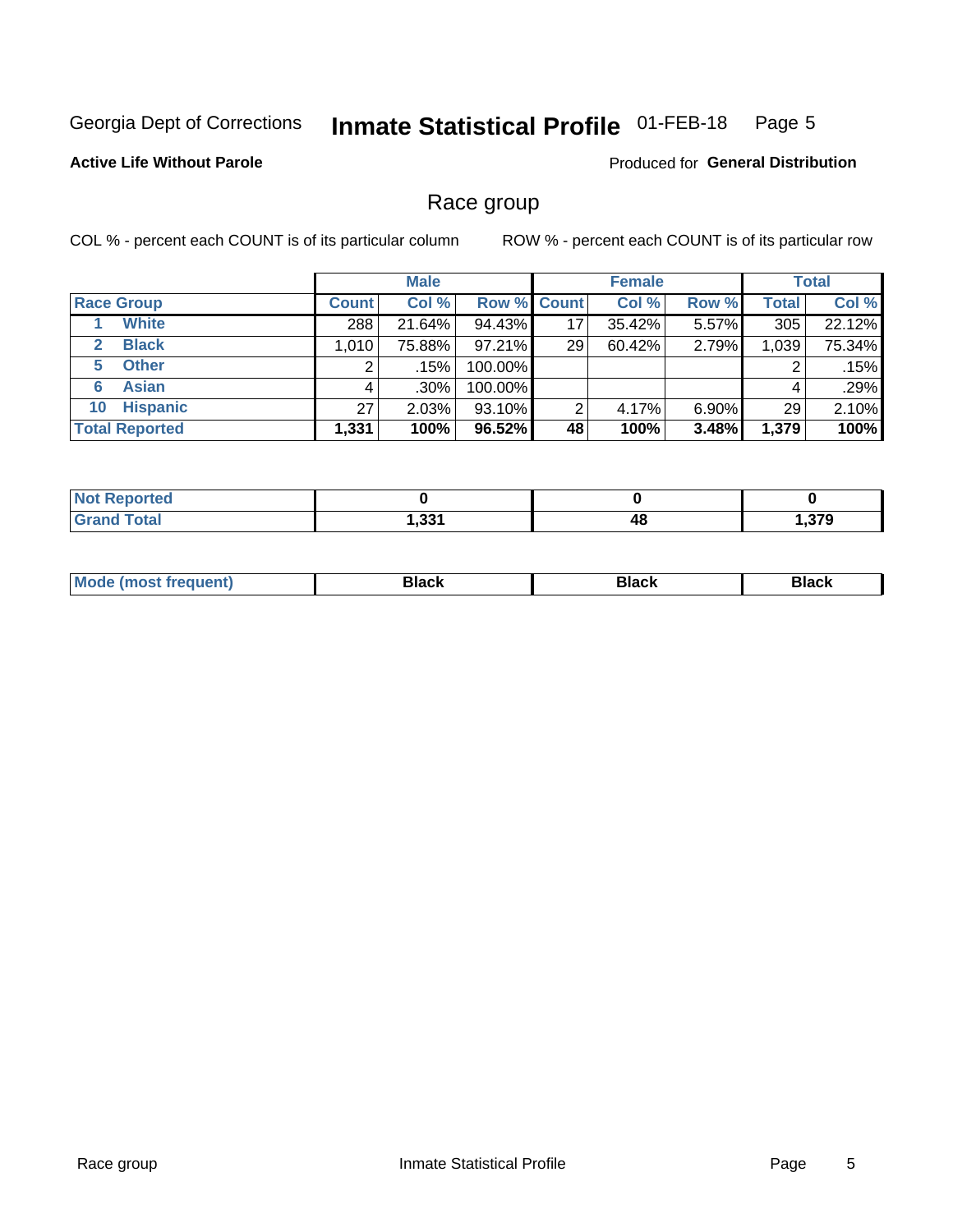Georgia Dept of Corrections **Inmate Statistical Profile** 01-FEB-18 Page 5

**Active Life Without Parole**

Produced for **General Distribution**

## Race group

COL % - percent each COUNT is of its particular column

ROW % - percent each COUNT is of its particular row

| | Male | | | Female | | | Total | |
|---|---|---|---|---|---|---|---|---|
| **Race Group** | **Count** | **Col %** | **Row %** | **Count** | **Col %** | **Row %** | **Total** | **Col %** |
| 1 **White** | 288 | 21.64% | 94.43% | 17 | 35.42% | 5.57% | 305 | 22.12% |
| 2 **Black** | 1,010 | 75.88% | 97.21% | 29 | 60.42% | 2.79% | 1,039 | 75.34% |
| 5 **Other** | 2 | .15% | 100.00% | | | | 2 | .15% |
| 6 **Asian** | 4 | .30% | 100.00% | | | | 4 | .29% |
| 10 **Hispanic** | 27 | 2.03% | 93.10% | 2 | 4.17% | 6.90% | 29 | 2.10% |
| **Total Reported** | **1,331** | **100%** | **96.52%** | **48** | **100%** | **3.48%** | **1,379** | **100%** |

| | Male | Female | Total |
|---|---|---|---|
| **Not Reported** | **0** | **0** | **0** |
| **Grand Total** | **1,331** | **48** | **1,379** |

| | Male | Female | Total |
|---|---|---|---|
| **Mode (most frequent)** | **Black** | **Black** | **Black** |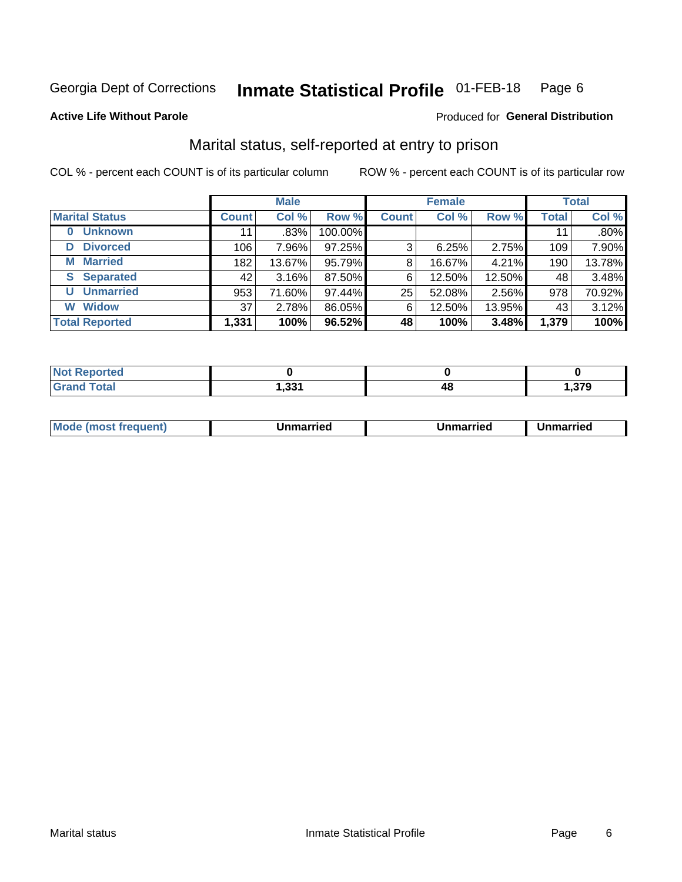Georgia Dept of Corrections **Inmate Statistical Profile** 01-FEB-18 Page 6

**Active Life Without Parole**

Produced for **General Distribution**

## Marital status, self-reported at entry to prison

COL % - percent each COUNT is of its particular column

ROW % - percent each COUNT is of its particular row

| | Male | | | Female | | | Total | |
|---|---|---|---|---|---|---|---|---|
| **Marital Status** | **Count** | **Col %** | **Row %** | **Count** | **Col %** | **Row %** | **Total** | **Col %** |
| **0 Unknown** | 11 | .83% | 100.00% | | | | 11 | .80% |
| **D Divorced** | 106 | 7.96% | 97.25% | 3 | 6.25% | 2.75% | 109 | 7.90% |
| **M Married** | 182 | 13.67% | 95.79% | 8 | 16.67% | 4.21% | 190 | 13.78% |
| **S Separated** | 42 | 3.16% | 87.50% | 6 | 12.50% | 12.50% | 48 | 3.48% |
| **U Unmarried** | 953 | 71.60% | 97.44% | 25 | 52.08% | 2.56% | 978 | 70.92% |
| **W Widow** | 37 | 2.78% | 86.05% | 6 | 12.50% | 13.95% | 43 | 3.12% |
| **Total Reported** | **1,331** | **100%** | **96.52%** | **48** | **100%** | **3.48%** | **1,379** | **100%** |

| | Male | Female | Total |
|---|---|---|---|
| **Not Reported** | **0** | **0** | **0** |
| **Grand Total** | **1,331** | **48** | **1,379** |

| | Male | Female | Total |
|---|---|---|---|
| **Mode (most frequent)** | **Unmarried** | **Unmarried** | **Unmarried** |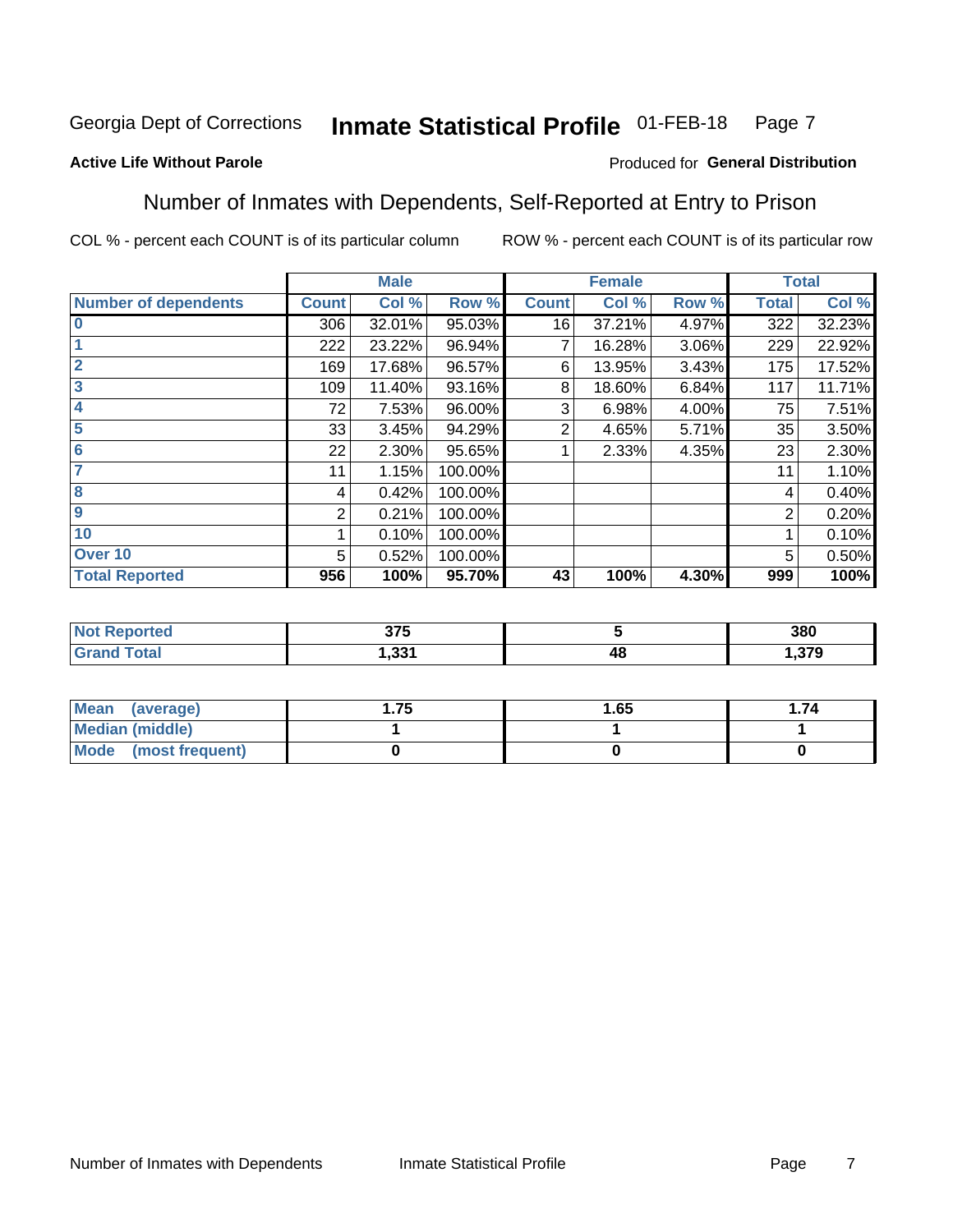Georgia Dept of Corrections **Inmate Statistical Profile** 01-FEB-18

**Active Life Without Parole**

Produced for **General Distribution**

## Number of Inmates with Dependents, Self-Reported at Entry to Prison

COL % - percent each COUNT is of its particular column

ROW % - percent each COUNT is of its particular row

| | Male | | | Female | | | Total | |
|---|---|---|---|---|---|---|---|---|
| **Number of dependents** | **Count** | **Col %** | **Row %** | **Count** | **Col %** | **Row %** | **Total** | **Col %** |
| 0 | 306 | 32.01% | 95.03% | 16 | 37.21% | 4.97% | 322 | 32.23% |
| 1 | 222 | 23.22% | 96.94% | 7 | 16.28% | 3.06% | 229 | 22.92% |
| 2 | 169 | 17.68% | 96.57% | 6 | 13.95% | 3.43% | 175 | 17.52% |
| 3 | 109 | 11.40% | 93.16% | 8 | 18.60% | 6.84% | 117 | 11.71% |
| 4 | 72 | 7.53% | 96.00% | 3 | 6.98% | 4.00% | 75 | 7.51% |
| 5 | 33 | 3.45% | 94.29% | 2 | 4.65% | 5.71% | 35 | 3.50% |
| 6 | 22 | 2.30% | 95.65% | 1 | 2.33% | 4.35% | 23 | 2.30% |
| 7 | 11 | 1.15% | 100.00% | | | | 11 | 1.10% |
| 8 | 4 | 0.42% | 100.00% | | | | 4 | 0.40% |
| 9 | 2 | 0.21% | 100.00% | | | | 2 | 0.20% |
| 10 | 1 | 0.10% | 100.00% | | | | 1 | 0.10% |
| Over 10 | 5 | 0.52% | 100.00% | | | | 5 | 0.50% |
| **Total Reported** | **956** | **100%** | **95.70%** | **43** | **100%** | **4.30%** | **999** | **100%** |

| | Male | Female | Total |
|---|---|---|---|
| **Not Reported** | **375** | **5** | **380** |
| **Grand Total** | **1,331** | **48** | **1,379** |

| | Male | Female | Total |
|---|---|---|---|
| **Mean (average)** | **1.75** | **1.65** | **1.74** |
| **Median (middle)** | **1** | **1** | **1** |
| **Mode (most frequent)** | **0** | **0** | **0** |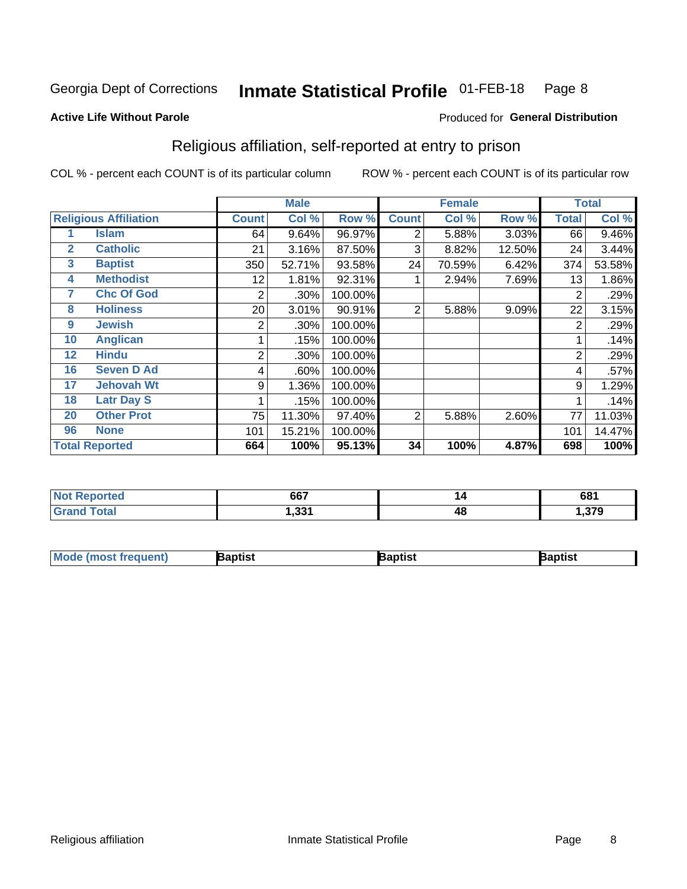Georgia Dept of Corrections **Inmate Statistical Profile** 01-FEB-18

**Active Life Without Parole**

Produced for **General Distribution**

## Religious affiliation, self-reported at entry to prison

COL % - percent each COUNT is of its particular column    ROW % - percent each COUNT is of its particular row

| Religious Affiliation | | Male | | | Female | | | Total | |
|---|---|---|---|---|---|---|---|---|---|
| | | Count | Col % | Row % | Count | Col % | Row % | Total | Col % |
| 1 | Islam | 64 | 9.64% | 96.97% | 2 | 5.88% | 3.03% | 66 | 9.46% |
| 2 | Catholic | 21 | 3.16% | 87.50% | 3 | 8.82% | 12.50% | 24 | 3.44% |
| 3 | Baptist | 350 | 52.71% | 93.58% | 24 | 70.59% | 6.42% | 374 | 53.58% |
| 4 | Methodist | 12 | 1.81% | 92.31% | 1 | 2.94% | 7.69% | 13 | 1.86% |
| 7 | Chc Of God | 2 | .30% | 100.00% | | | | 2 | .29% |
| 8 | Holiness | 20 | 3.01% | 90.91% | 2 | 5.88% | 9.09% | 22 | 3.15% |
| 9 | Jewish | 2 | .30% | 100.00% | | | | 2 | .29% |
| 10 | Anglican | 1 | .15% | 100.00% | | | | 1 | .14% |
| 12 | Hindu | 2 | .30% | 100.00% | | | | 2 | .29% |
| 16 | Seven D Ad | 4 | .60% | 100.00% | | | | 4 | .57% |
| 17 | Jehovah Wt | 9 | 1.36% | 100.00% | | | | 9 | 1.29% |
| 18 | Latr Day S | 1 | .15% | 100.00% | | | | 1 | .14% |
| 20 | Other Prot | 75 | 11.30% | 97.40% | 2 | 5.88% | 2.60% | 77 | 11.03% |
| 96 | None | 101 | 15.21% | 100.00% | | | | 101 | 14.47% |
| **Total Reported** | | **664** | **100%** | **95.13%** | **34** | **100%** | **4.87%** | **698** | **100%** |

| | Male | Female | Total |
|---|---|---|---|
| Not Reported | 667 | 14 | 681 |
| Grand Total | 1,331 | 48 | 1,379 |

| | Male | Female | Total |
|---|---|---|---|
| Mode (most frequent) | Baptist | Baptist | Baptist |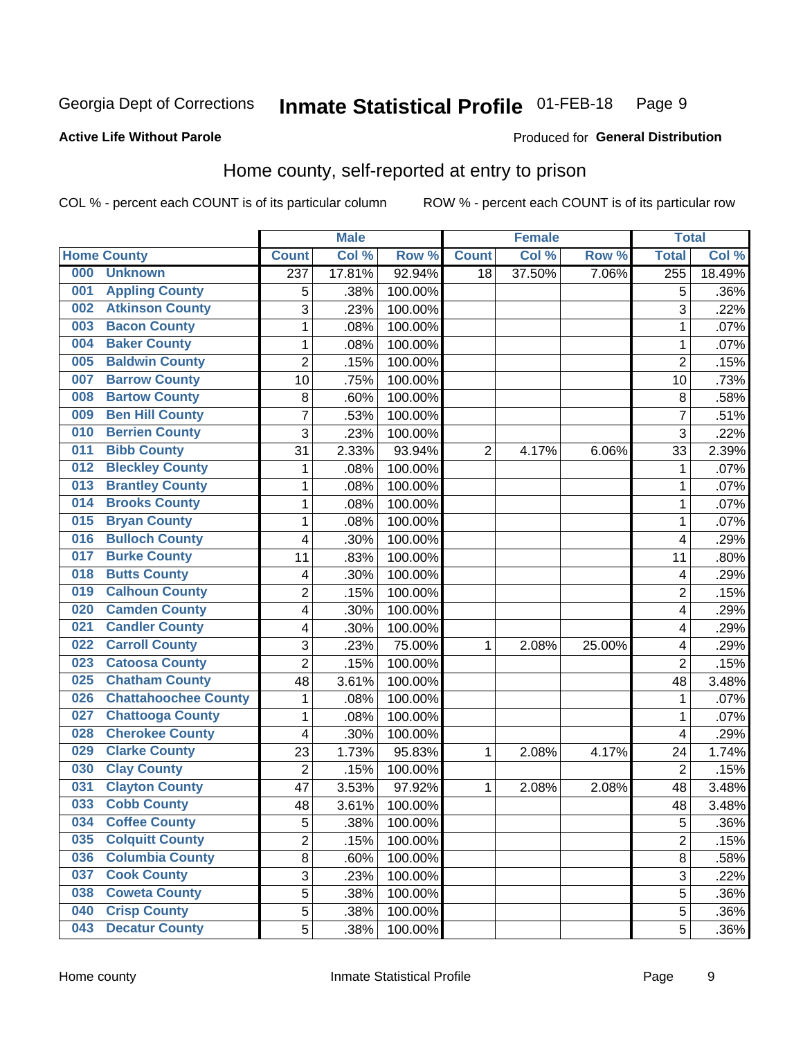Georgia Dept of Corrections **Inmate Statistical Profile** 01-FEB-18

**Active Life Without Parole**

Produced for **General Distribution**

## Home county, self-reported at entry to prison

COL % - percent each COUNT is of its particular column ROW % - percent each COUNT is of its particular row

| Home County | | Male | | | Female | | | Total | |
|---|---|---|---|---|---|---|---|---|---|
| | | Count | Col % | Row % | Count | Col % | Row % | Total | Col % |
| 000 | Unknown | 237 | 17.81% | 92.94% | 18 | 37.50% | 7.06% | 255 | 18.49% |
| 001 | Appling County | 5 | .38% | 100.00% | | | | 5 | .36% |
| 002 | Atkinson County | 3 | .23% | 100.00% | | | | 3 | .22% |
| 003 | Bacon County | 1 | .08% | 100.00% | | | | 1 | .07% |
| 004 | Baker County | 1 | .08% | 100.00% | | | | 1 | .07% |
| 005 | Baldwin County | 2 | .15% | 100.00% | | | | 2 | .15% |
| 007 | Barrow County | 10 | .75% | 100.00% | | | | 10 | .73% |
| 008 | Bartow County | 8 | .60% | 100.00% | | | | 8 | .58% |
| 009 | Ben Hill County | 7 | .53% | 100.00% | | | | 7 | .51% |
| 010 | Berrien County | 3 | .23% | 100.00% | | | | 3 | .22% |
| 011 | Bibb County | 31 | 2.33% | 93.94% | 2 | 4.17% | 6.06% | 33 | 2.39% |
| 012 | Bleckley County | 1 | .08% | 100.00% | | | | 1 | .07% |
| 013 | Brantley County | 1 | .08% | 100.00% | | | | 1 | .07% |
| 014 | Brooks County | 1 | .08% | 100.00% | | | | 1 | .07% |
| 015 | Bryan County | 1 | .08% | 100.00% | | | | 1 | .07% |
| 016 | Bulloch County | 4 | .30% | 100.00% | | | | 4 | .29% |
| 017 | Burke County | 11 | .83% | 100.00% | | | | 11 | .80% |
| 018 | Butts County | 4 | .30% | 100.00% | | | | 4 | .29% |
| 019 | Calhoun County | 2 | .15% | 100.00% | | | | 2 | .15% |
| 020 | Camden County | 4 | .30% | 100.00% | | | | 4 | .29% |
| 021 | Candler County | 4 | .30% | 100.00% | | | | 4 | .29% |
| 022 | Carroll County | 3 | .23% | 75.00% | 1 | 2.08% | 25.00% | 4 | .29% |
| 023 | Catoosa County | 2 | .15% | 100.00% | | | | 2 | .15% |
| 025 | Chatham County | 48 | 3.61% | 100.00% | | | | 48 | 3.48% |
| 026 | Chattahoochee County | 1 | .08% | 100.00% | | | | 1 | .07% |
| 027 | Chattooga County | 1 | .08% | 100.00% | | | | 1 | .07% |
| 028 | Cherokee County | 4 | .30% | 100.00% | | | | 4 | .29% |
| 029 | Clarke County | 23 | 1.73% | 95.83% | 1 | 2.08% | 4.17% | 24 | 1.74% |
| 030 | Clay County | 2 | .15% | 100.00% | | | | 2 | .15% |
| 031 | Clayton County | 47 | 3.53% | 97.92% | 1 | 2.08% | 2.08% | 48 | 3.48% |
| 033 | Cobb County | 48 | 3.61% | 100.00% | | | | 48 | 3.48% |
| 034 | Coffee County | 5 | .38% | 100.00% | | | | 5 | .36% |
| 035 | Colquitt County | 2 | .15% | 100.00% | | | | 2 | .15% |
| 036 | Columbia County | 8 | .60% | 100.00% | | | | 8 | .58% |
| 037 | Cook County | 3 | .23% | 100.00% | | | | 3 | .22% |
| 038 | Coweta County | 5 | .38% | 100.00% | | | | 5 | .36% |
| 040 | Crisp County | 5 | .38% | 100.00% | | | | 5 | .36% |
| 043 | Decatur County | 5 | .38% | 100.00% | | | | 5 | .36% |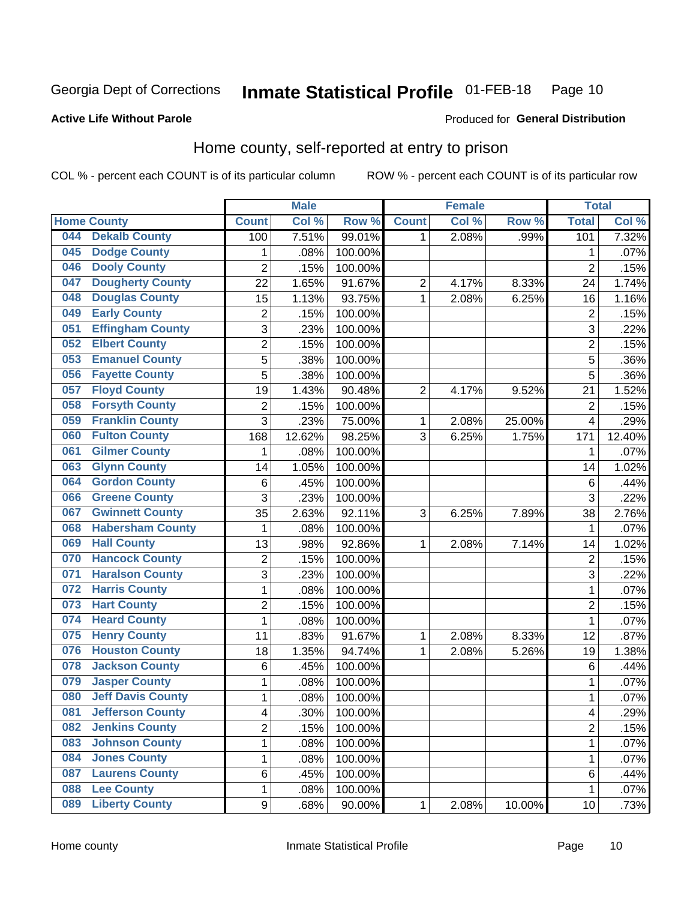Georgia Dept of Corrections **Inmate Statistical Profile** 01-FEB-18

**Active Life Without Parole**

Produced for **General Distribution**

## Home county, self-reported at entry to prison

COL % - percent each COUNT is of its particular column ROW % - percent each COUNT is of its particular row

| Home County | | Male | | | Female | | | Total | |
|---|---|---|---|---|---|---|---|---|---|
| | | Count | Col % | Row % | Count | Col % | Row % | Total | Col % |
| 044 | Dekalb County | 100 | 7.51% | 99.01% | 1 | 2.08% | .99% | 101 | 7.32% |
| 045 | Dodge County | 1 | .08% | 100.00% | | | | 1 | .07% |
| 046 | Dooly County | 2 | .15% | 100.00% | | | | 2 | .15% |
| 047 | Dougherty County | 22 | 1.65% | 91.67% | 2 | 4.17% | 8.33% | 24 | 1.74% |
| 048 | Douglas County | 15 | 1.13% | 93.75% | 1 | 2.08% | 6.25% | 16 | 1.16% |
| 049 | Early County | 2 | .15% | 100.00% | | | | 2 | .15% |
| 051 | Effingham County | 3 | .23% | 100.00% | | | | 3 | .22% |
| 052 | Elbert County | 2 | .15% | 100.00% | | | | 2 | .15% |
| 053 | Emanuel County | 5 | .38% | 100.00% | | | | 5 | .36% |
| 056 | Fayette County | 5 | .38% | 100.00% | | | | 5 | .36% |
| 057 | Floyd County | 19 | 1.43% | 90.48% | 2 | 4.17% | 9.52% | 21 | 1.52% |
| 058 | Forsyth County | 2 | .15% | 100.00% | | | | 2 | .15% |
| 059 | Franklin County | 3 | .23% | 75.00% | 1 | 2.08% | 25.00% | 4 | .29% |
| 060 | Fulton County | 168 | 12.62% | 98.25% | 3 | 6.25% | 1.75% | 171 | 12.40% |
| 061 | Gilmer County | 1 | .08% | 100.00% | | | | 1 | .07% |
| 063 | Glynn County | 14 | 1.05% | 100.00% | | | | 14 | 1.02% |
| 064 | Gordon County | 6 | .45% | 100.00% | | | | 6 | .44% |
| 066 | Greene County | 3 | .23% | 100.00% | | | | 3 | .22% |
| 067 | Gwinnett County | 35 | 2.63% | 92.11% | 3 | 6.25% | 7.89% | 38 | 2.76% |
| 068 | Habersham County | 1 | .08% | 100.00% | | | | 1 | .07% |
| 069 | Hall County | 13 | .98% | 92.86% | 1 | 2.08% | 7.14% | 14 | 1.02% |
| 070 | Hancock County | 2 | .15% | 100.00% | | | | 2 | .15% |
| 071 | Haralson County | 3 | .23% | 100.00% | | | | 3 | .22% |
| 072 | Harris County | 1 | .08% | 100.00% | | | | 1 | .07% |
| 073 | Hart County | 2 | .15% | 100.00% | | | | 2 | .15% |
| 074 | Heard County | 1 | .08% | 100.00% | | | | 1 | .07% |
| 075 | Henry County | 11 | .83% | 91.67% | 1 | 2.08% | 8.33% | 12 | .87% |
| 076 | Houston County | 18 | 1.35% | 94.74% | 1 | 2.08% | 5.26% | 19 | 1.38% |
| 078 | Jackson County | 6 | .45% | 100.00% | | | | 6 | .44% |
| 079 | Jasper County | 1 | .08% | 100.00% | | | | 1 | .07% |
| 080 | Jeff Davis County | 1 | .08% | 100.00% | | | | 1 | .07% |
| 081 | Jefferson County | 4 | .30% | 100.00% | | | | 4 | .29% |
| 082 | Jenkins County | 2 | .15% | 100.00% | | | | 2 | .15% |
| 083 | Johnson County | 1 | .08% | 100.00% | | | | 1 | .07% |
| 084 | Jones County | 1 | .08% | 100.00% | | | | 1 | .07% |
| 087 | Laurens County | 6 | .45% | 100.00% | | | | 6 | .44% |
| 088 | Lee County | 1 | .08% | 100.00% | | | | 1 | .07% |
| 089 | Liberty County | 9 | .68% | 90.00% | 1 | 2.08% | 10.00% | 10 | .73% |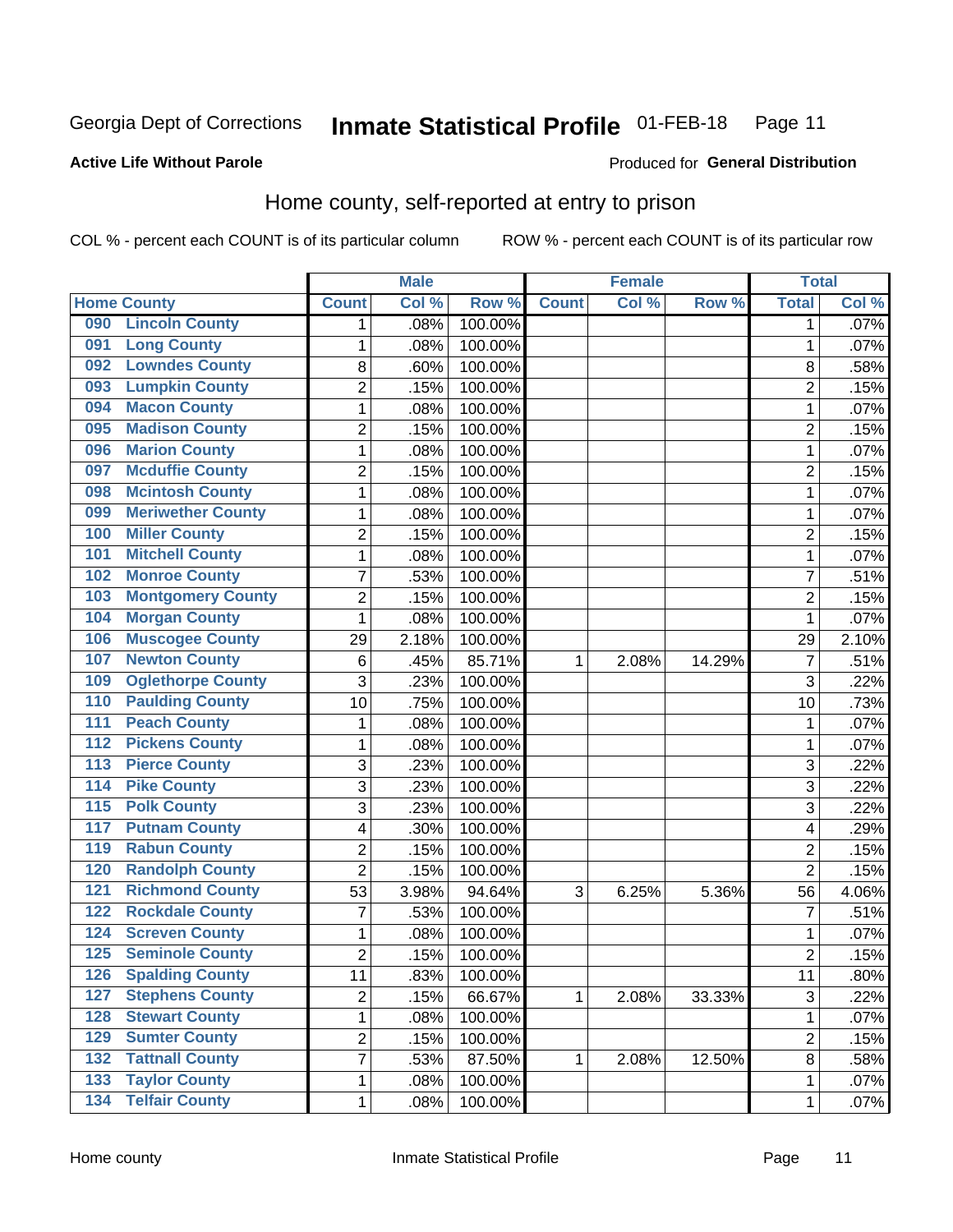Georgia Dept of Corrections **Inmate Statistical Profile** 01-FEB-18

**Active Life Without Parole**

Produced for **General Distribution**

## Home county, self-reported at entry to prison

COL % - percent each COUNT is of its particular column ROW % - percent each COUNT is of its particular row

| Home County | | Male | | | Female | | | Total | |
|---|---|---|---|---|---|---|---|---|---|
| | | Count | Col % | Row % | Count | Col % | Row % | Total | Col % |
| 090 | Lincoln County | 1 | .08% | 100.00% | | | | 1 | .07% |
| 091 | Long County | 1 | .08% | 100.00% | | | | 1 | .07% |
| 092 | Lowndes County | 8 | .60% | 100.00% | | | | 8 | .58% |
| 093 | Lumpkin County | 2 | .15% | 100.00% | | | | 2 | .15% |
| 094 | Macon County | 1 | .08% | 100.00% | | | | 1 | .07% |
| 095 | Madison County | 2 | .15% | 100.00% | | | | 2 | .15% |
| 096 | Marion County | 1 | .08% | 100.00% | | | | 1 | .07% |
| 097 | Mcduffie County | 2 | .15% | 100.00% | | | | 2 | .15% |
| 098 | Mcintosh County | 1 | .08% | 100.00% | | | | 1 | .07% |
| 099 | Meriwether County | 1 | .08% | 100.00% | | | | 1 | .07% |
| 100 | Miller County | 2 | .15% | 100.00% | | | | 2 | .15% |
| 101 | Mitchell County | 1 | .08% | 100.00% | | | | 1 | .07% |
| 102 | Monroe County | 7 | .53% | 100.00% | | | | 7 | .51% |
| 103 | Montgomery County | 2 | .15% | 100.00% | | | | 2 | .15% |
| 104 | Morgan County | 1 | .08% | 100.00% | | | | 1 | .07% |
| 106 | Muscogee County | 29 | 2.18% | 100.00% | | | | 29 | 2.10% |
| 107 | Newton County | 6 | .45% | 85.71% | 1 | 2.08% | 14.29% | 7 | .51% |
| 109 | Oglethorpe County | 3 | .23% | 100.00% | | | | 3 | .22% |
| 110 | Paulding County | 10 | .75% | 100.00% | | | | 10 | .73% |
| 111 | Peach County | 1 | .08% | 100.00% | | | | 1 | .07% |
| 112 | Pickens County | 1 | .08% | 100.00% | | | | 1 | .07% |
| 113 | Pierce County | 3 | .23% | 100.00% | | | | 3 | .22% |
| 114 | Pike County | 3 | .23% | 100.00% | | | | 3 | .22% |
| 115 | Polk County | 3 | .23% | 100.00% | | | | 3 | .22% |
| 117 | Putnam County | 4 | .30% | 100.00% | | | | 4 | .29% |
| 119 | Rabun County | 2 | .15% | 100.00% | | | | 2 | .15% |
| 120 | Randolph County | 2 | .15% | 100.00% | | | | 2 | .15% |
| 121 | Richmond County | 53 | 3.98% | 94.64% | 3 | 6.25% | 5.36% | 56 | 4.06% |
| 122 | Rockdale County | 7 | .53% | 100.00% | | | | 7 | .51% |
| 124 | Screven County | 1 | .08% | 100.00% | | | | 1 | .07% |
| 125 | Seminole County | 2 | .15% | 100.00% | | | | 2 | .15% |
| 126 | Spalding County | 11 | .83% | 100.00% | | | | 11 | .80% |
| 127 | Stephens County | 2 | .15% | 66.67% | 1 | 2.08% | 33.33% | 3 | .22% |
| 128 | Stewart County | 1 | .08% | 100.00% | | | | 1 | .07% |
| 129 | Sumter County | 2 | .15% | 100.00% | | | | 2 | .15% |
| 132 | Tattnall County | 7 | .53% | 87.50% | 1 | 2.08% | 12.50% | 8 | .58% |
| 133 | Taylor County | 1 | .08% | 100.00% | | | | 1 | .07% |
| 134 | Telfair County | 1 | .08% | 100.00% | | | | 1 | .07% |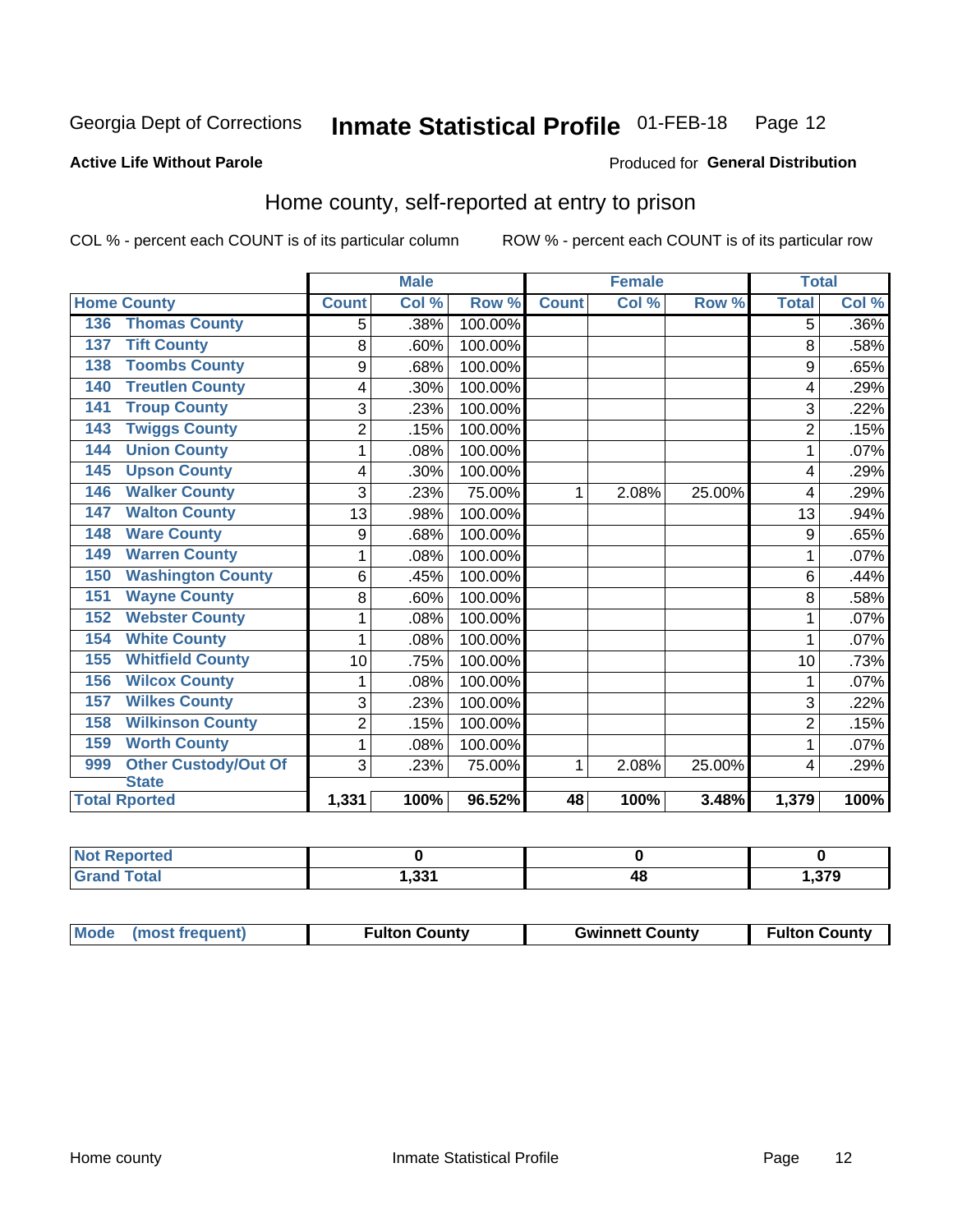Georgia Dept of Corrections **Inmate Statistical Profile** 01-FEB-18

**Active Life Without Parole**

Produced for **General Distribution**

## Home county, self-reported at entry to prison

COL % - percent each COUNT is of its particular column ROW % - percent each COUNT is of its particular row

| Home County | | Male | | | Female | | | Total | |
|---|---|---|---|---|---|---|---|---|---|
| | | Count | Col % | Row % | Count | Col % | Row % | Total | Col % |
| 136 | Thomas County | 5 | .38% | 100.00% | | | | 5 | .36% |
| 137 | Tift County | 8 | .60% | 100.00% | | | | 8 | .58% |
| 138 | Toombs County | 9 | .68% | 100.00% | | | | 9 | .65% |
| 140 | Treutlen County | 4 | .30% | 100.00% | | | | 4 | .29% |
| 141 | Troup County | 3 | .23% | 100.00% | | | | 3 | .22% |
| 143 | Twiggs County | 2 | .15% | 100.00% | | | | 2 | .15% |
| 144 | Union County | 1 | .08% | 100.00% | | | | 1 | .07% |
| 145 | Upson County | 4 | .30% | 100.00% | | | | 4 | .29% |
| 146 | Walker County | 3 | .23% | 75.00% | 1 | 2.08% | 25.00% | 4 | .29% |
| 147 | Walton County | 13 | .98% | 100.00% | | | | 13 | .94% |
| 148 | Ware County | 9 | .68% | 100.00% | | | | 9 | .65% |
| 149 | Warren County | 1 | .08% | 100.00% | | | | 1 | .07% |
| 150 | Washington County | 6 | .45% | 100.00% | | | | 6 | .44% |
| 151 | Wayne County | 8 | .60% | 100.00% | | | | 8 | .58% |
| 152 | Webster County | 1 | .08% | 100.00% | | | | 1 | .07% |
| 154 | White County | 1 | .08% | 100.00% | | | | 1 | .07% |
| 155 | Whitfield County | 10 | .75% | 100.00% | | | | 10 | .73% |
| 156 | Wilcox County | 1 | .08% | 100.00% | | | | 1 | .07% |
| 157 | Wilkes County | 3 | .23% | 100.00% | | | | 3 | .22% |
| 158 | Wilkinson County | 2 | .15% | 100.00% | | | | 2 | .15% |
| 159 | Worth County | 1 | .08% | 100.00% | | | | 1 | .07% |
| 999 | Other Custody/Out Of State | 3 | .23% | 75.00% | 1 | 2.08% | 25.00% | 4 | .29% |
| Total Rported | | 1,331 | 100% | 96.52% | 48 | 100% | 3.48% | 1,379 | 100% |

| | Male | Female | Total |
|---|---|---|---|
| Not Reported | 0 | 0 | 0 |
| Grand Total | 1,331 | 48 | 1,379 |

| | Male | Female | Total |
|---|---|---|---|
| Mode (most frequent) | Fulton County | Gwinnett County | Fulton County |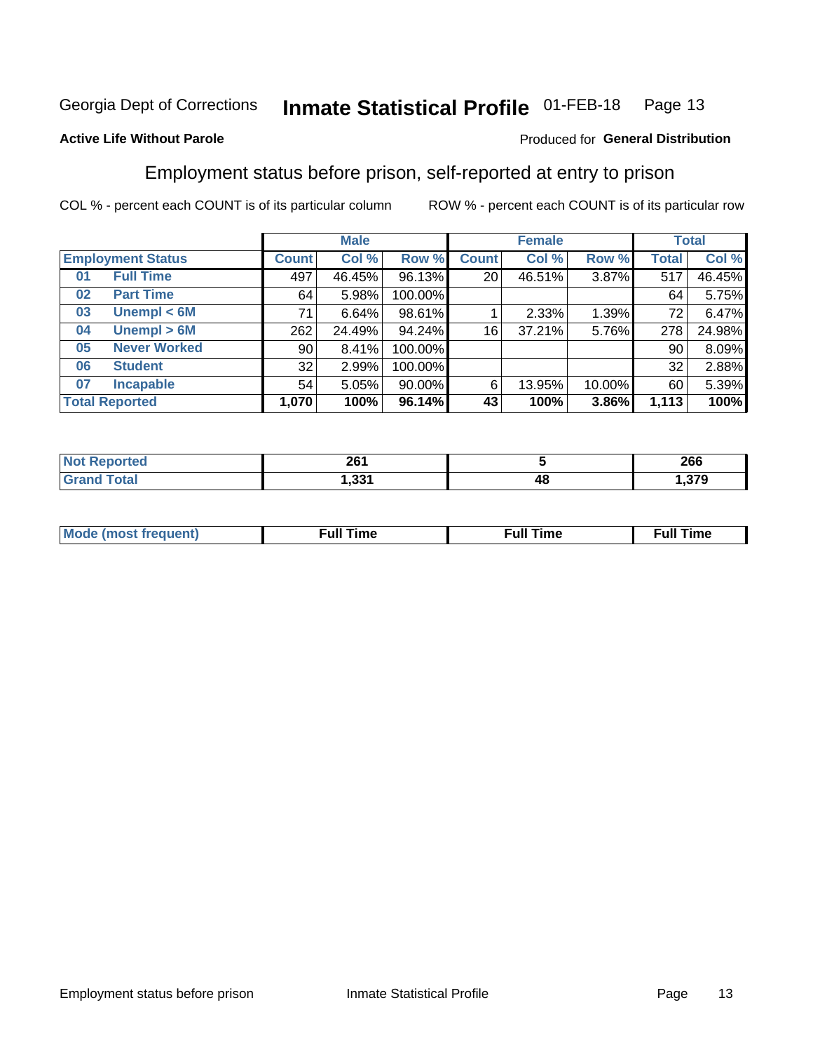Georgia Dept of Corrections **Inmate Statistical Profile** 01-FEB-18

**Active Life Without Parole**

Produced for **General Distribution**

## Employment status before prison, self-reported at entry to prison

COL % - percent each COUNT is of its particular column ROW % - percent each COUNT is of its particular row

| Employment Status | | Male | | | Female | | | Total | |
|---|---|---|---|---|---|---|---|---|---|
| | | Count | Col % | Row % | Count | Col % | Row % | Total | Col % |
| 01 | Full Time | 497 | 46.45% | 96.13% | 20 | 46.51% | 3.87% | 517 | 46.45% |
| 02 | Part Time | 64 | 5.98% | 100.00% | | | | 64 | 5.75% |
| 03 | Unempl < 6M | 71 | 6.64% | 98.61% | 1 | 2.33% | 1.39% | 72 | 6.47% |
| 04 | Unempl > 6M | 262 | 24.49% | 94.24% | 16 | 37.21% | 5.76% | 278 | 24.98% |
| 05 | Never Worked | 90 | 8.41% | 100.00% | | | | 90 | 8.09% |
| 06 | Student | 32 | 2.99% | 100.00% | | | | 32 | 2.88% |
| 07 | Incapable | 54 | 5.05% | 90.00% | 6 | 13.95% | 10.00% | 60 | 5.39% |
| **Total Reported** | | **1,070** | **100%** | **96.14%** | **43** | **100%** | **3.86%** | **1,113** | **100%** |

| | Male | Female | Total |
|---|---|---|---|
| Not Reported | 261 | 5 | 266 |
| Grand Total | 1,331 | 48 | 1,379 |

| | Male | Female | Total |
|---|---|---|---|
| Mode (most frequent) | Full Time | Full Time | Full Time |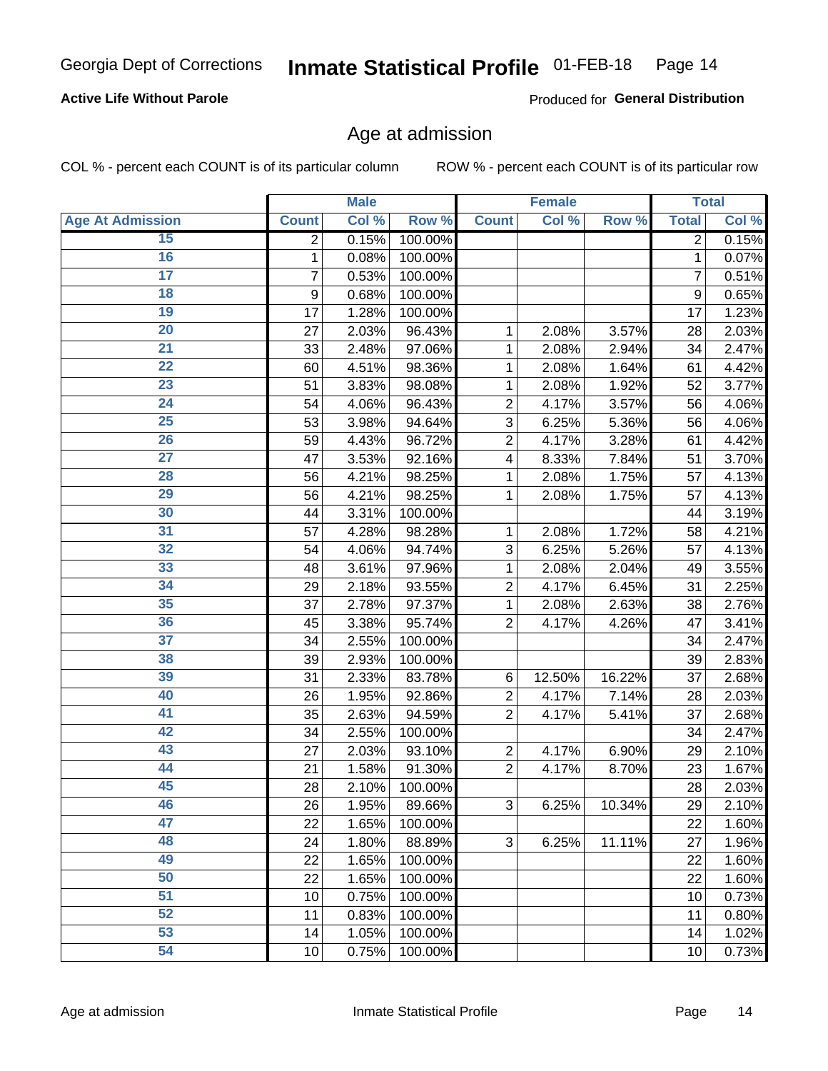Georgia Dept of Corrections **Inmate Statistical Profile** 01-FEB-18

**Active Life Without Parole**

Produced for **General Distribution**

## Age at admission

COL % - percent each COUNT is of its particular column ROW % - percent each COUNT is of its particular row

| | Male | | | Female | | | Total | |
|---|---|---|---|---|---|---|---|---|
| **Age At Admission** | **Count** | **Col %** | **Row %** | **Count** | **Col %** | **Row %** | **Total** | **Col %** |
| 15 | 2 | 0.15% | 100.00% | | | | 2 | 0.15% |
| 16 | 1 | 0.08% | 100.00% | | | | 1 | 0.07% |
| 17 | 7 | 0.53% | 100.00% | | | | 7 | 0.51% |
| 18 | 9 | 0.68% | 100.00% | | | | 9 | 0.65% |
| 19 | 17 | 1.28% | 100.00% | | | | 17 | 1.23% |
| 20 | 27 | 2.03% | 96.43% | 1 | 2.08% | 3.57% | 28 | 2.03% |
| 21 | 33 | 2.48% | 97.06% | 1 | 2.08% | 2.94% | 34 | 2.47% |
| 22 | 60 | 4.51% | 98.36% | 1 | 2.08% | 1.64% | 61 | 4.42% |
| 23 | 51 | 3.83% | 98.08% | 1 | 2.08% | 1.92% | 52 | 3.77% |
| 24 | 54 | 4.06% | 96.43% | 2 | 4.17% | 3.57% | 56 | 4.06% |
| 25 | 53 | 3.98% | 94.64% | 3 | 6.25% | 5.36% | 56 | 4.06% |
| 26 | 59 | 4.43% | 96.72% | 2 | 4.17% | 3.28% | 61 | 4.42% |
| 27 | 47 | 3.53% | 92.16% | 4 | 8.33% | 7.84% | 51 | 3.70% |
| 28 | 56 | 4.21% | 98.25% | 1 | 2.08% | 1.75% | 57 | 4.13% |
| 29 | 56 | 4.21% | 98.25% | 1 | 2.08% | 1.75% | 57 | 4.13% |
| 30 | 44 | 3.31% | 100.00% | | | | 44 | 3.19% |
| 31 | 57 | 4.28% | 98.28% | 1 | 2.08% | 1.72% | 58 | 4.21% |
| 32 | 54 | 4.06% | 94.74% | 3 | 6.25% | 5.26% | 57 | 4.13% |
| 33 | 48 | 3.61% | 97.96% | 1 | 2.08% | 2.04% | 49 | 3.55% |
| 34 | 29 | 2.18% | 93.55% | 2 | 4.17% | 6.45% | 31 | 2.25% |
| 35 | 37 | 2.78% | 97.37% | 1 | 2.08% | 2.63% | 38 | 2.76% |
| 36 | 45 | 3.38% | 95.74% | 2 | 4.17% | 4.26% | 47 | 3.41% |
| 37 | 34 | 2.55% | 100.00% | | | | 34 | 2.47% |
| 38 | 39 | 2.93% | 100.00% | | | | 39 | 2.83% |
| 39 | 31 | 2.33% | 83.78% | 6 | 12.50% | 16.22% | 37 | 2.68% |
| 40 | 26 | 1.95% | 92.86% | 2 | 4.17% | 7.14% | 28 | 2.03% |
| 41 | 35 | 2.63% | 94.59% | 2 | 4.17% | 5.41% | 37 | 2.68% |
| 42 | 34 | 2.55% | 100.00% | | | | 34 | 2.47% |
| 43 | 27 | 2.03% | 93.10% | 2 | 4.17% | 6.90% | 29 | 2.10% |
| 44 | 21 | 1.58% | 91.30% | 2 | 4.17% | 8.70% | 23 | 1.67% |
| 45 | 28 | 2.10% | 100.00% | | | | 28 | 2.03% |
| 46 | 26 | 1.95% | 89.66% | 3 | 6.25% | 10.34% | 29 | 2.10% |
| 47 | 22 | 1.65% | 100.00% | | | | 22 | 1.60% |
| 48 | 24 | 1.80% | 88.89% | 3 | 6.25% | 11.11% | 27 | 1.96% |
| 49 | 22 | 1.65% | 100.00% | | | | 22 | 1.60% |
| 50 | 22 | 1.65% | 100.00% | | | | 22 | 1.60% |
| 51 | 10 | 0.75% | 100.00% | | | | 10 | 0.73% |
| 52 | 11 | 0.83% | 100.00% | | | | 11 | 0.80% |
| 53 | 14 | 1.05% | 100.00% | | | | 14 | 1.02% |
| 54 | 10 | 0.75% | 100.00% | | | | 10 | 0.73% |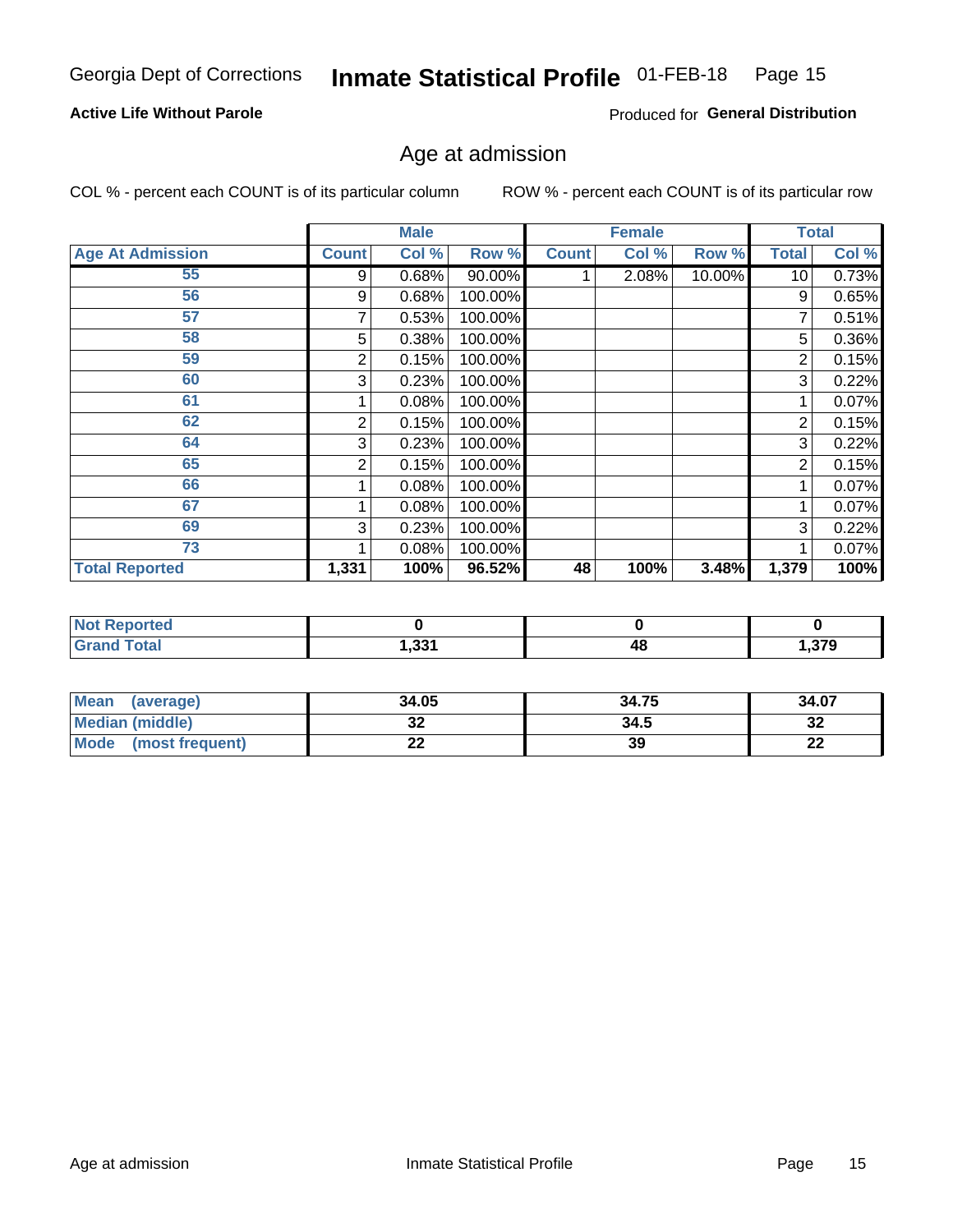Georgia Dept of Corrections **Inmate Statistical Profile** 01-FEB-18

**Active Life Without Parole**

Produced for **General Distribution**

## Age at admission

COL % - percent each COUNT is of its particular column     ROW % - percent each COUNT is of its particular row

| | Male | | | Female | | | Total | |
|---|---|---|---|---|---|---|---|---|
| **Age At Admission** | **Count** | **Col %** | **Row %** | **Count** | **Col %** | **Row %** | **Total** | **Col %** |
| 55 | 9 | 0.68% | 90.00% | 1 | 2.08% | 10.00% | 10 | 0.73% |
| 56 | 9 | 0.68% | 100.00% | | | | 9 | 0.65% |
| 57 | 7 | 0.53% | 100.00% | | | | 7 | 0.51% |
| 58 | 5 | 0.38% | 100.00% | | | | 5 | 0.36% |
| 59 | 2 | 0.15% | 100.00% | | | | 2 | 0.15% |
| 60 | 3 | 0.23% | 100.00% | | | | 3 | 0.22% |
| 61 | 1 | 0.08% | 100.00% | | | | 1 | 0.07% |
| 62 | 2 | 0.15% | 100.00% | | | | 2 | 0.15% |
| 64 | 3 | 0.23% | 100.00% | | | | 3 | 0.22% |
| 65 | 2 | 0.15% | 100.00% | | | | 2 | 0.15% |
| 66 | 1 | 0.08% | 100.00% | | | | 1 | 0.07% |
| 67 | 1 | 0.08% | 100.00% | | | | 1 | 0.07% |
| 69 | 3 | 0.23% | 100.00% | | | | 3 | 0.22% |
| 73 | 1 | 0.08% | 100.00% | | | | 1 | 0.07% |
| **Total Reported** | **1,331** | **100%** | **96.52%** | **48** | **100%** | **3.48%** | **1,379** | **100%** |

| | Male | Female | Total |
|---|---|---|---|
| **Not Reported** | **0** | **0** | **0** |
| **Grand Total** | **1,331** | **48** | **1,379** |

| | Male | Female | Total |
|---|---|---|---|
| **Mean (average)** | **34.05** | **34.75** | **34.07** |
| **Median (middle)** | **32** | **34.5** | **32** |
| **Mode (most frequent)** | **22** | **39** | **22** |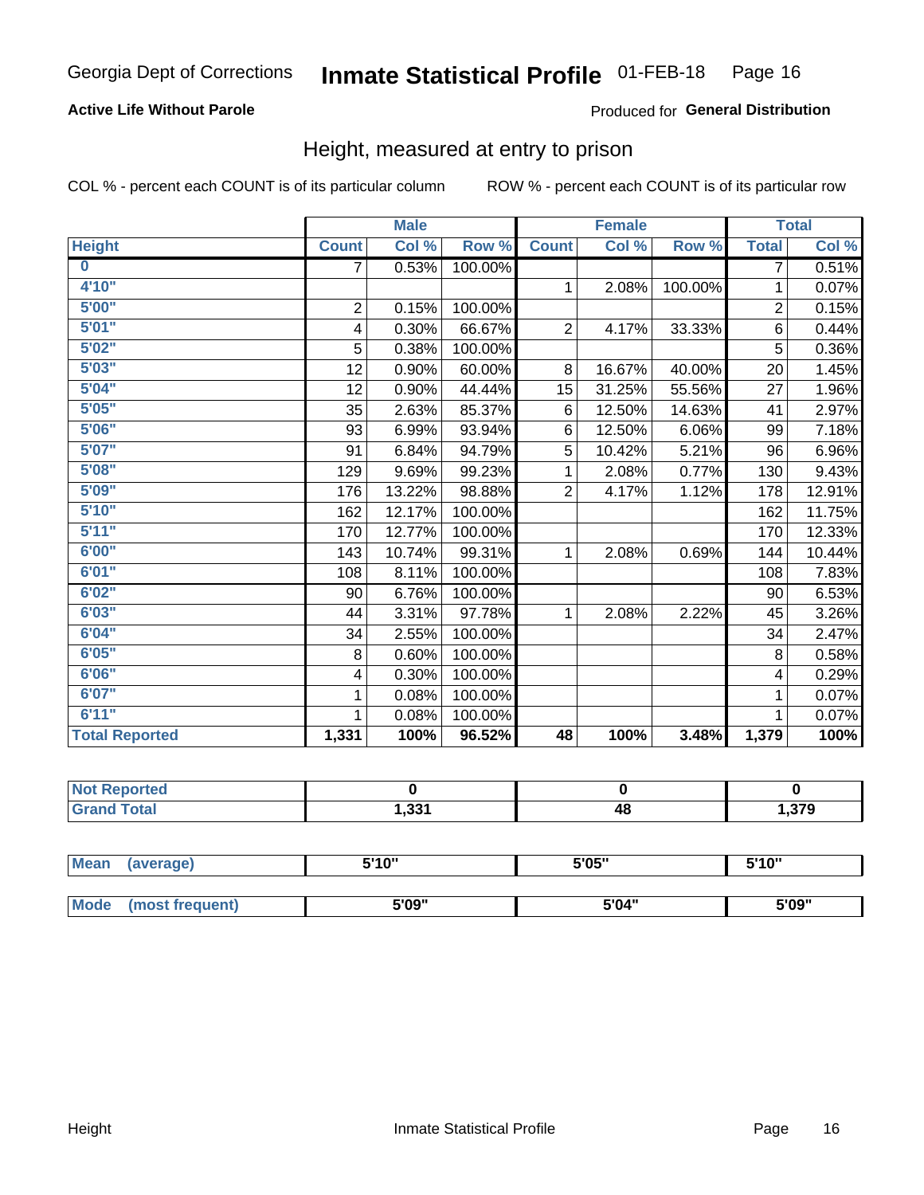Georgia Dept of Corrections **Inmate Statistical Profile** 01-FEB-18

**Active Life Without Parole**

Produced for **General Distribution**

## Height, measured at entry to prison

COL % - percent each COUNT is of its particular column

ROW % - percent each COUNT is of its particular row

| | Male | | | Female | | | Total | |
|---|---|---|---|---|---|---|---|---|
| **Height** | **Count** | **Col %** | **Row %** | **Count** | **Col %** | **Row %** | **Total** | **Col %** |
| **0** | 7 | 0.53% | 100.00% | | | | 7 | 0.51% |
| **4'10"** | | | | 1 | 2.08% | 100.00% | 1 | 0.07% |
| **5'00"** | 2 | 0.15% | 100.00% | | | | 2 | 0.15% |
| **5'01"** | 4 | 0.30% | 66.67% | 2 | 4.17% | 33.33% | 6 | 0.44% |
| **5'02"** | 5 | 0.38% | 100.00% | | | | 5 | 0.36% |
| **5'03"** | 12 | 0.90% | 60.00% | 8 | 16.67% | 40.00% | 20 | 1.45% |
| **5'04"** | 12 | 0.90% | 44.44% | 15 | 31.25% | 55.56% | 27 | 1.96% |
| **5'05"** | 35 | 2.63% | 85.37% | 6 | 12.50% | 14.63% | 41 | 2.97% |
| **5'06"** | 93 | 6.99% | 93.94% | 6 | 12.50% | 6.06% | 99 | 7.18% |
| **5'07"** | 91 | 6.84% | 94.79% | 5 | 10.42% | 5.21% | 96 | 6.96% |
| **5'08"** | 129 | 9.69% | 99.23% | 1 | 2.08% | 0.77% | 130 | 9.43% |
| **5'09"** | 176 | 13.22% | 98.88% | 2 | 4.17% | 1.12% | 178 | 12.91% |
| **5'10"** | 162 | 12.17% | 100.00% | | | | 162 | 11.75% |
| **5'11"** | 170 | 12.77% | 100.00% | | | | 170 | 12.33% |
| **6'00"** | 143 | 10.74% | 99.31% | 1 | 2.08% | 0.69% | 144 | 10.44% |
| **6'01"** | 108 | 8.11% | 100.00% | | | | 108 | 7.83% |
| **6'02"** | 90 | 6.76% | 100.00% | | | | 90 | 6.53% |
| **6'03"** | 44 | 3.31% | 97.78% | 1 | 2.08% | 2.22% | 45 | 3.26% |
| **6'04"** | 34 | 2.55% | 100.00% | | | | 34 | 2.47% |
| **6'05"** | 8 | 0.60% | 100.00% | | | | 8 | 0.58% |
| **6'06"** | 4 | 0.30% | 100.00% | | | | 4 | 0.29% |
| **6'07"** | 1 | 0.08% | 100.00% | | | | 1 | 0.07% |
| **6'11"** | 1 | 0.08% | 100.00% | | | | 1 | 0.07% |
| **Total Reported** | **1,331** | **100%** | **96.52%** | **48** | **100%** | **3.48%** | **1,379** | **100%** |

| | Male | Female | Total |
|---|---|---|---|
| **Not Reported** | **0** | **0** | **0** |
| **Grand Total** | **1,331** | **48** | **1,379** |

| | Male | Female | Total |
|---|---|---|---|
| **Mean (average)** | **5'10"** | **5'05"** | **5'10"** |
| **Mode (most frequent)** | **5'09"** | **5'04"** | **5'09"** |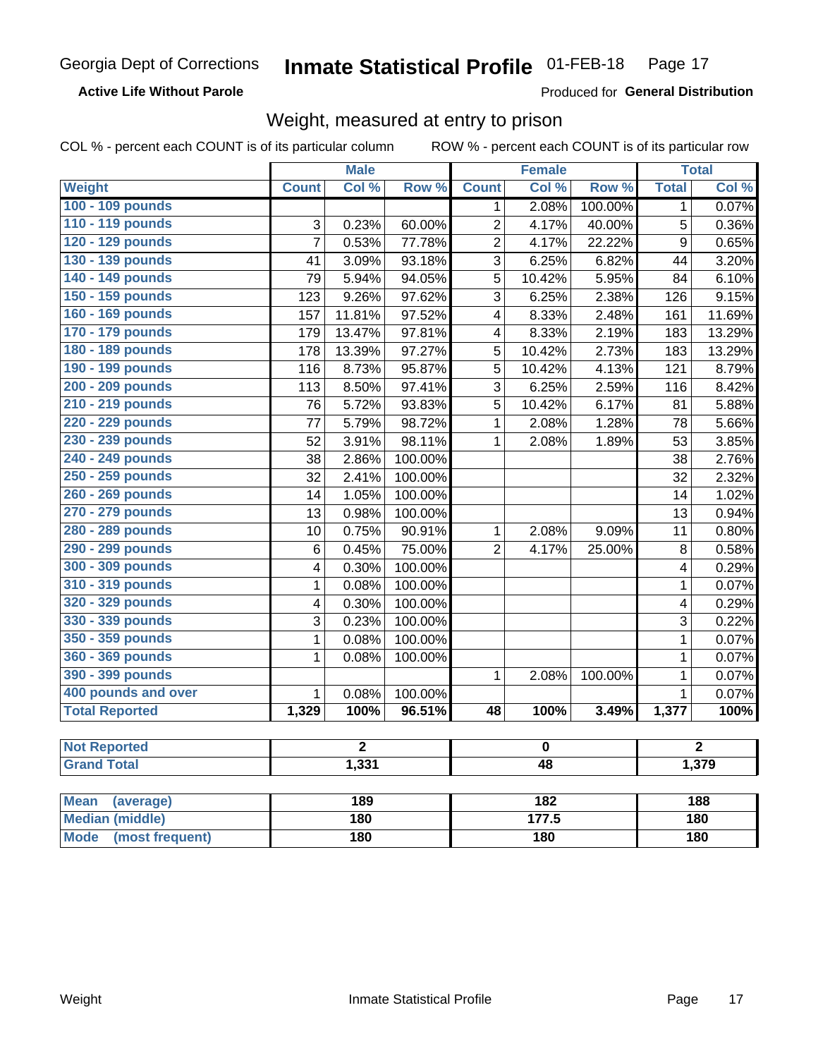Georgia Dept of Corrections **Inmate Statistical Profile** 01-FEB-18

**Active Life Without Parole** Produced for **General Distribution**

## Weight, measured at entry to prison

COL % - percent each COUNT is of its particular column ROW % - percent each COUNT is of its particular row

| | Male | | | Female | | | Total | |
|---|---|---|---|---|---|---|---|---|
| **Weight** | **Count** | **Col %** | **Row %** | **Count** | **Col %** | **Row %** | **Total** | **Col %** |
| **100 - 109 pounds** | | | | 1 | 2.08% | 100.00% | 1 | 0.07% |
| **110 - 119 pounds** | 3 | 0.23% | 60.00% | 2 | 4.17% | 40.00% | 5 | 0.36% |
| **120 - 129 pounds** | 7 | 0.53% | 77.78% | 2 | 4.17% | 22.22% | 9 | 0.65% |
| **130 - 139 pounds** | 41 | 3.09% | 93.18% | 3 | 6.25% | 6.82% | 44 | 3.20% |
| **140 - 149 pounds** | 79 | 5.94% | 94.05% | 5 | 10.42% | 5.95% | 84 | 6.10% |
| **150 - 159 pounds** | 123 | 9.26% | 97.62% | 3 | 6.25% | 2.38% | 126 | 9.15% |
| **160 - 169 pounds** | 157 | 11.81% | 97.52% | 4 | 8.33% | 2.48% | 161 | 11.69% |
| **170 - 179 pounds** | 179 | 13.47% | 97.81% | 4 | 8.33% | 2.19% | 183 | 13.29% |
| **180 - 189 pounds** | 178 | 13.39% | 97.27% | 5 | 10.42% | 2.73% | 183 | 13.29% |
| **190 - 199 pounds** | 116 | 8.73% | 95.87% | 5 | 10.42% | 4.13% | 121 | 8.79% |
| **200 - 209 pounds** | 113 | 8.50% | 97.41% | 3 | 6.25% | 2.59% | 116 | 8.42% |
| **210 - 219 pounds** | 76 | 5.72% | 93.83% | 5 | 10.42% | 6.17% | 81 | 5.88% |
| **220 - 229 pounds** | 77 | 5.79% | 98.72% | 1 | 2.08% | 1.28% | 78 | 5.66% |
| **230 - 239 pounds** | 52 | 3.91% | 98.11% | 1 | 2.08% | 1.89% | 53 | 3.85% |
| **240 - 249 pounds** | 38 | 2.86% | 100.00% | | | | 38 | 2.76% |
| **250 - 259 pounds** | 32 | 2.41% | 100.00% | | | | 32 | 2.32% |
| **260 - 269 pounds** | 14 | 1.05% | 100.00% | | | | 14 | 1.02% |
| **270 - 279 pounds** | 13 | 0.98% | 100.00% | | | | 13 | 0.94% |
| **280 - 289 pounds** | 10 | 0.75% | 90.91% | 1 | 2.08% | 9.09% | 11 | 0.80% |
| **290 - 299 pounds** | 6 | 0.45% | 75.00% | 2 | 4.17% | 25.00% | 8 | 0.58% |
| **300 - 309 pounds** | 4 | 0.30% | 100.00% | | | | 4 | 0.29% |
| **310 - 319 pounds** | 1 | 0.08% | 100.00% | | | | 1 | 0.07% |
| **320 - 329 pounds** | 4 | 0.30% | 100.00% | | | | 4 | 0.29% |
| **330 - 339 pounds** | 3 | 0.23% | 100.00% | | | | 3 | 0.22% |
| **350 - 359 pounds** | 1 | 0.08% | 100.00% | | | | 1 | 0.07% |
| **360 - 369 pounds** | 1 | 0.08% | 100.00% | | | | 1 | 0.07% |
| **390 - 399 pounds** | | | | 1 | 2.08% | 100.00% | 1 | 0.07% |
| **400 pounds and over** | 1 | 0.08% | 100.00% | | | | 1 | 0.07% |
| **Total Reported** | **1,329** | **100%** | **96.51%** | **48** | **100%** | **3.49%** | **1,377** | **100%** |

| | Male | Female | Total |
|---|---|---|---|
| **Not Reported** | **2** | **0** | **2** |
| **Grand Total** | **1,331** | **48** | **1,379** |

| | Male | Female | Total |
|---|---|---|---|
| **Mean (average)** | **189** | **182** | **188** |
| **Median (middle)** | **180** | **177.5** | **180** |
| **Mode (most frequent)** | **180** | **180** | **180** |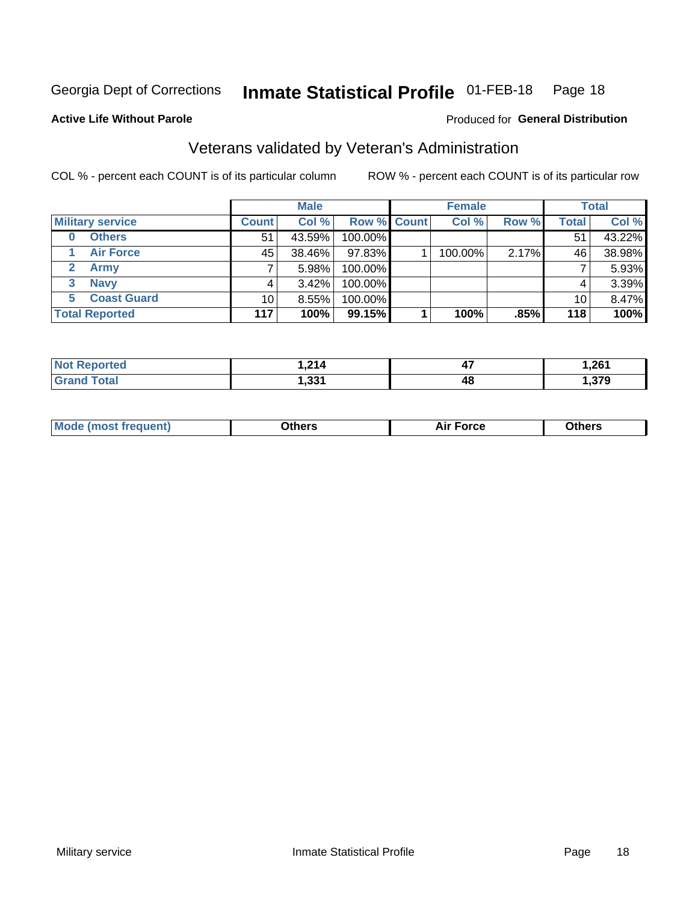Georgia Dept of Corrections **Inmate Statistical Profile** 01-FEB-18 Page 18

**Active Life Without Parole**

Produced for **General Distribution**

## Veterans validated by Veteran's Administration

COL % - percent each COUNT is of its particular column    ROW % - percent each COUNT is of its particular row

| | Male | | | Female | | | Total | |
|---|---|---|---|---|---|---|---|---|
| **Military service** | **Count** | **Col %** | **Row %** | **Count** | **Col %** | **Row %** | **Total** | **Col %** |
| 0 Others | 51 | 43.59% | 100.00% | | | | 51 | 43.22% |
| 1 Air Force | 45 | 38.46% | 97.83% | 1 | 100.00% | 2.17% | 46 | 38.98% |
| 2 Army | 7 | 5.98% | 100.00% | | | | 7 | 5.93% |
| 3 Navy | 4 | 3.42% | 100.00% | | | | 4 | 3.39% |
| 5 Coast Guard | 10 | 8.55% | 100.00% | | | | 10 | 8.47% |
| **Total Reported** | **117** | **100%** | **99.15%** | **1** | **100%** | **.85%** | **118** | **100%** |

| | Male | Female | Total |
|---|---|---|---|
| **Not Reported** | **1,214** | **47** | **1,261** |
| **Grand Total** | **1,331** | **48** | **1,379** |

| | Male | Female | Total |
|---|---|---|---|
| **Mode (most frequent)** | **Others** | **Air Force** | **Others** |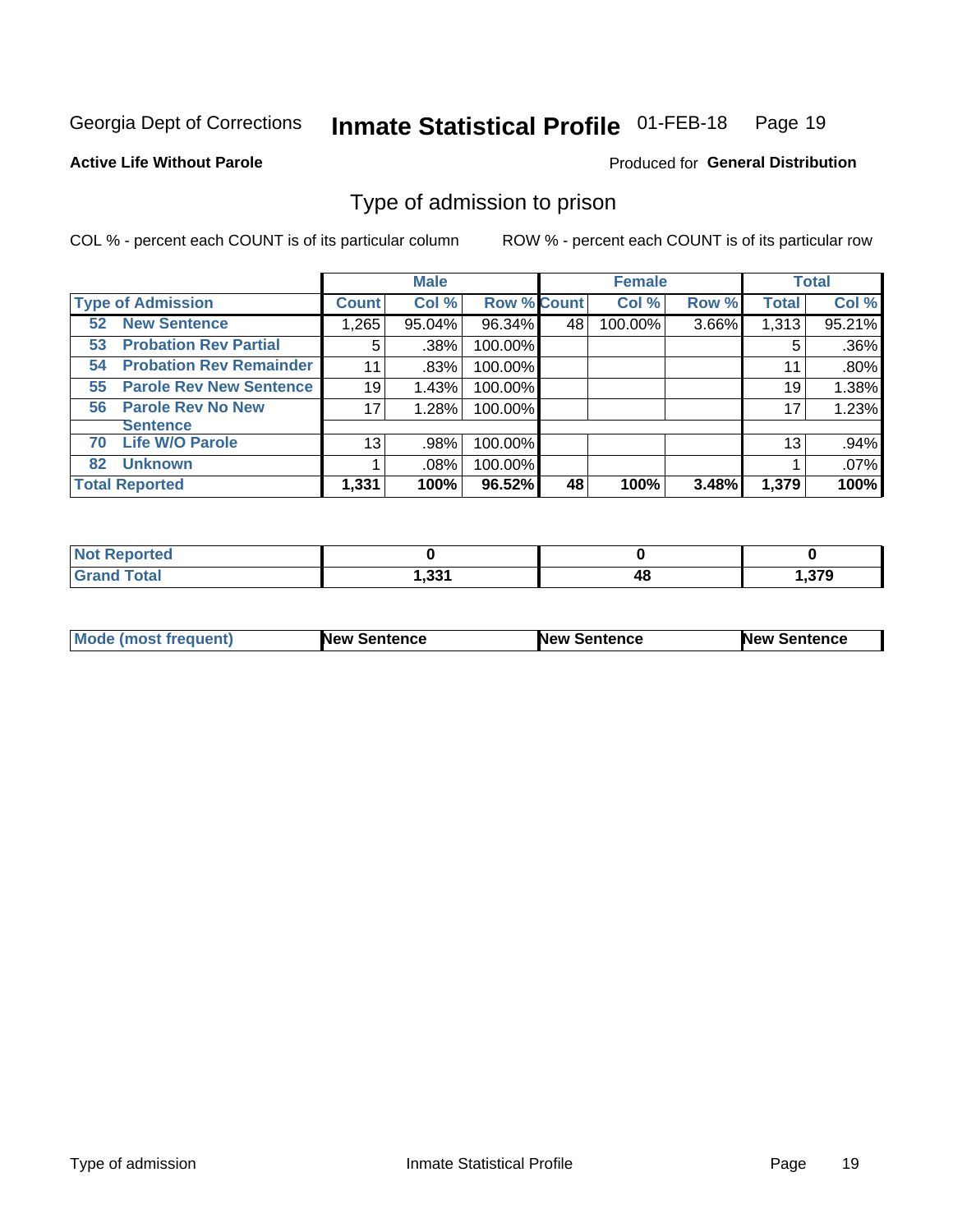Georgia Dept of Corrections **Inmate Statistical Profile** 01-FEB-18

**Active Life Without Parole**

Produced for **General Distribution**

## Type of admission to prison

COL % - percent each COUNT is of its particular column ROW % - percent each COUNT is of its particular row

| | Male | | | Female | | | Total | |
|---|---|---|---|---|---|---|---|---|
| **Type of Admission** | **Count** | **Col %** | **Row %** | **Count** | **Col %** | **Row %** | **Total** | **Col %** |
| 52 **New Sentence** | 1,265 | 95.04% | 96.34% | 48 | 100.00% | 3.66% | 1,313 | 95.21% |
| 53 **Probation Rev Partial** | 5 | .38% | 100.00% | | | | 5 | .36% |
| 54 **Probation Rev Remainder** | 11 | .83% | 100.00% | | | | 11 | .80% |
| 55 **Parole Rev New Sentence** | 19 | 1.43% | 100.00% | | | | 19 | 1.38% |
| 56 **Parole Rev No New Sentence** | 17 | 1.28% | 100.00% | | | | 17 | 1.23% |
| 70 **Life W/O Parole** | 13 | .98% | 100.00% | | | | 13 | .94% |
| 82 **Unknown** | 1 | .08% | 100.00% | | | | 1 | .07% |
| **Total Reported** | **1,331** | **100%** | **96.52%** | **48** | **100%** | **3.48%** | **1,379** | **100%** |

| | Male | Female | Total |
|---|---|---|---|
| **Not Reported** | **0** | **0** | **0** |
| **Grand Total** | **1,331** | **48** | **1,379** |

| | Male | Female | Total |
|---|---|---|---|
| **Mode (most frequent)** | **New Sentence** | **New Sentence** | **New Sentence** |

Type of admission Inmate Statistical Profile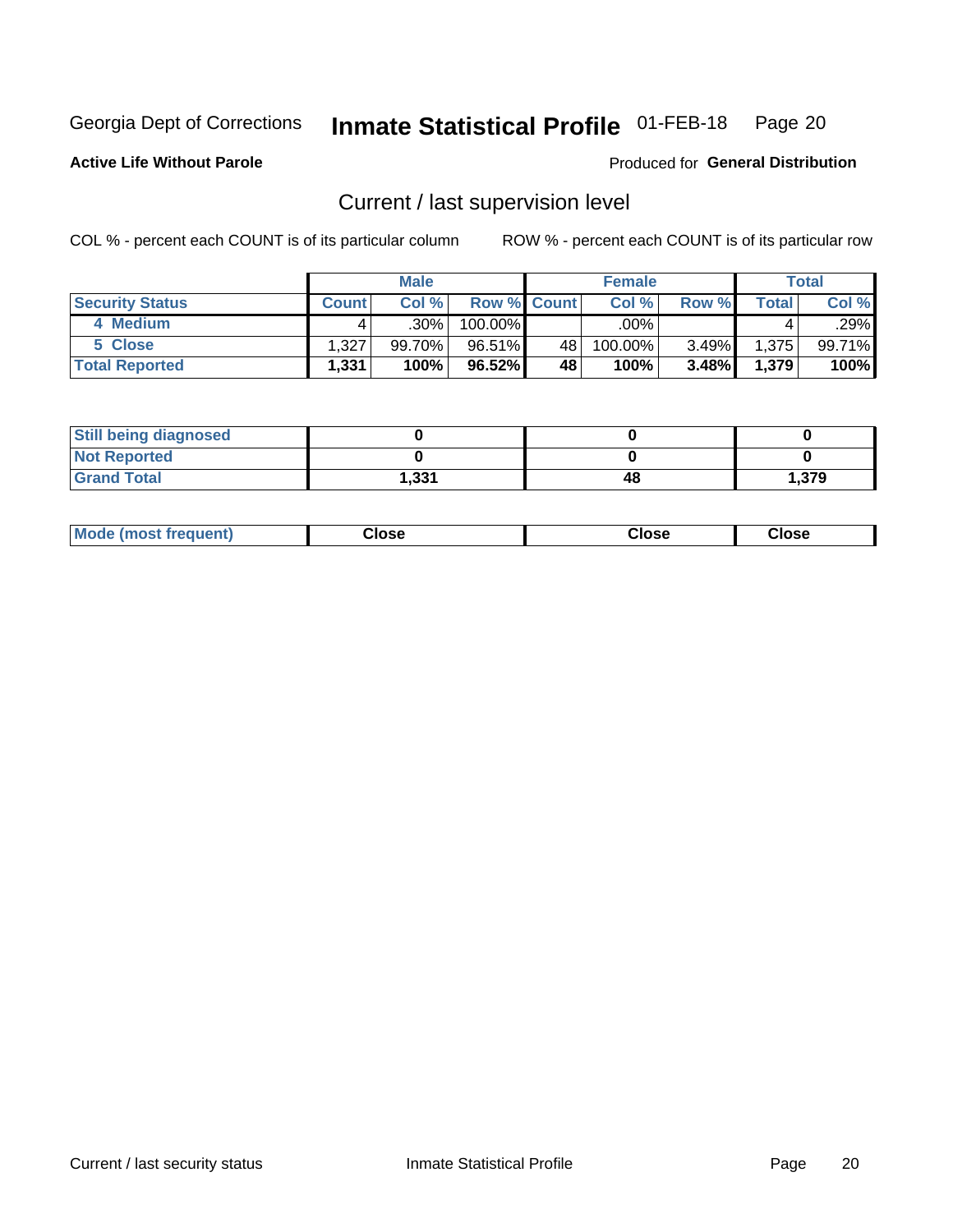Georgia Dept of Corrections **Inmate Statistical Profile** 01-FEB-18

**Active Life Without Parole**

Produced for **General Distribution**

## Current / last supervision level

COL % - percent each COUNT is of its particular column ROW % - percent each COUNT is of its particular row

| | Male | | | Female | | | Total | |
|---|---|---|---|---|---|---|---|---|
| **Security Status** | **Count** | **Col %** | **Row %** | **Count** | **Col %** | **Row %** | **Total** | **Col %** |
| 4 Medium | 4 | .30% | 100.00% | | .00% | | 4 | .29% |
| 5 Close | 1,327 | 99.70% | 96.51% | 48 | 100.00% | 3.49% | 1,375 | 99.71% |
| **Total Reported** | **1,331** | **100%** | **96.52%** | **48** | **100%** | **3.48%** | **1,379** | **100%** |

| | Male | Female | Total |
|---|---|---|---|
| **Still being diagnosed** | **0** | **0** | **0** |
| **Not Reported** | **0** | **0** | **0** |
| **Grand Total** | **1,331** | **48** | **1,379** |

| | Male | Female | Total |
|---|---|---|---|
| **Mode (most frequent)** | **Close** | **Close** | **Close** |

Current / last security status Inmate Statistical Profile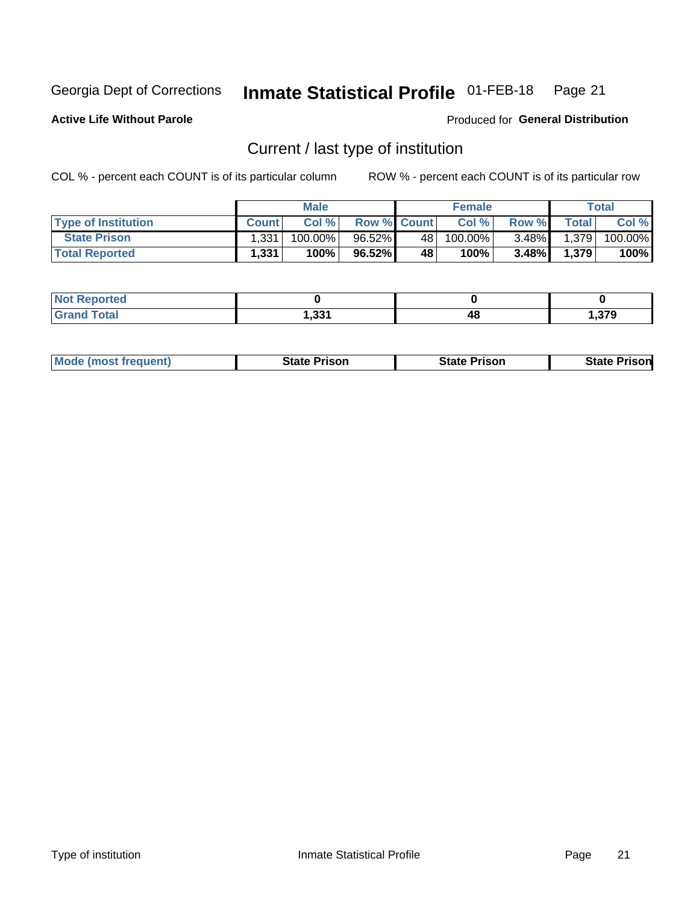Georgia Dept of Corrections **Inmate Statistical Profile** 01-FEB-18

**Active Life Without Parole**

Produced for **General Distribution**

## Current / last type of institution

COL % - percent each COUNT is of its particular column

ROW % - percent each COUNT is of its particular row

| | Male | | | Female | | | Total | |
|---|---|---|---|---|---|---|---|---|
| **Type of Institution** | **Count** | **Col %** | **Row %** | **Count** | **Col %** | **Row %** | **Total** | **Col %** |
| State Prison | 1,331 | 100.00% | 96.52% | 48 | 100.00% | 3.48% | 1,379 | 100.00% |
| **Total Reported** | **1,331** | **100%** | **96.52%** | **48** | **100%** | **3.48%** | **1,379** | **100%** |

| | Male | Female | Total |
|---|---|---|---|
| **Not Reported** | **0** | **0** | **0** |
| **Grand Total** | **1,331** | **48** | **1,379** |

| | Male | Female | Total |
|---|---|---|---|
| **Mode (most frequent)** | **State Prison** | **State Prison** | **State Prison** |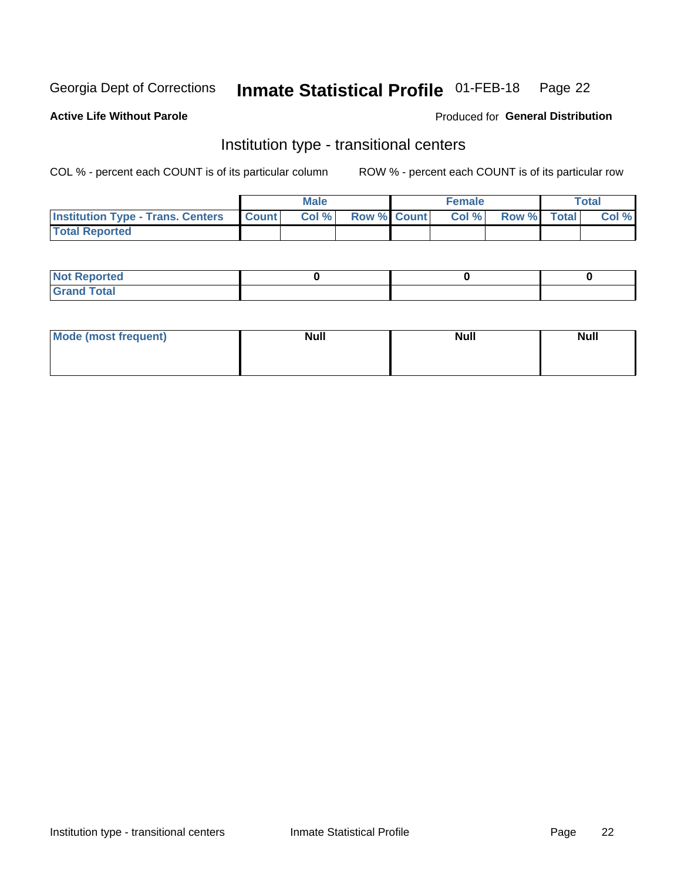Georgia Dept of Corrections **Inmate Statistical Profile** 01-FEB-18

**Active Life Without Parole**

Produced for **General Distribution**

## Institution type - transitional centers

COL % - percent each COUNT is of its particular column ROW % - percent each COUNT is of its particular row

| | Male | | | Female | | | Total | |
|---|---|---|---|---|---|---|---|---|
| **Institution Type - Trans. Centers** | **Count** | **Col %** | **Row %** | **Count** | **Col %** | **Row %** | **Total** | **Col %** |
| **Total Reported** | | | | | | | | |

| | Male | Female | Total |
|---|---|---|---|
| **Not Reported** | 0 | 0 | 0 |
| **Grand Total** | | | |

| | Male | Female | Total |
|---|---|---|---|
| **Mode (most frequent)** | Null | Null | Null |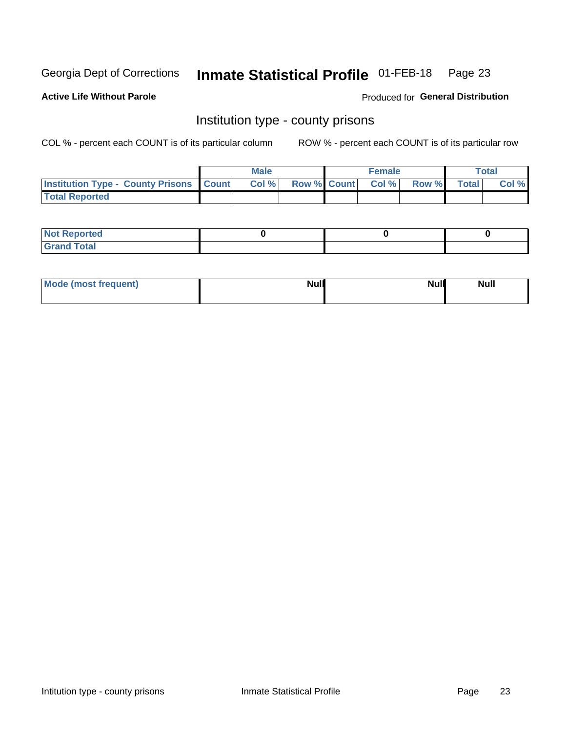Georgia Dept of Corrections **Inmate Statistical Profile** 01-FEB-18

**Active Life Without Parole**

Produced for **General Distribution**

## Institution type - county prisons

COL % - percent each COUNT is of its particular column    ROW % - percent each COUNT is of its particular row

| | Male | | | Female | | | Total | |
|---|---|---|---|---|---|---|---|---|
| **Institution Type - County Prisons** | **Count** | **Col %** | **Row %** | **Count** | **Col %** | **Row %** | **Total** | **Col %** |
| **Total Reported** | | | | | | | | |

| | Male | Female | Total |
|---|---|---|---|
| **Not Reported** | **0** | **0** | **0** |
| **Grand Total** | | | |

| | Male | Female | Total |
|---|---|---|---|
| **Mode (most frequent)** | **Null** | **Null** | **Null** |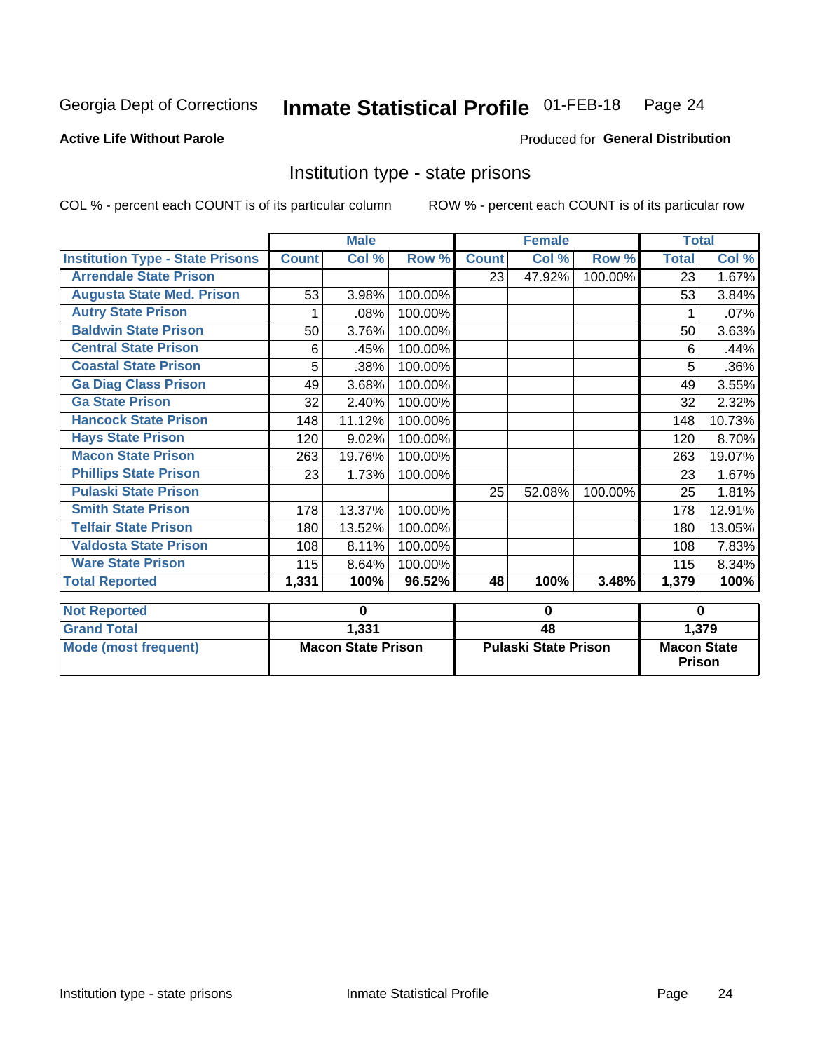Georgia Dept of Corrections **Inmate Statistical Profile** 01-FEB-18

**Active Life Without Parole**

Produced for **General Distribution**

## Institution type - state prisons

COL % - percent each COUNT is of its particular column

ROW % - percent each COUNT is of its particular row

| | Male | | | Female | | | Total | |
|---|---|---|---|---|---|---|---|---|
| **Institution Type - State Prisons** | **Count** | **Col %** | **Row %** | **Count** | **Col %** | **Row %** | **Total** | **Col %** |
| Arrendale State Prison | | | | 23 | 47.92% | 100.00% | 23 | 1.67% |
| Augusta State Med. Prison | 53 | 3.98% | 100.00% | | | | 53 | 3.84% |
| Autry State Prison | 1 | .08% | 100.00% | | | | 1 | .07% |
| Baldwin State Prison | 50 | 3.76% | 100.00% | | | | 50 | 3.63% |
| Central State Prison | 6 | .45% | 100.00% | | | | 6 | .44% |
| Coastal State Prison | 5 | .38% | 100.00% | | | | 5 | .36% |
| Ga Diag Class Prison | 49 | 3.68% | 100.00% | | | | 49 | 3.55% |
| Ga State Prison | 32 | 2.40% | 100.00% | | | | 32 | 2.32% |
| Hancock State Prison | 148 | 11.12% | 100.00% | | | | 148 | 10.73% |
| Hays State Prison | 120 | 9.02% | 100.00% | | | | 120 | 8.70% |
| Macon State Prison | 263 | 19.76% | 100.00% | | | | 263 | 19.07% |
| Phillips State Prison | 23 | 1.73% | 100.00% | | | | 23 | 1.67% |
| Pulaski State Prison | | | | 25 | 52.08% | 100.00% | 25 | 1.81% |
| Smith State Prison | 178 | 13.37% | 100.00% | | | | 178 | 12.91% |
| Telfair State Prison | 180 | 13.52% | 100.00% | | | | 180 | 13.05% |
| Valdosta State Prison | 108 | 8.11% | 100.00% | | | | 108 | 7.83% |
| Ware State Prison | 115 | 8.64% | 100.00% | | | | 115 | 8.34% |
| **Total Reported** | **1,331** | **100%** | **96.52%** | **48** | **100%** | **3.48%** | **1,379** | **100%** |

| | Male | Female | Total |
|---|---|---|---|
| **Not Reported** | **0** | **0** | **0** |
| **Grand Total** | **1,331** | **48** | **1,379** |
| **Mode (most frequent)** | **Macon State Prison** | **Pulaski State Prison** | **Macon State Prison** |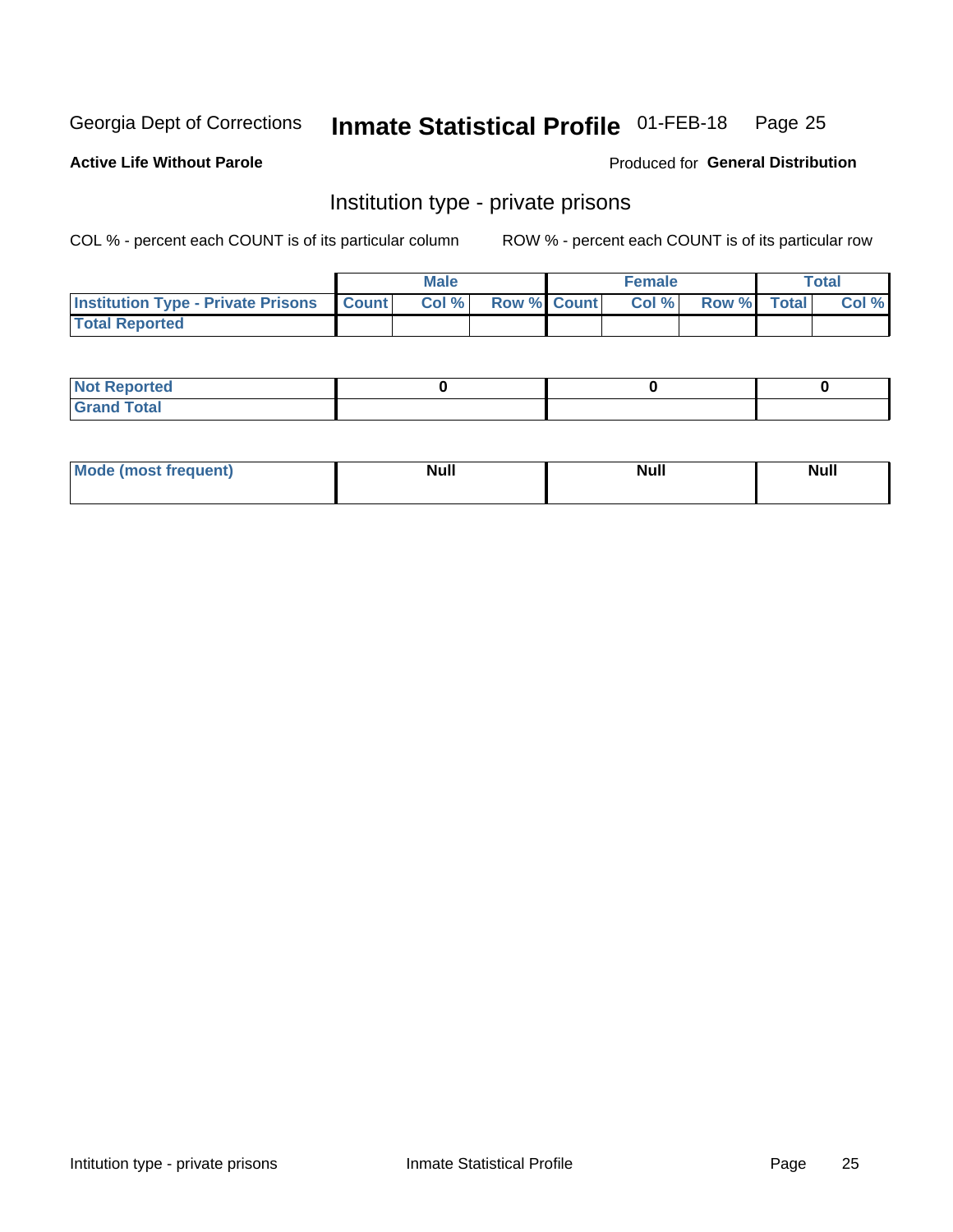Georgia Dept of Corrections **Inmate Statistical Profile** 01-FEB-18

**Active Life Without Parole**

Produced for **General Distribution**

## Institution type - private prisons

COL % - percent each COUNT is of its particular column

ROW % - percent each COUNT is of its particular row

| | Male | | | Female | | | Total | |
|---|---|---|---|---|---|---|---|---|
| **Institution Type - Private Prisons** | **Count** | **Col %** | **Row %** | **Count** | **Col %** | **Row %** | **Total** | **Col %** |
| **Total Reported** | | | | | | | | |

| | Male | Female | Total |
|---|---|---|---|
| **Not Reported** | 0 | 0 | 0 |
| **Grand Total** | | | |

| | Male | Female | Total |
|---|---|---|---|
| **Mode (most frequent)** | Null | Null | Null |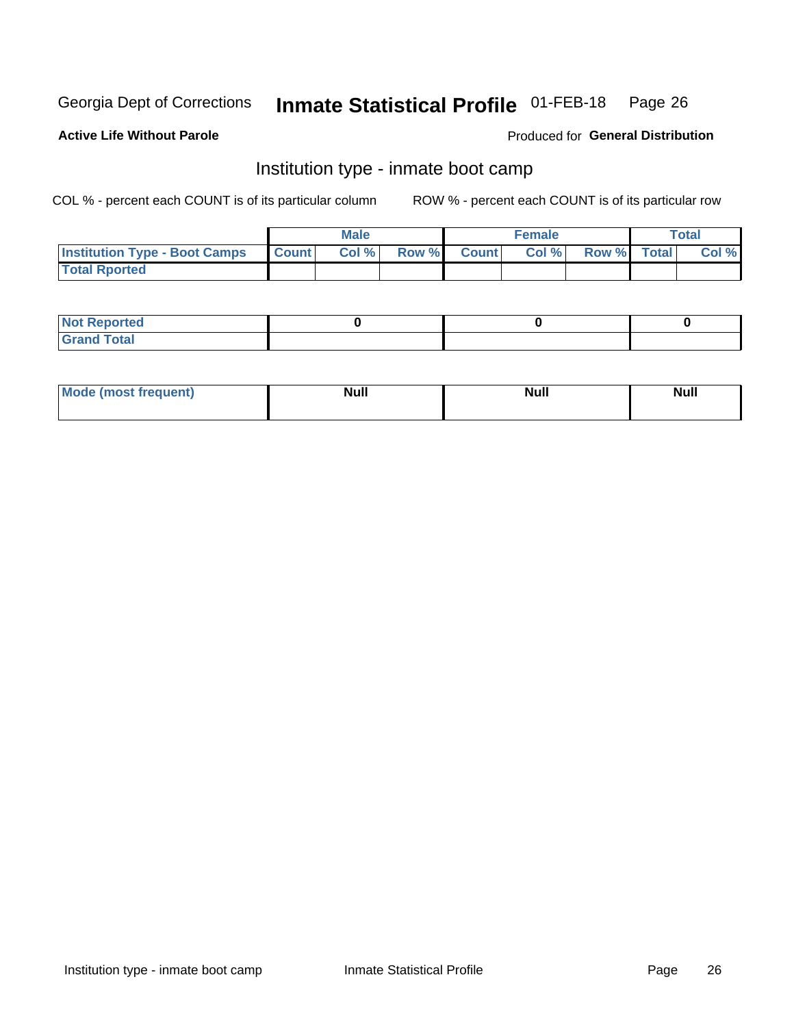Georgia Dept of Corrections **Inmate Statistical Profile** 01-FEB-18

**Active Life Without Parole**

Produced for **General Distribution**

## Institution type - inmate boot camp

COL % - percent each COUNT is of its particular column

ROW % - percent each COUNT is of its particular row

| | Male | | | Female | | | Total | |
|---|---|---|---|---|---|---|---|---|
| **Institution Type - Boot Camps** | **Count** | **Col %** | **Row %** | **Count** | **Col %** | **Row %** | **Total** | **Col %** |
| **Total Rported** | | | | | | | | |

| | Male | Female | Total |
|---|---|---|---|
| **Not Reported** | 0 | 0 | 0 |
| **Grand Total** | | | |

| | Male | Female | Total |
|---|---|---|---|
| **Mode (most frequent)** | Null | Null | Null |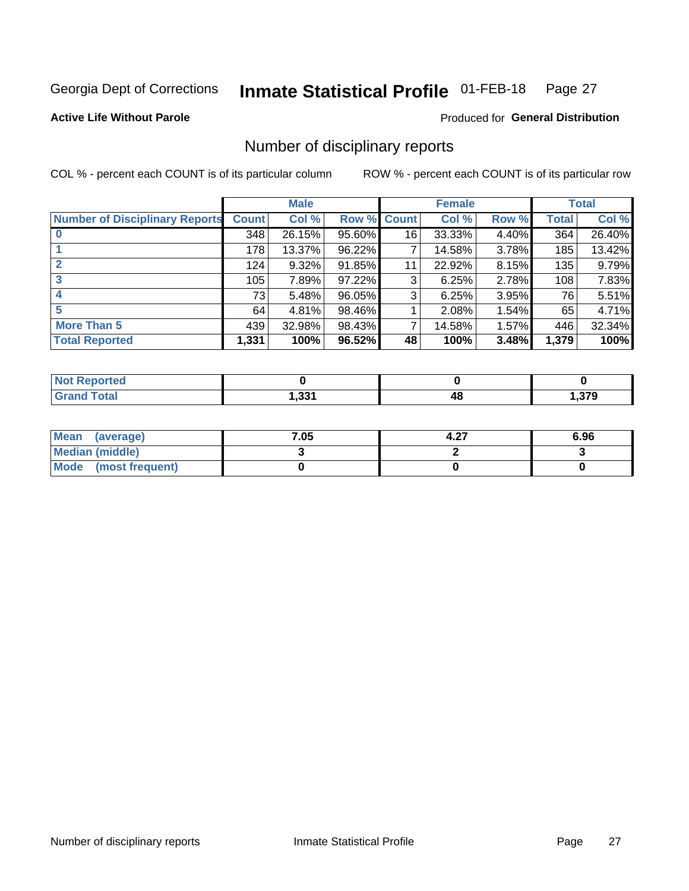Georgia Dept of Corrections **Inmate Statistical Profile** 01-FEB-18

**Active Life Without Parole**

Produced for **General Distribution**

## Number of disciplinary reports

COL % - percent each COUNT is of its particular column

ROW % - percent each COUNT is of its particular row

| | Male | | | Female | | | Total | |
|---|---|---|---|---|---|---|---|---|
| **Number of Disciplinary Reports** | **Count** | **Col %** | **Row %** | **Count** | **Col %** | **Row %** | **Total** | **Col %** |
| **0** | 348 | 26.15% | 95.60% | 16 | 33.33% | 4.40% | 364 | 26.40% |
| **1** | 178 | 13.37% | 96.22% | 7 | 14.58% | 3.78% | 185 | 13.42% |
| **2** | 124 | 9.32% | 91.85% | 11 | 22.92% | 8.15% | 135 | 9.79% |
| **3** | 105 | 7.89% | 97.22% | 3 | 6.25% | 2.78% | 108 | 7.83% |
| **4** | 73 | 5.48% | 96.05% | 3 | 6.25% | 3.95% | 76 | 5.51% |
| **5** | 64 | 4.81% | 98.46% | 1 | 2.08% | 1.54% | 65 | 4.71% |
| **More Than 5** | 439 | 32.98% | 98.43% | 7 | 14.58% | 1.57% | 446 | 32.34% |
| **Total Reported** | **1,331** | **100%** | **96.52%** | **48** | **100%** | **3.48%** | **1,379** | **100%** |

| | Male | Female | Total |
|---|---|---|---|
| **Not Reported** | **0** | **0** | **0** |
| **Grand Total** | **1,331** | **48** | **1,379** |

| | Male | Female | Total |
|---|---|---|---|
| **Mean (average)** | **7.05** | **4.27** | **6.96** |
| **Median (middle)** | **3** | **2** | **3** |
| **Mode (most frequent)** | **0** | **0** | **0** |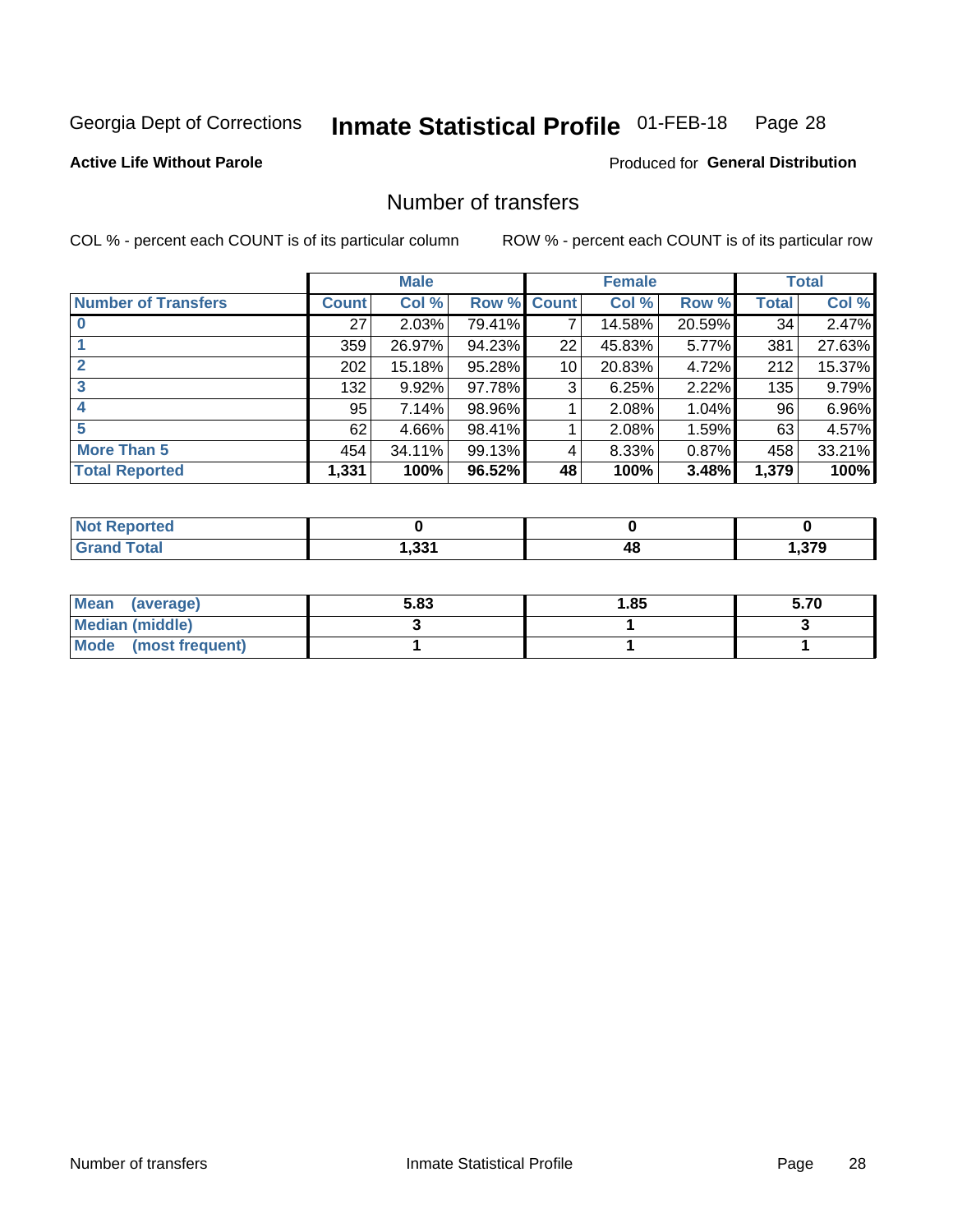Georgia Dept of Corrections **Inmate Statistical Profile** 01-FEB-18

**Active Life Without Parole**

Produced for **General Distribution**

## Number of transfers

COL % - percent each COUNT is of its particular column

ROW % - percent each COUNT is of its particular row

| | Male | | | Female | | | Total | |
|---|---|---|---|---|---|---|---|---|
| **Number of Transfers** | **Count** | **Col %** | **Row %** | **Count** | **Col %** | **Row %** | **Total** | **Col %** |
| **0** | 27 | 2.03% | 79.41% | 7 | 14.58% | 20.59% | 34 | 2.47% |
| **1** | 359 | 26.97% | 94.23% | 22 | 45.83% | 5.77% | 381 | 27.63% |
| **2** | 202 | 15.18% | 95.28% | 10 | 20.83% | 4.72% | 212 | 15.37% |
| **3** | 132 | 9.92% | 97.78% | 3 | 6.25% | 2.22% | 135 | 9.79% |
| **4** | 95 | 7.14% | 98.96% | 1 | 2.08% | 1.04% | 96 | 6.96% |
| **5** | 62 | 4.66% | 98.41% | 1 | 2.08% | 1.59% | 63 | 4.57% |
| **More Than 5** | 454 | 34.11% | 99.13% | 4 | 8.33% | 0.87% | 458 | 33.21% |
| **Total Reported** | **1,331** | **100%** | **96.52%** | **48** | **100%** | **3.48%** | **1,379** | **100%** |

| | Male | Female | Total |
|---|---|---|---|
| **Not Reported** | **0** | **0** | **0** |
| **Grand Total** | **1,331** | **48** | **1,379** |

| | Male | Female | Total |
|---|---|---|---|
| **Mean (average)** | **5.83** | **1.85** | **5.70** |
| **Median (middle)** | **3** | **1** | **3** |
| **Mode (most frequent)** | **1** | **1** | **1** |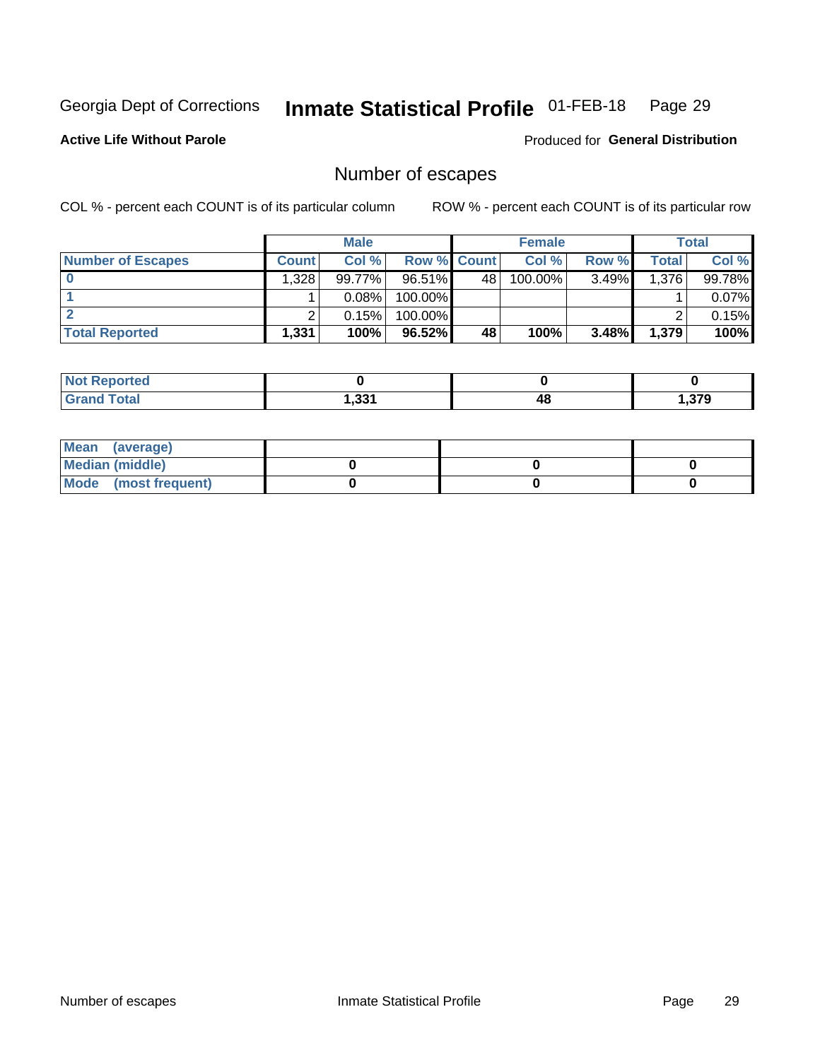Georgia Dept of Corrections **Inmate Statistical Profile** 01-FEB-18

**Active Life Without Parole**

Produced for **General Distribution**

# Number of escapes

COL % - percent each COUNT is of its particular column

ROW % - percent each COUNT is of its particular row

| | Male | | | Female | | | Total | |
|---|---|---|---|---|---|---|---|---|
| **Number of Escapes** | **Count** | **Col %** | **Row %** | **Count** | **Col %** | **Row %** | **Total** | **Col %** |
| **0** | 1,328 | 99.77% | 96.51% | 48 | 100.00% | 3.49% | 1,376 | 99.78% |
| **1** | 1 | 0.08% | 100.00% | | | | 1 | 0.07% |
| **2** | 2 | 0.15% | 100.00% | | | | 2 | 0.15% |
| **Total Reported** | **1,331** | **100%** | **96.52%** | **48** | **100%** | **3.48%** | **1,379** | **100%** |

| | Male | Female | Total |
|---|---|---|---|
| **Not Reported** | **0** | **0** | **0** |
| **Grand Total** | **1,331** | **48** | **1,379** |

| | Male | Female | Total |
|---|---|---|---|
| **Mean (average)** | | | |
| **Median (middle)** | **0** | **0** | **0** |
| **Mode (most frequent)** | **0** | **0** | **0** |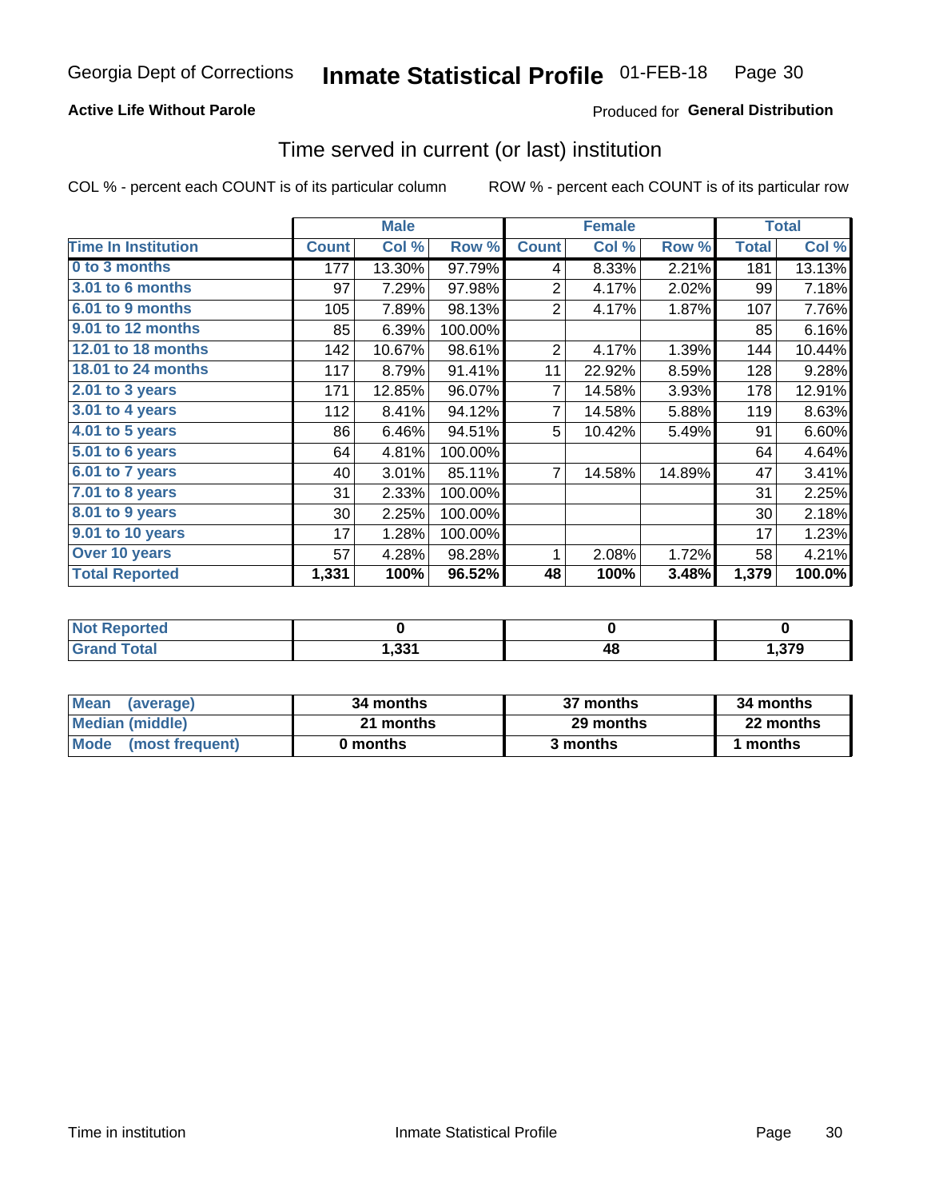Georgia Dept of Corrections **Inmate Statistical Profile** 01-FEB-18

**Active Life Without Parole**

Produced for **General Distribution**

## Time served in current (or last) institution

COL % - percent each COUNT is of its particular column

ROW % - percent each COUNT is of its particular row

| | Male | | | Female | | | Total | |
|---|---|---|---|---|---|---|---|---|
| **Time In Institution** | **Count** | **Col %** | **Row %** | **Count** | **Col %** | **Row %** | **Total** | **Col %** |
| **0 to 3 months** | 177 | 13.30% | 97.79% | 4 | 8.33% | 2.21% | 181 | 13.13% |
| **3.01 to 6 months** | 97 | 7.29% | 97.98% | 2 | 4.17% | 2.02% | 99 | 7.18% |
| **6.01 to 9 months** | 105 | 7.89% | 98.13% | 2 | 4.17% | 1.87% | 107 | 7.76% |
| **9.01 to 12 months** | 85 | 6.39% | 100.00% | | | | 85 | 6.16% |
| **12.01 to 18 months** | 142 | 10.67% | 98.61% | 2 | 4.17% | 1.39% | 144 | 10.44% |
| **18.01 to 24 months** | 117 | 8.79% | 91.41% | 11 | 22.92% | 8.59% | 128 | 9.28% |
| **2.01 to 3 years** | 171 | 12.85% | 96.07% | 7 | 14.58% | 3.93% | 178 | 12.91% |
| **3.01 to 4 years** | 112 | 8.41% | 94.12% | 7 | 14.58% | 5.88% | 119 | 8.63% |
| **4.01 to 5 years** | 86 | 6.46% | 94.51% | 5 | 10.42% | 5.49% | 91 | 6.60% |
| **5.01 to 6 years** | 64 | 4.81% | 100.00% | | | | 64 | 4.64% |
| **6.01 to 7 years** | 40 | 3.01% | 85.11% | 7 | 14.58% | 14.89% | 47 | 3.41% |
| **7.01 to 8 years** | 31 | 2.33% | 100.00% | | | | 31 | 2.25% |
| **8.01 to 9 years** | 30 | 2.25% | 100.00% | | | | 30 | 2.18% |
| **9.01 to 10 years** | 17 | 1.28% | 100.00% | | | | 17 | 1.23% |
| **Over 10 years** | 57 | 4.28% | 98.28% | 1 | 2.08% | 1.72% | 58 | 4.21% |
| **Total Reported** | **1,331** | **100%** | **96.52%** | **48** | **100%** | **3.48%** | **1,379** | **100.0%** |

| | Male | Female | Total |
|---|---|---|---|
| **Not Reported** | **0** | **0** | **0** |
| **Grand Total** | **1,331** | **48** | **1,379** |

| | Male | Female | Total |
|---|---|---|---|
| **Mean (average)** | **34 months** | **37 months** | **34 months** |
| **Median (middle)** | **21 months** | **29 months** | **22 months** |
| **Mode (most frequent)** | **0 months** | **3 months** | **1 months** |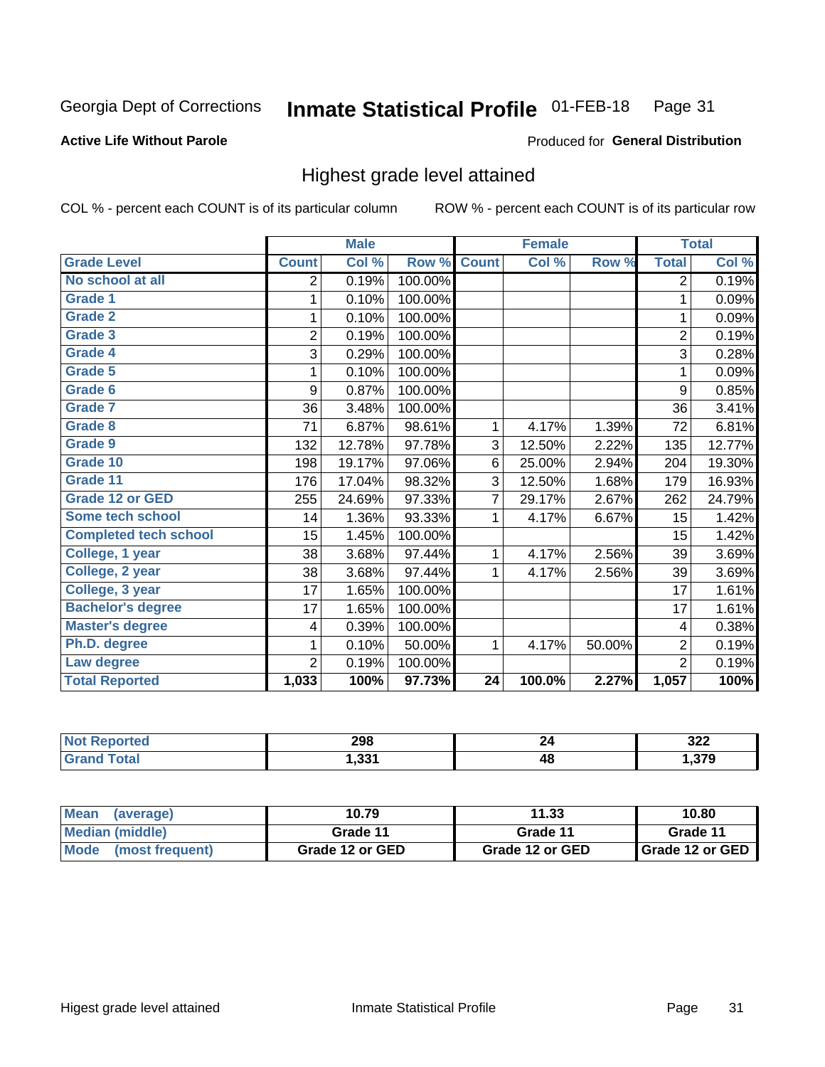Georgia Dept of Corrections **Inmate Statistical Profile** 01-FEB-18

**Active Life Without Parole**

Produced for **General Distribution**

## Highest grade level attained

COL % - percent each COUNT is of its particular column ROW % - percent each COUNT is of its particular row

| | Male | | | Female | | | Total | |
|---|---|---|---|---|---|---|---|---|
| **Grade Level** | **Count** | **Col %** | **Row %** | **Count** | **Col %** | **Row %** | **Total** | **Col %** |
| No school at all | 2 | 0.19% | 100.00% | | | | 2 | 0.19% |
| Grade 1 | 1 | 0.10% | 100.00% | | | | 1 | 0.09% |
| Grade 2 | 1 | 0.10% | 100.00% | | | | 1 | 0.09% |
| Grade 3 | 2 | 0.19% | 100.00% | | | | 2 | 0.19% |
| Grade 4 | 3 | 0.29% | 100.00% | | | | 3 | 0.28% |
| Grade 5 | 1 | 0.10% | 100.00% | | | | 1 | 0.09% |
| Grade 6 | 9 | 0.87% | 100.00% | | | | 9 | 0.85% |
| Grade 7 | 36 | 3.48% | 100.00% | | | | 36 | 3.41% |
| Grade 8 | 71 | 6.87% | 98.61% | 1 | 4.17% | 1.39% | 72 | 6.81% |
| Grade 9 | 132 | 12.78% | 97.78% | 3 | 12.50% | 2.22% | 135 | 12.77% |
| Grade 10 | 198 | 19.17% | 97.06% | 6 | 25.00% | 2.94% | 204 | 19.30% |
| Grade 11 | 176 | 17.04% | 98.32% | 3 | 12.50% | 1.68% | 179 | 16.93% |
| Grade 12 or GED | 255 | 24.69% | 97.33% | 7 | 29.17% | 2.67% | 262 | 24.79% |
| Some tech school | 14 | 1.36% | 93.33% | 1 | 4.17% | 6.67% | 15 | 1.42% |
| Completed tech school | 15 | 1.45% | 100.00% | | | | 15 | 1.42% |
| College, 1 year | 38 | 3.68% | 97.44% | 1 | 4.17% | 2.56% | 39 | 3.69% |
| College, 2 year | 38 | 3.68% | 97.44% | 1 | 4.17% | 2.56% | 39 | 3.69% |
| College, 3 year | 17 | 1.65% | 100.00% | | | | 17 | 1.61% |
| Bachelor's degree | 17 | 1.65% | 100.00% | | | | 17 | 1.61% |
| Master's degree | 4 | 0.39% | 100.00% | | | | 4 | 0.38% |
| Ph.D. degree | 1 | 0.10% | 50.00% | 1 | 4.17% | 50.00% | 2 | 0.19% |
| Law degree | 2 | 0.19% | 100.00% | | | | 2 | 0.19% |
| **Total Reported** | **1,033** | **100%** | **97.73%** | **24** | **100.0%** | **2.27%** | **1,057** | **100%** |

| | Male | Female | Total |
|---|---|---|---|
| Not Reported | 298 | 24 | 322 |
| Grand Total | 1,331 | 48 | 1,379 |

| | Male | Female | Total |
|---|---|---|---|
| Mean (average) | 10.79 | 11.33 | 10.80 |
| Median (middle) | Grade 11 | Grade 11 | Grade 11 |
| Mode (most frequent) | Grade 12 or GED | Grade 12 or GED | Grade 12 or GED |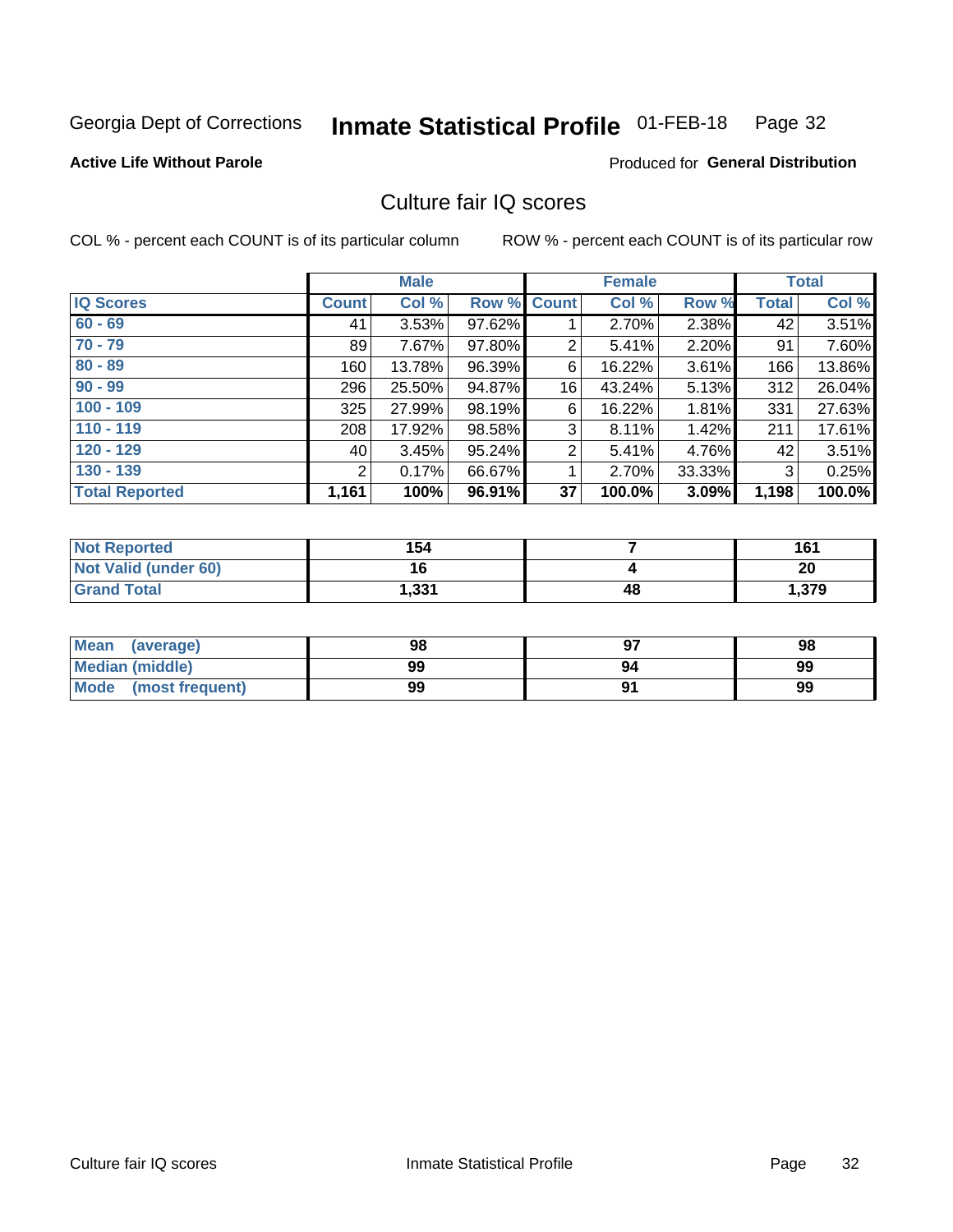Georgia Dept of Corrections **Inmate Statistical Profile** 01-FEB-18

**Active Life Without Parole**

Produced for **General Distribution**

## Culture fair IQ scores

COL % - percent each COUNT is of its particular column

ROW % - percent each COUNT is of its particular row

| | Male | | | Female | | | Total | |
|---|---|---|---|---|---|---|---|---|
| **IQ Scores** | **Count** | **Col %** | **Row %** | **Count** | **Col %** | **Row %** | **Total** | **Col %** |
| 60 - 69 | 41 | 3.53% | 97.62% | 1 | 2.70% | 2.38% | 42 | 3.51% |
| 70 - 79 | 89 | 7.67% | 97.80% | 2 | 5.41% | 2.20% | 91 | 7.60% |
| 80 - 89 | 160 | 13.78% | 96.39% | 6 | 16.22% | 3.61% | 166 | 13.86% |
| 90 - 99 | 296 | 25.50% | 94.87% | 16 | 43.24% | 5.13% | 312 | 26.04% |
| 100 - 109 | 325 | 27.99% | 98.19% | 6 | 16.22% | 1.81% | 331 | 27.63% |
| 110 - 119 | 208 | 17.92% | 98.58% | 3 | 8.11% | 1.42% | 211 | 17.61% |
| 120 - 129 | 40 | 3.45% | 95.24% | 2 | 5.41% | 4.76% | 42 | 3.51% |
| 130 - 139 | 2 | 0.17% | 66.67% | 1 | 2.70% | 33.33% | 3 | 0.25% |
| **Total Reported** | **1,161** | **100%** | **96.91%** | **37** | **100.0%** | **3.09%** | **1,198** | **100.0%** |

| | Male | Female | Total |
|---|---|---|---|
| Not Reported | 154 | 7 | 161 |
| Not Valid (under 60) | 16 | 4 | 20 |
| Grand Total | 1,331 | 48 | 1,379 |

| | Male | Female | Total |
|---|---|---|---|
| Mean (average) | 98 | 97 | 98 |
| Median (middle) | 99 | 94 | 99 |
| Mode (most frequent) | 99 | 91 | 99 |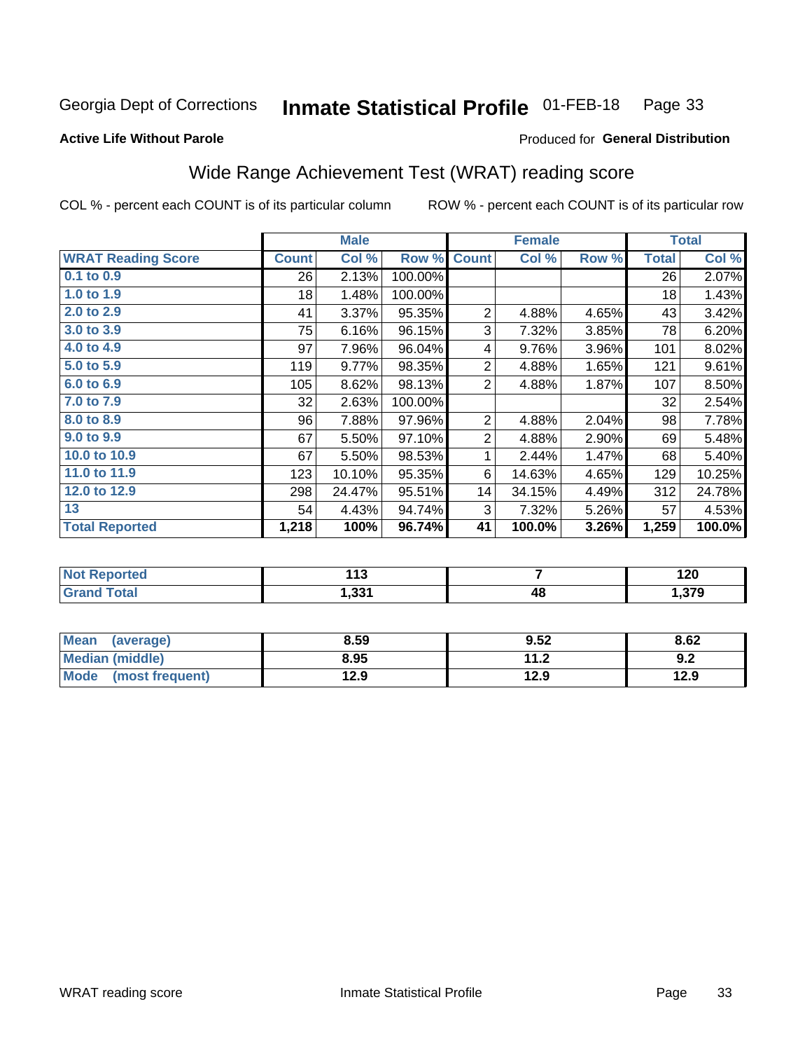Georgia Dept of Corrections **Inmate Statistical Profile** 01-FEB-18

**Active Life Without Parole**

Produced for **General Distribution**

## Wide Range Achievement Test (WRAT) reading score

COL % - percent each COUNT is of its particular column ROW % - percent each COUNT is of its particular row

| | Male | | | Female | | | Total | |
|---|---|---|---|---|---|---|---|---|
| **WRAT Reading Score** | **Count** | **Col %** | **Row %** | **Count** | **Col %** | **Row %** | **Total** | **Col %** |
| 0.1 to 0.9 | 26 | 2.13% | 100.00% | | | | 26 | 2.07% |
| 1.0 to 1.9 | 18 | 1.48% | 100.00% | | | | 18 | 1.43% |
| 2.0 to 2.9 | 41 | 3.37% | 95.35% | 2 | 4.88% | 4.65% | 43 | 3.42% |
| 3.0 to 3.9 | 75 | 6.16% | 96.15% | 3 | 7.32% | 3.85% | 78 | 6.20% |
| 4.0 to 4.9 | 97 | 7.96% | 96.04% | 4 | 9.76% | 3.96% | 101 | 8.02% |
| 5.0 to 5.9 | 119 | 9.77% | 98.35% | 2 | 4.88% | 1.65% | 121 | 9.61% |
| 6.0 to 6.9 | 105 | 8.62% | 98.13% | 2 | 4.88% | 1.87% | 107 | 8.50% |
| 7.0 to 7.9 | 32 | 2.63% | 100.00% | | | | 32 | 2.54% |
| 8.0 to 8.9 | 96 | 7.88% | 97.96% | 2 | 4.88% | 2.04% | 98 | 7.78% |
| 9.0 to 9.9 | 67 | 5.50% | 97.10% | 2 | 4.88% | 2.90% | 69 | 5.48% |
| 10.0 to 10.9 | 67 | 5.50% | 98.53% | 1 | 2.44% | 1.47% | 68 | 5.40% |
| 11.0 to 11.9 | 123 | 10.10% | 95.35% | 6 | 14.63% | 4.65% | 129 | 10.25% |
| 12.0 to 12.9 | 298 | 24.47% | 95.51% | 14 | 34.15% | 4.49% | 312 | 24.78% |
| 13 | 54 | 4.43% | 94.74% | 3 | 7.32% | 5.26% | 57 | 4.53% |
| **Total Reported** | **1,218** | **100%** | **96.74%** | **41** | **100.0%** | **3.26%** | **1,259** | **100.0%** |

| | Male | Female | Total |
|---|---|---|---|
| **Not Reported** | **113** | **7** | **120** |
| **Grand Total** | **1,331** | **48** | **1,379** |

| | Male | Female | Total |
|---|---|---|---|
| **Mean (average)** | **8.59** | **9.52** | **8.62** |
| **Median (middle)** | **8.95** | **11.2** | **9.2** |
| **Mode (most frequent)** | **12.9** | **12.9** | **12.9** |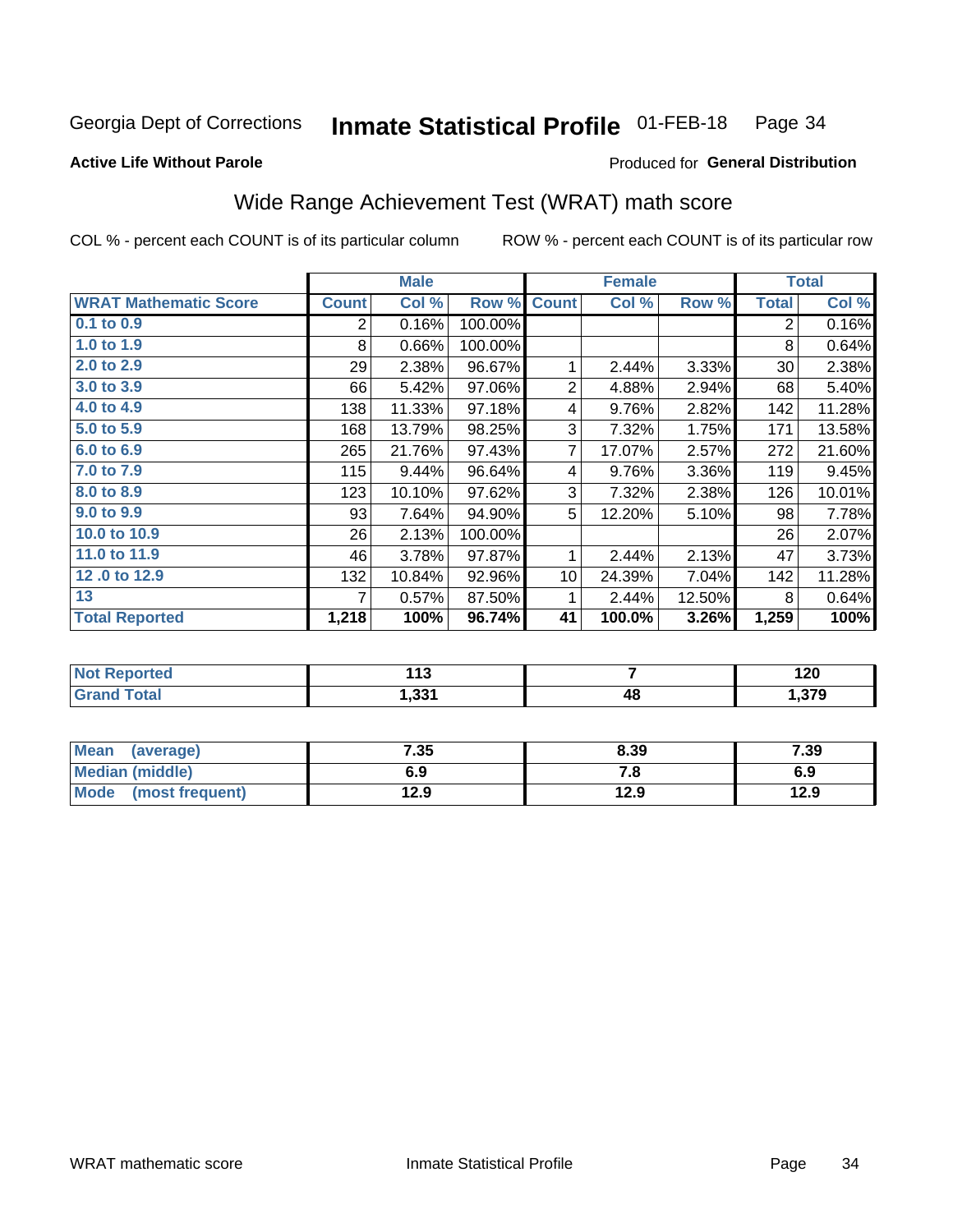Georgia Dept of Corrections **Inmate Statistical Profile** 01-FEB-18 Page 34

**Active Life Without Parole**

Produced for **General Distribution**

## Wide Range Achievement Test (WRAT) math score

COL % - percent each COUNT is of its particular column ROW % - percent each COUNT is of its particular row

| | Male | | | Female | | | Total | |
|---|---|---|---|---|---|---|---|---|
| **WRAT Mathematic Score** | **Count** | **Col %** | **Row %** | **Count** | **Col %** | **Row %** | **Total** | **Col %** |
| 0.1 to 0.9 | 2 | 0.16% | 100.00% | | | | 2 | 0.16% |
| 1.0 to 1.9 | 8 | 0.66% | 100.00% | | | | 8 | 0.64% |
| 2.0 to 2.9 | 29 | 2.38% | 96.67% | 1 | 2.44% | 3.33% | 30 | 2.38% |
| 3.0 to 3.9 | 66 | 5.42% | 97.06% | 2 | 4.88% | 2.94% | 68 | 5.40% |
| 4.0 to 4.9 | 138 | 11.33% | 97.18% | 4 | 9.76% | 2.82% | 142 | 11.28% |
| 5.0 to 5.9 | 168 | 13.79% | 98.25% | 3 | 7.32% | 1.75% | 171 | 13.58% |
| 6.0 to 6.9 | 265 | 21.76% | 97.43% | 7 | 17.07% | 2.57% | 272 | 21.60% |
| 7.0 to 7.9 | 115 | 9.44% | 96.64% | 4 | 9.76% | 3.36% | 119 | 9.45% |
| 8.0 to 8.9 | 123 | 10.10% | 97.62% | 3 | 7.32% | 2.38% | 126 | 10.01% |
| 9.0 to 9.9 | 93 | 7.64% | 94.90% | 5 | 12.20% | 5.10% | 98 | 7.78% |
| 10.0 to 10.9 | 26 | 2.13% | 100.00% | | | | 26 | 2.07% |
| 11.0 to 11.9 | 46 | 3.78% | 97.87% | 1 | 2.44% | 2.13% | 47 | 3.73% |
| 12 .0 to 12.9 | 132 | 10.84% | 92.96% | 10 | 24.39% | 7.04% | 142 | 11.28% |
| 13 | 7 | 0.57% | 87.50% | 1 | 2.44% | 12.50% | 8 | 0.64% |
| **Total Reported** | **1,218** | **100%** | **96.74%** | **41** | **100.0%** | **3.26%** | **1,259** | **100%** |

| | Male | Female | Total |
|---|---|---|---|
| **Not Reported** | **113** | **7** | **120** |
| **Grand Total** | **1,331** | **48** | **1,379** |

| | Male | Female | Total |
|---|---|---|---|
| **Mean (average)** | **7.35** | **8.39** | **7.39** |
| **Median (middle)** | **6.9** | **7.8** | **6.9** |
| **Mode (most frequent)** | **12.9** | **12.9** | **12.9** |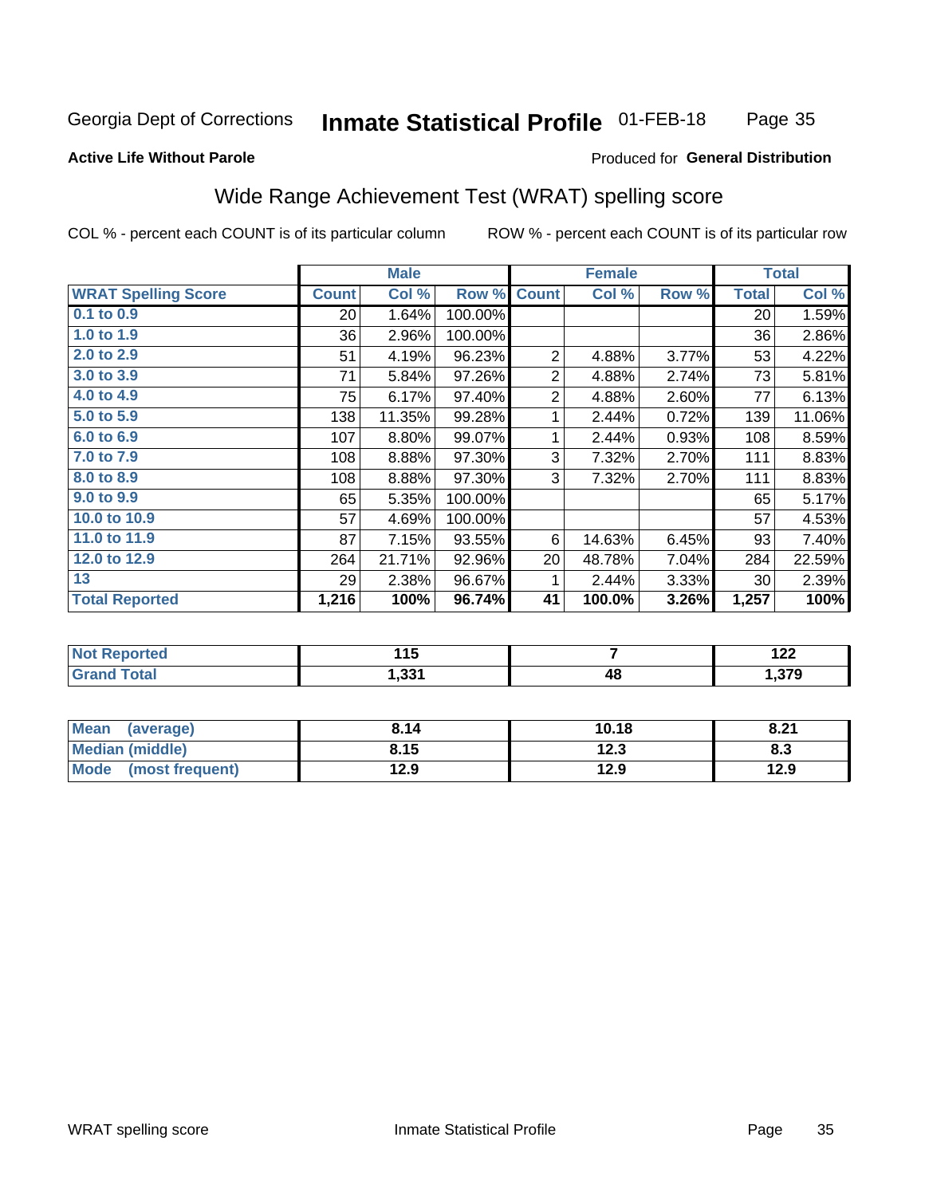Georgia Dept of Corrections **Inmate Statistical Profile** 01-FEB-18

**Active Life Without Parole**

Produced for **General Distribution**

## Wide Range Achievement Test (WRAT) spelling score

COL % - percent each COUNT is of its particular column

ROW % - percent each COUNT is of its particular row

| | Male | | | Female | | | Total | |
|---|---|---|---|---|---|---|---|---|
| **WRAT Spelling Score** | **Count** | **Col %** | **Row %** | **Count** | **Col %** | **Row %** | **Total** | **Col %** |
| 0.1 to 0.9 | 20 | 1.64% | 100.00% | | | | 20 | 1.59% |
| 1.0 to 1.9 | 36 | 2.96% | 100.00% | | | | 36 | 2.86% |
| 2.0 to 2.9 | 51 | 4.19% | 96.23% | 2 | 4.88% | 3.77% | 53 | 4.22% |
| 3.0 to 3.9 | 71 | 5.84% | 97.26% | 2 | 4.88% | 2.74% | 73 | 5.81% |
| 4.0 to 4.9 | 75 | 6.17% | 97.40% | 2 | 4.88% | 2.60% | 77 | 6.13% |
| 5.0 to 5.9 | 138 | 11.35% | 99.28% | 1 | 2.44% | 0.72% | 139 | 11.06% |
| 6.0 to 6.9 | 107 | 8.80% | 99.07% | 1 | 2.44% | 0.93% | 108 | 8.59% |
| 7.0 to 7.9 | 108 | 8.88% | 97.30% | 3 | 7.32% | 2.70% | 111 | 8.83% |
| 8.0 to 8.9 | 108 | 8.88% | 97.30% | 3 | 7.32% | 2.70% | 111 | 8.83% |
| 9.0 to 9.9 | 65 | 5.35% | 100.00% | | | | 65 | 5.17% |
| 10.0 to 10.9 | 57 | 4.69% | 100.00% | | | | 57 | 4.53% |
| 11.0 to 11.9 | 87 | 7.15% | 93.55% | 6 | 14.63% | 6.45% | 93 | 7.40% |
| 12.0 to 12.9 | 264 | 21.71% | 92.96% | 20 | 48.78% | 7.04% | 284 | 22.59% |
| 13 | 29 | 2.38% | 96.67% | 1 | 2.44% | 3.33% | 30 | 2.39% |
| **Total Reported** | **1,216** | **100%** | **96.74%** | **41** | **100.0%** | **3.26%** | **1,257** | **100%** |

| | Male | Female | Total |
|---|---|---|---|
| Not Reported | 115 | 7 | 122 |
| Grand Total | 1,331 | 48 | 1,379 |

| | Male | Female | Total |
|---|---|---|---|
| Mean (average) | 8.14 | 10.18 | 8.21 |
| Median (middle) | 8.15 | 12.3 | 8.3 |
| Mode (most frequent) | 12.9 | 12.9 | 12.9 |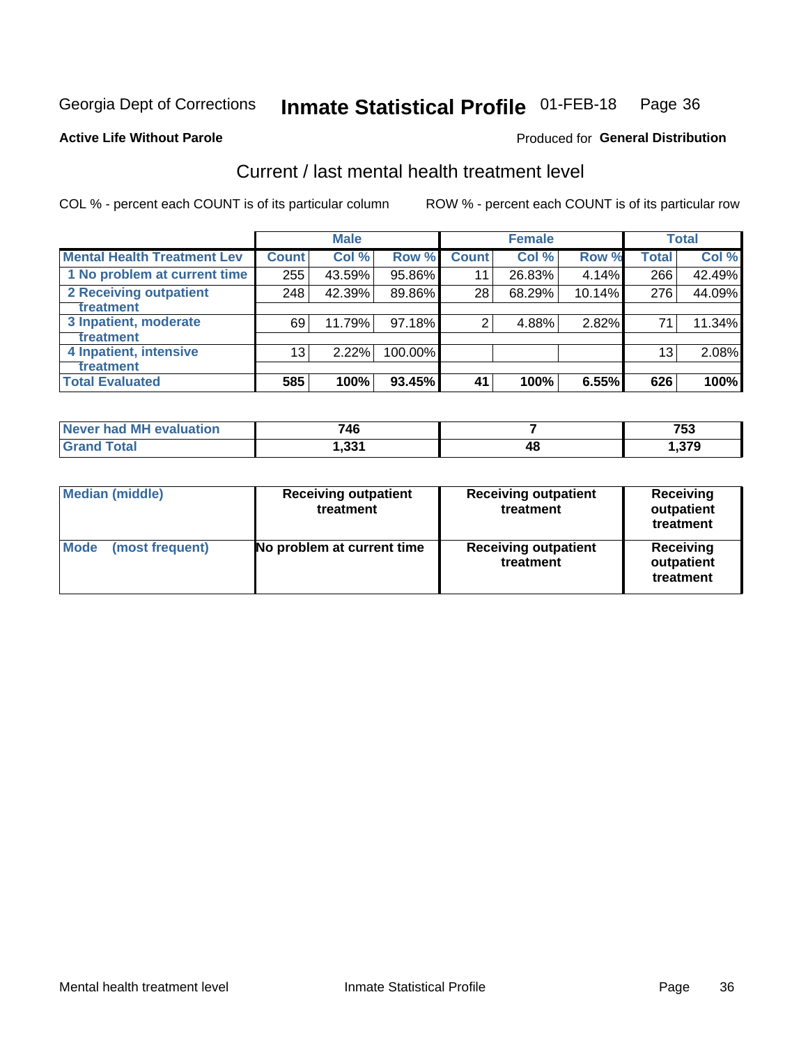Georgia Dept of Corrections **Inmate Statistical Profile** 01-FEB-18

**Active Life Without Parole**

Produced for **General Distribution**

## Current / last mental health treatment level

COL % - percent each COUNT is of its particular column

ROW % - percent each COUNT is of its particular row

| | Male | | | Female | | | Total | |
|---|---|---|---|---|---|---|---|---|
| **Mental Health Treatment Lev** | **Count** | **Col %** | **Row %** | **Count** | **Col %** | **Row %** | **Total** | **Col %** |
| 1 No problem at current time | 255 | 43.59% | 95.86% | 11 | 26.83% | 4.14% | 266 | 42.49% |
| 2 Receiving outpatient treatment | 248 | 42.39% | 89.86% | 28 | 68.29% | 10.14% | 276 | 44.09% |
| 3 Inpatient, moderate treatment | 69 | 11.79% | 97.18% | 2 | 4.88% | 2.82% | 71 | 11.34% |
| 4 Inpatient, intensive treatment | 13 | 2.22% | 100.00% | | | | 13 | 2.08% |
| **Total Evaluated** | **585** | **100%** | **93.45%** | **41** | **100%** | **6.55%** | **626** | **100%** |

| | Male | Female | Total |
|---|---|---|---|
| **Never had MH evaluation** | **746** | **7** | **753** |
| **Grand Total** | **1,331** | **48** | **1,379** |

| | Male | Female | Total |
|---|---|---|---|
| **Median (middle)** | **Receiving outpatient treatment** | **Receiving outpatient treatment** | **Receiving outpatient treatment** |
| **Mode (most frequent)** | **No problem at current time** | **Receiving outpatient treatment** | **Receiving outpatient treatment** |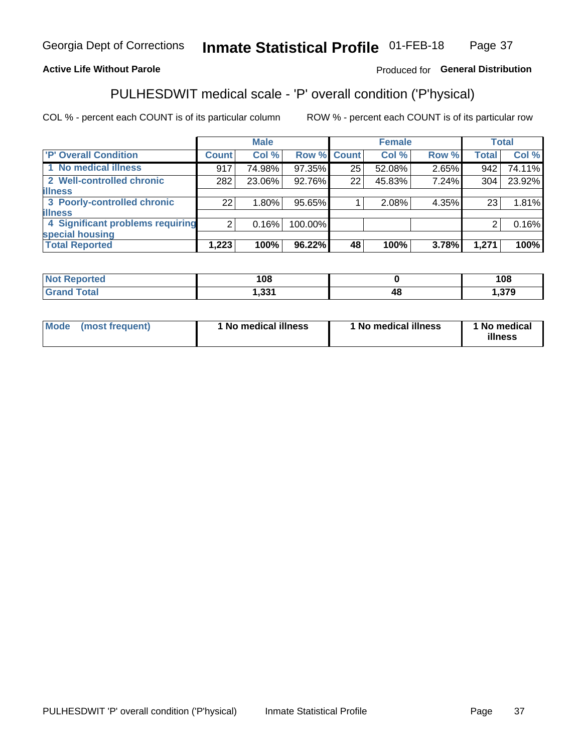Georgia Dept of Corrections **Inmate Statistical Profile** 01-FEB-18

**Active Life Without Parole** Produced for **General Distribution**

## PULHESDWIT medical scale - 'P' overall condition ('P'hysical)

COL % - percent each COUNT is of its particular column ROW % - percent each COUNT is of its particular row

| | Male | | | Female | | | Total | |
|---|---|---|---|---|---|---|---|---|
| 'P' Overall Condition | Count | Col % | Row % | Count | Col % | Row % | Total | Col % |
| 1 No medical illness | 917 | 74.98% | 97.35% | 25 | 52.08% | 2.65% | 942 | 74.11% |
| 2 Well-controlled chronic illness | 282 | 23.06% | 92.76% | 22 | 45.83% | 7.24% | 304 | 23.92% |
| 3 Poorly-controlled chronic illness | 22 | 1.80% | 95.65% | 1 | 2.08% | 4.35% | 23 | 1.81% |
| 4 Significant problems requiring special housing | 2 | 0.16% | 100.00% | | | | 2 | 0.16% |
| **Total Reported** | **1,223** | **100%** | **96.22%** | **48** | **100%** | **3.78%** | **1,271** | **100%** |

| | Male | Female | Total |
|---|---|---|---|
| Not Reported | 108 | 0 | 108 |
| Grand Total | 1,331 | 48 | 1,379 |

| | Male | Female | Total |
|---|---|---|---|
| Mode (most frequent) | 1 No medical illness | 1 No medical illness | 1 No medical illness |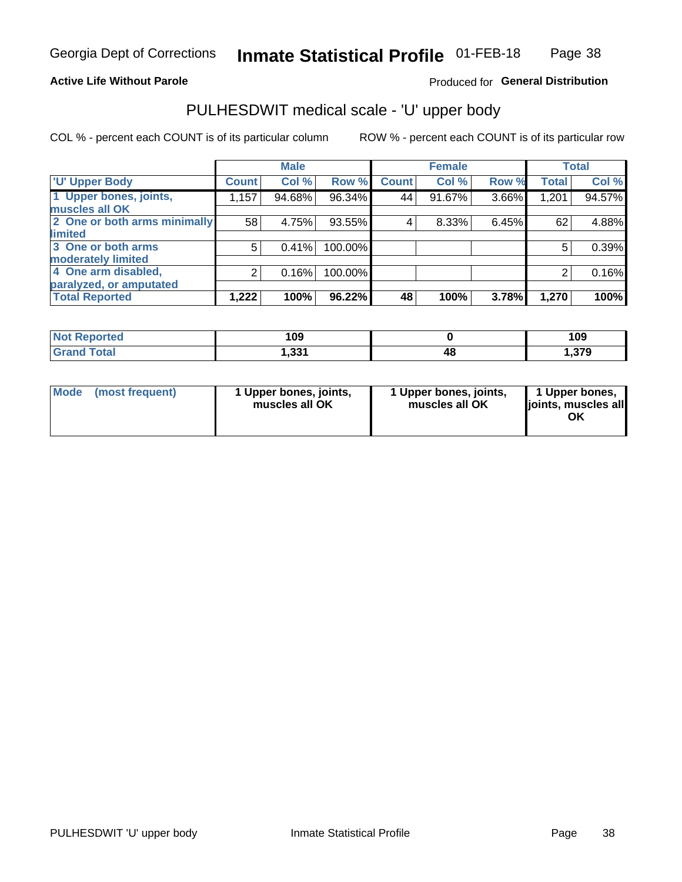**Active Life Without Parole** Produced for **General Distribution**

## PULHESDWIT medical scale - 'U' upper body

COL % - percent each COUNT is of its particular column ROW % - percent each COUNT is of its particular row

| | Male | | | Female | | | Total | |
|---|---|---|---|---|---|---|---|---|
| 'U' Upper Body | Count | Col % | Row % | Count | Col % | Row % | Total | Col % |
| 1 Upper bones, joints, muscles all OK | 1,157 | 94.68% | 96.34% | 44 | 91.67% | 3.66% | 1,201 | 94.57% |
| 2 One or both arms minimally limited | 58 | 4.75% | 93.55% | 4 | 8.33% | 6.45% | 62 | 4.88% |
| 3 One or both arms moderately limited | 5 | 0.41% | 100.00% | | | | 5 | 0.39% |
| 4 One arm disabled, paralyzed, or amputated | 2 | 0.16% | 100.00% | | | | 2 | 0.16% |
| **Total Reported** | **1,222** | **100%** | **96.22%** | **48** | **100%** | **3.78%** | **1,270** | **100%** |

| | Male | Female | Total |
|---|---|---|---|
| Not Reported | 109 | 0 | 109 |
| Grand Total | 1,331 | 48 | 1,379 |

| | Male | Female | Total |
|---|---|---|---|
| Mode (most frequent) | 1 Upper bones, joints, muscles all OK | 1 Upper bones, joints, muscles all OK | 1 Upper bones, joints, muscles all OK |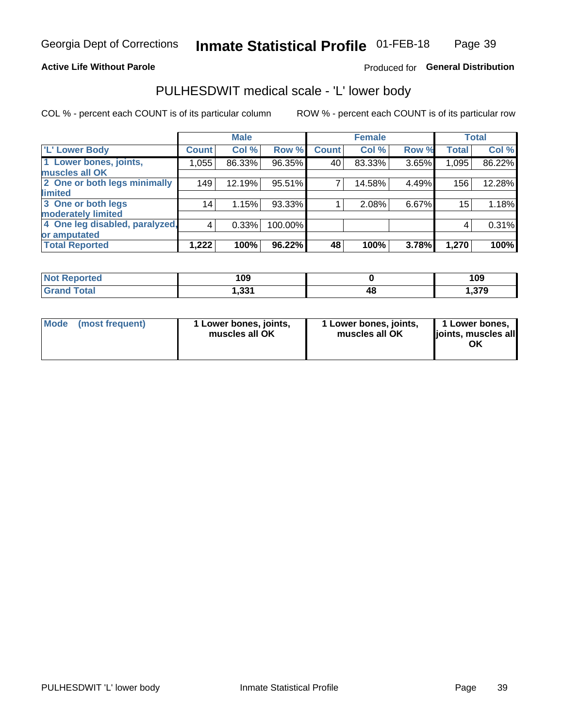**Active Life Without Parole** — Produced for **General Distribution**

# PULHESDWIT medical scale - 'L' lower body

COL % - percent each COUNT is of its particular column     ROW % - percent each COUNT is of its particular row

| | Male | | | Female | | | Total | |
|---|---|---|---|---|---|---|---|---|
| 'L' Lower Body | Count | Col % | Row % | Count | Col % | Row % | Total | Col % |
| 1 Lower bones, joints, muscles all OK | 1,055 | 86.33% | 96.35% | 40 | 83.33% | 3.65% | 1,095 | 86.22% |
| 2 One or both legs minimally limited | 149 | 12.19% | 95.51% | 7 | 14.58% | 4.49% | 156 | 12.28% |
| 3 One or both legs moderately limited | 14 | 1.15% | 93.33% | 1 | 2.08% | 6.67% | 15 | 1.18% |
| 4 One leg disabled, paralyzed, or amputated | 4 | 0.33% | 100.00% | | | | 4 | 0.31% |
| **Total Reported** | **1,222** | **100%** | **96.22%** | **48** | **100%** | **3.78%** | **1,270** | **100%** |

| | Male | Female | Total |
|---|---|---|---|
| Not Reported | 109 | 0 | 109 |
| Grand Total | 1,331 | 48 | 1,379 |

| | Male | Female | Total |
|---|---|---|---|
| Mode (most frequent) | 1 Lower bones, joints, muscles all OK | 1 Lower bones, joints, muscles all OK | 1 Lower bones, joints, muscles all OK |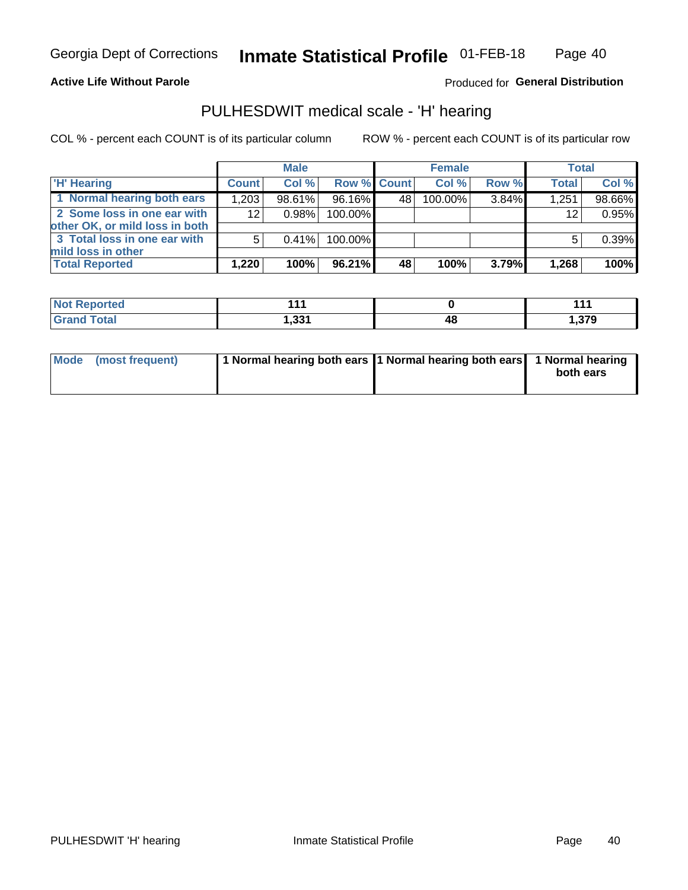**Active Life Without Parole**

Produced for **General Distribution**

## PULHESDWIT medical scale - 'H' hearing

COL % - percent each COUNT is of its particular column

ROW % - percent each COUNT is of its particular row

| | Male | | | Female | | | Total | |
|---|---|---|---|---|---|---|---|---|
| 'H' Hearing | Count | Col % | Row % | Count | Col % | Row % | Total | Col % |
| 1 Normal hearing both ears | 1,203 | 98.61% | 96.16% | 48 | 100.00% | 3.84% | 1,251 | 98.66% |
| 2 Some loss in one ear with other OK, or mild loss in both | 12 | 0.98% | 100.00% | | | | 12 | 0.95% |
| 3 Total loss in one ear with mild loss in other | 5 | 0.41% | 100.00% | | | | 5 | 0.39% |
| **Total Reported** | **1,220** | **100%** | **96.21%** | **48** | **100%** | **3.79%** | **1,268** | **100%** |

| | Male | Female | Total |
|---|---|---|---|
| Not Reported | 111 | 0 | 111 |
| Grand Total | 1,331 | 48 | 1,379 |

| | Male | Female | Total |
|---|---|---|---|
| Mode (most frequent) | 1 Normal hearing both ears | 1 Normal hearing both ears | 1 Normal hearing both ears |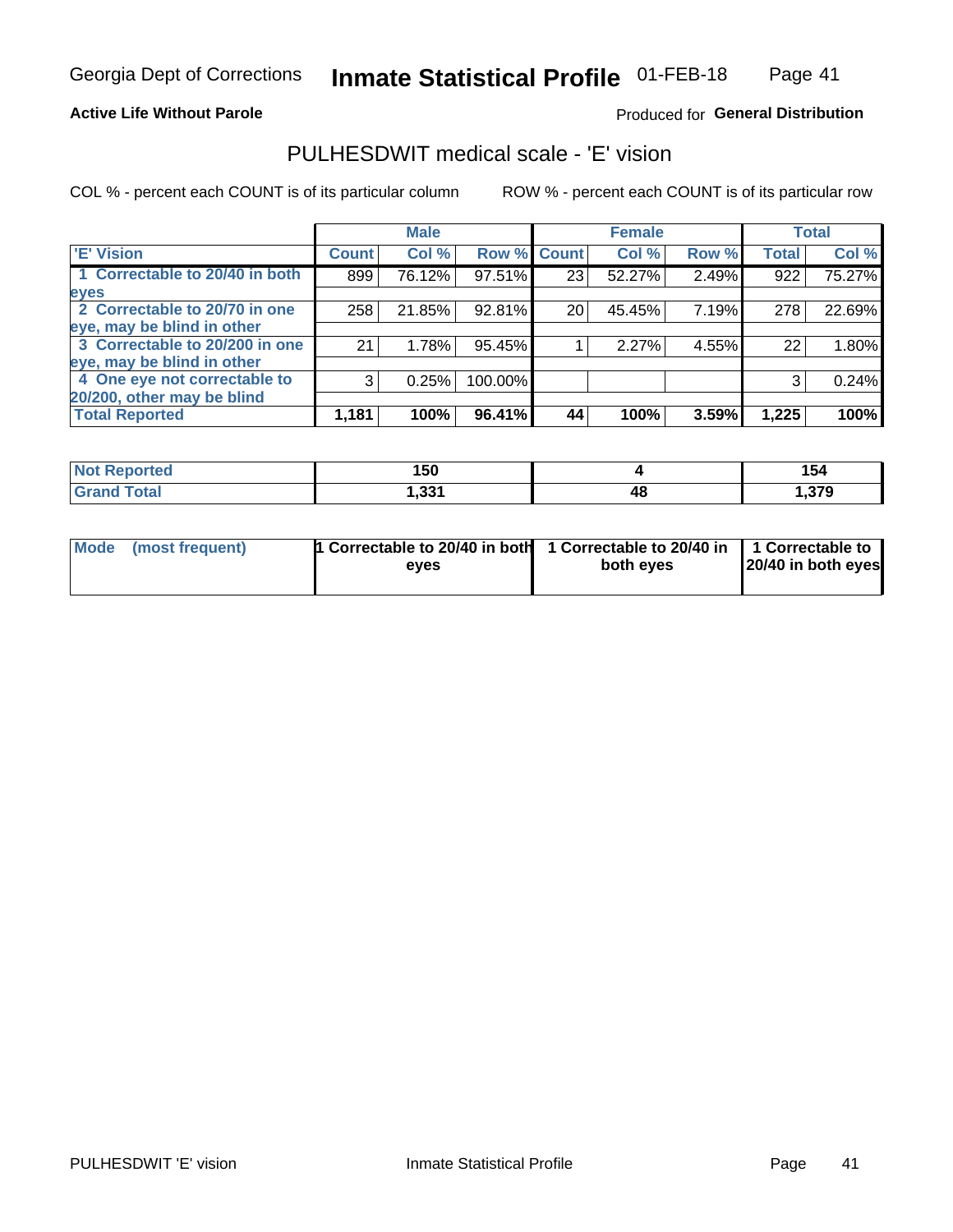Georgia Dept of Corrections **Inmate Statistical Profile** 01-FEB-18

**Active Life Without Parole**

Produced for **General Distribution**

## PULHESDWIT medical scale - 'E' vision

COL % - percent each COUNT is of its particular column

ROW % - percent each COUNT is of its particular row

| | Male | | | Female | | | Total | |
|---|---|---|---|---|---|---|---|---|
| **'E' Vision** | **Count** | **Col %** | **Row %** | **Count** | **Col %** | **Row %** | **Total** | **Col %** |
| **1 Correctable to 20/40 in both eyes** | 899 | 76.12% | 97.51% | 23 | 52.27% | 2.49% | 922 | 75.27% |
| **2 Correctable to 20/70 in one eye, may be blind in other** | 258 | 21.85% | 92.81% | 20 | 45.45% | 7.19% | 278 | 22.69% |
| **3 Correctable to 20/200 in one eye, may be blind in other** | 21 | 1.78% | 95.45% | 1 | 2.27% | 4.55% | 22 | 1.80% |
| **4 One eye not correctable to 20/200, other may be blind** | 3 | 0.25% | 100.00% | | | | 3 | 0.24% |
| **Total Reported** | **1,181** | **100%** | **96.41%** | **44** | **100%** | **3.59%** | **1,225** | **100%** |

| | Male | Female | Total |
|---|---|---|---|
| **Not Reported** | **150** | **4** | **154** |
| **Grand Total** | **1,331** | **48** | **1,379** |

| | Male | Female | Total |
|---|---|---|---|
| **Mode (most frequent)** | **1 Correctable to 20/40 in both eyes** | **1 Correctable to 20/40 in both eyes** | **1 Correctable to 20/40 in both eyes** |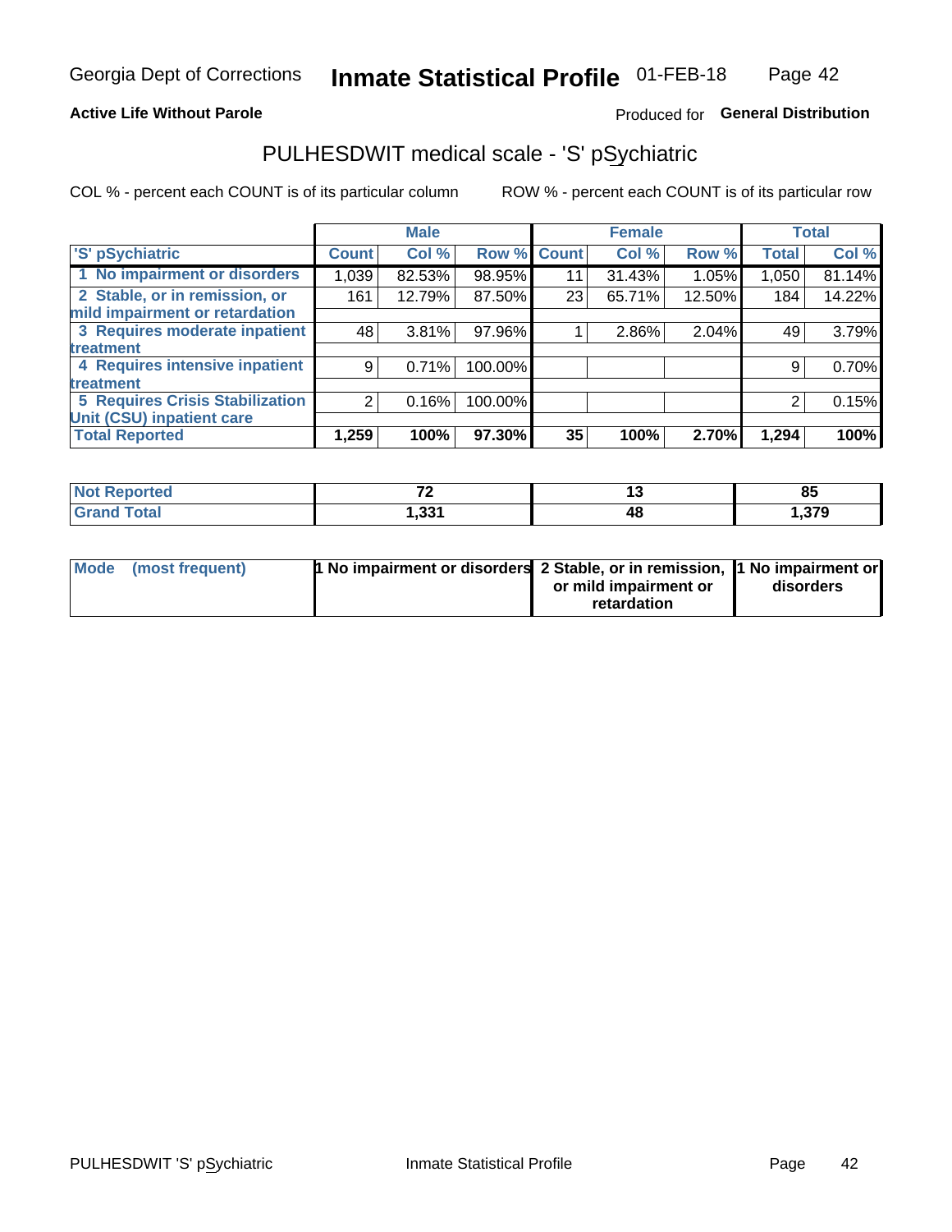Georgia Dept of Corrections **Inmate Statistical Profile** 01-FEB-18

**Active Life Without Parole**

Produced for **General Distribution**

## PULHESDWIT medical scale - 'S' pSychiatric

COL % - percent each COUNT is of its particular column ROW % - percent each COUNT is of its particular row

| 'S' pSychiatric | Male | | | Female | | | Total | |
|---|---|---|---|---|---|---|---|---|
| | Count | Col % | Row % | Count | Col % | Row % | Total | Col % |
| 1 No impairment or disorders | 1,039 | 82.53% | 98.95% | 11 | 31.43% | 1.05% | 1,050 | 81.14% |
| 2 Stable, or in remission, or mild impairment or retardation | 161 | 12.79% | 87.50% | 23 | 65.71% | 12.50% | 184 | 14.22% |
| 3 Requires moderate inpatient treatment | 48 | 3.81% | 97.96% | 1 | 2.86% | 2.04% | 49 | 3.79% |
| 4 Requires intensive inpatient treatment | 9 | 0.71% | 100.00% | | | | 9 | 0.70% |
| 5 Requires Crisis Stabilization Unit (CSU) inpatient care | 2 | 0.16% | 100.00% | | | | 2 | 0.15% |
| **Total Reported** | **1,259** | **100%** | **97.30%** | **35** | **100%** | **2.70%** | **1,294** | **100%** |

| | Male | Female | Total |
|---|---|---|---|
| Not Reported | 72 | 13 | 85 |
| Grand Total | 1,331 | 48 | 1,379 |

| Mode (most frequent) | Male | Female | Total |
|---|---|---|---|
| | 1 No impairment or disorders | 2 Stable, or in remission, or mild impairment or retardation | 1 No impairment or disorders |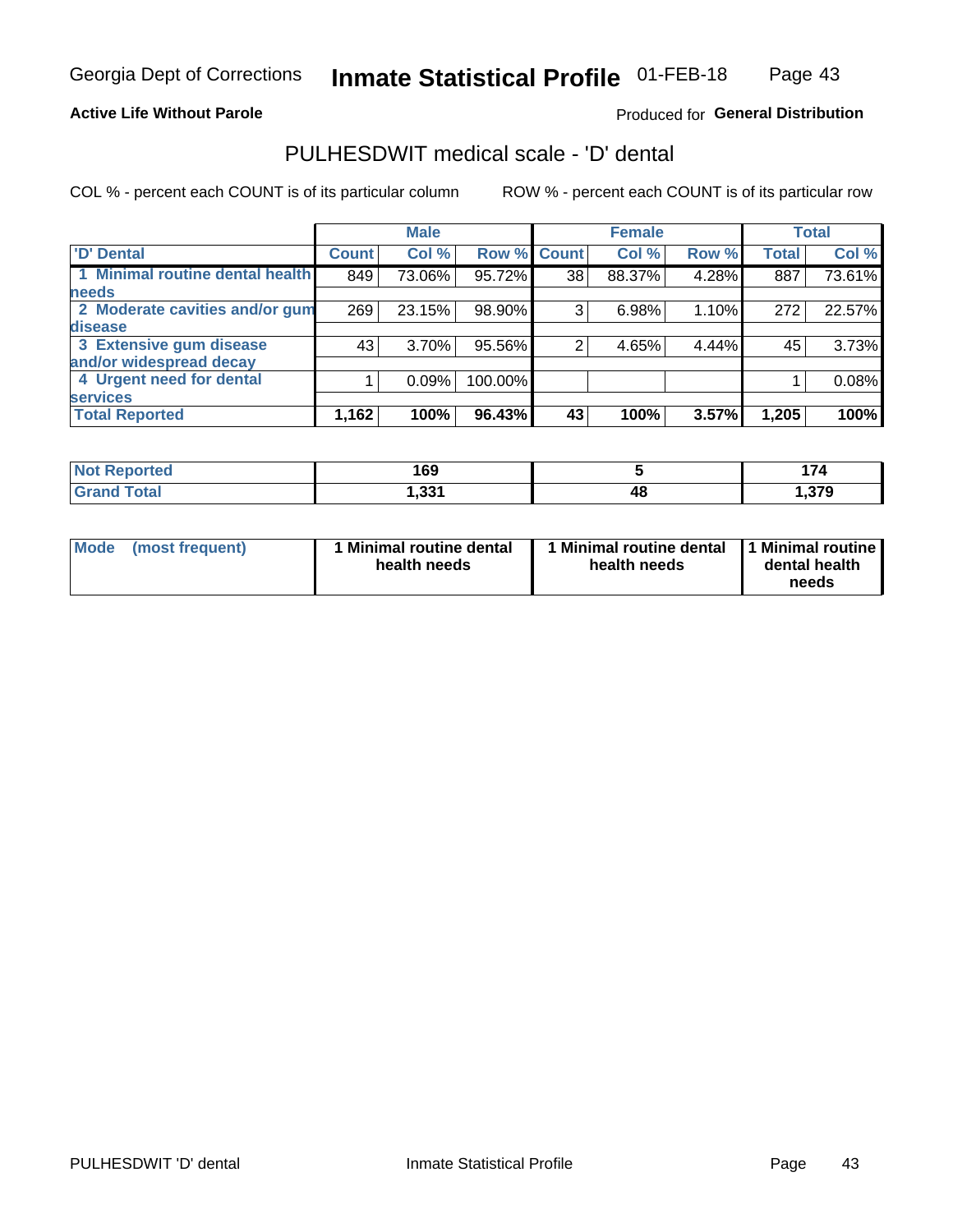Georgia Dept of Corrections **Inmate Statistical Profile** 01-FEB-18

**Active Life Without Parole**

Produced for **General Distribution**

## PULHESDWIT medical scale - 'D' dental

COL % - percent each COUNT is of its particular column ROW % - percent each COUNT is of its particular row

| | Male | | | Female | | | Total | |
|---|---|---|---|---|---|---|---|---|
| **'D' Dental** | **Count** | **Col %** | **Row %** | **Count** | **Col %** | **Row %** | **Total** | **Col %** |
| **1 Minimal routine dental health needs** | 849 | 73.06% | 95.72% | 38 | 88.37% | 4.28% | 887 | 73.61% |
| **2 Moderate cavities and/or gum disease** | 269 | 23.15% | 98.90% | 3 | 6.98% | 1.10% | 272 | 22.57% |
| **3 Extensive gum disease and/or widespread decay** | 43 | 3.70% | 95.56% | 2 | 4.65% | 4.44% | 45 | 3.73% |
| **4 Urgent need for dental services** | 1 | 0.09% | 100.00% | | | | 1 | 0.08% |
| **Total Reported** | **1,162** | **100%** | **96.43%** | **43** | **100%** | **3.57%** | **1,205** | **100%** |

| | Male | Female | Total |
|---|---|---|---|
| **Not Reported** | **169** | **5** | **174** |
| **Grand Total** | **1,331** | **48** | **1,379** |

| | Male | Female | Total |
|---|---|---|---|
| **Mode (most frequent)** | **1 Minimal routine dental health needs** | **1 Minimal routine dental health needs** | **1 Minimal routine dental health needs** |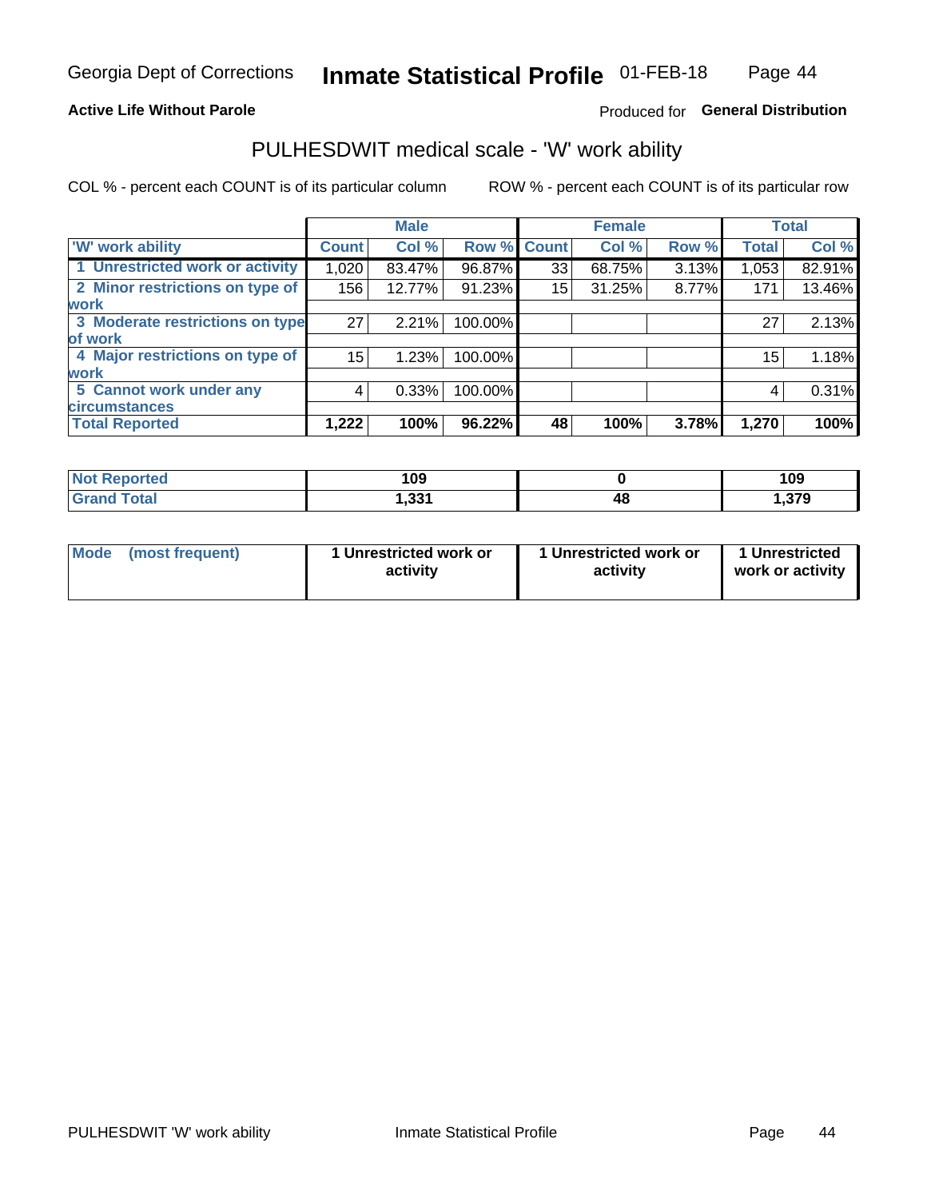Georgia Dept of Corrections **Inmate Statistical Profile** 01-FEB-18

**Active Life Without Parole**

Produced for **General Distribution**

## PULHESDWIT medical scale - 'W' work ability

COL % - percent each COUNT is of its particular column

ROW % - percent each COUNT is of its particular row

| | Male | | | Female | | | Total | |
|---|---|---|---|---|---|---|---|---|
| 'W' work ability | Count | Col % | Row % | Count | Col % | Row % | Total | Col % |
| 1 Unrestricted work or activity | 1,020 | 83.47% | 96.87% | 33 | 68.75% | 3.13% | 1,053 | 82.91% |
| 2 Minor restrictions on type of work | 156 | 12.77% | 91.23% | 15 | 31.25% | 8.77% | 171 | 13.46% |
| 3 Moderate restrictions on type of work | 27 | 2.21% | 100.00% | | | | 27 | 2.13% |
| 4 Major restrictions on type of work | 15 | 1.23% | 100.00% | | | | 15 | 1.18% |
| 5 Cannot work under any circumstances | 4 | 0.33% | 100.00% | | | | 4 | 0.31% |
| **Total Reported** | **1,222** | **100%** | **96.22%** | **48** | **100%** | **3.78%** | **1,270** | **100%** |

| | Male | Female | Total |
|---|---|---|---|
| Not Reported | 109 | 0 | 109 |
| Grand Total | 1,331 | 48 | 1,379 |

| | Male | Female | Total |
|---|---|---|---|
| Mode (most frequent) | 1 Unrestricted work or activity | 1 Unrestricted work or activity | 1 Unrestricted work or activity |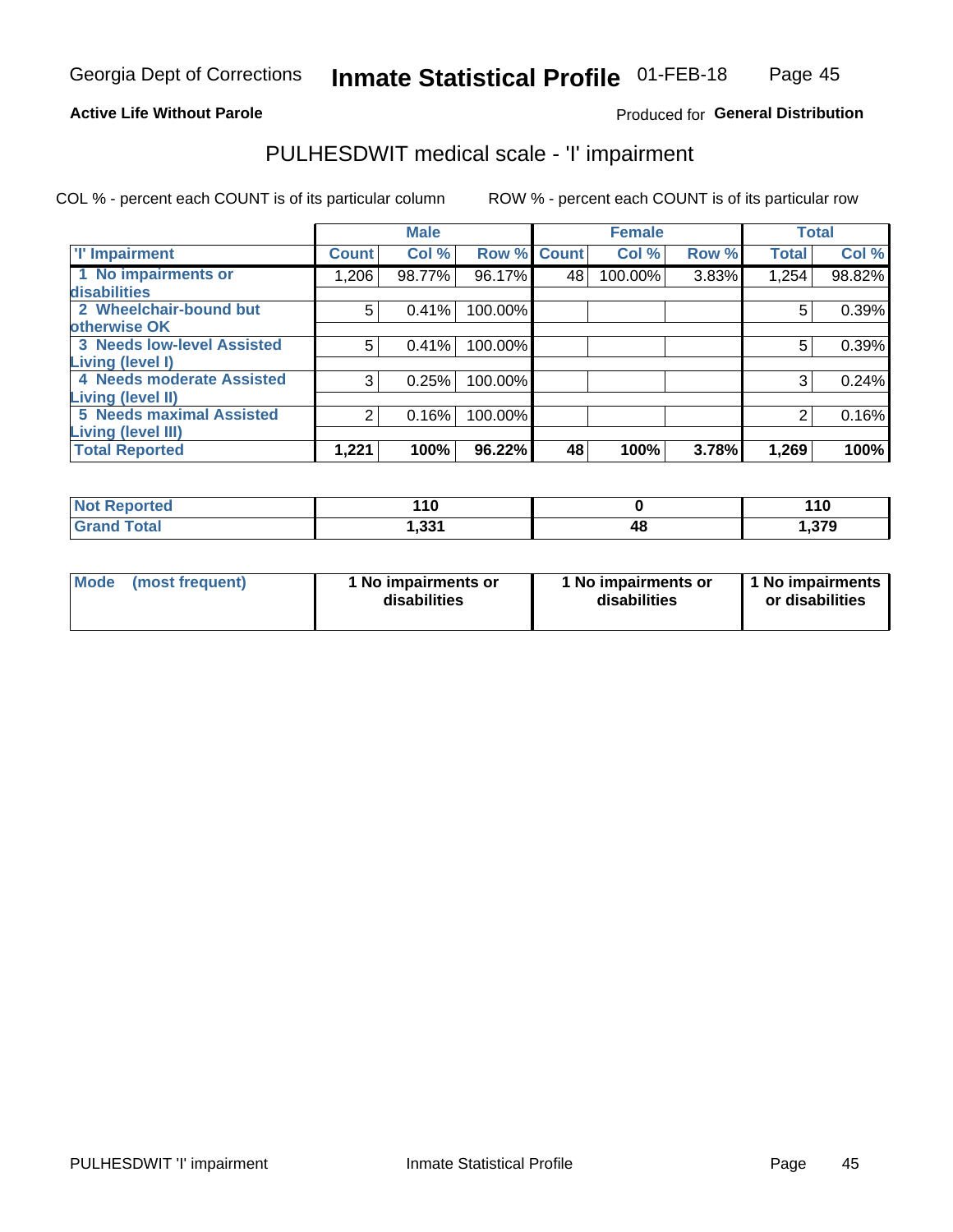Georgia Dept of Corrections **Inmate Statistical Profile** 01-FEB-18

**Active Life Without Parole**

Produced for **General Distribution**

# PULHESDWIT medical scale - 'I' impairment

COL % - percent each COUNT is of its particular column ROW % - percent each COUNT is of its particular row

| | Male | | | Female | | | Total | |
|---|---|---|---|---|---|---|---|---|
| 'I' Impairment | Count | Col % | Row % | Count | Col % | Row % | Total | Col % |
| 1 No impairments or disabilities | 1,206 | 98.77% | 96.17% | 48 | 100.00% | 3.83% | 1,254 | 98.82% |
| 2 Wheelchair-bound but otherwise OK | 5 | 0.41% | 100.00% | | | | 5 | 0.39% |
| 3 Needs low-level Assisted Living (level I) | 5 | 0.41% | 100.00% | | | | 5 | 0.39% |
| 4 Needs moderate Assisted Living (level II) | 3 | 0.25% | 100.00% | | | | 3 | 0.24% |
| 5 Needs maximal Assisted Living (level III) | 2 | 0.16% | 100.00% | | | | 2 | 0.16% |
| **Total Reported** | **1,221** | **100%** | **96.22%** | **48** | **100%** | **3.78%** | **1,269** | **100%** |

| | Male | Female | Total |
|---|---|---|---|
| Not Reported | 110 | 0 | 110 |
| Grand Total | 1,331 | 48 | 1,379 |

| | Male | Female | Total |
|---|---|---|---|
| Mode (most frequent) | 1 No impairments or disabilities | 1 No impairments or disabilities | 1 No impairments or disabilities |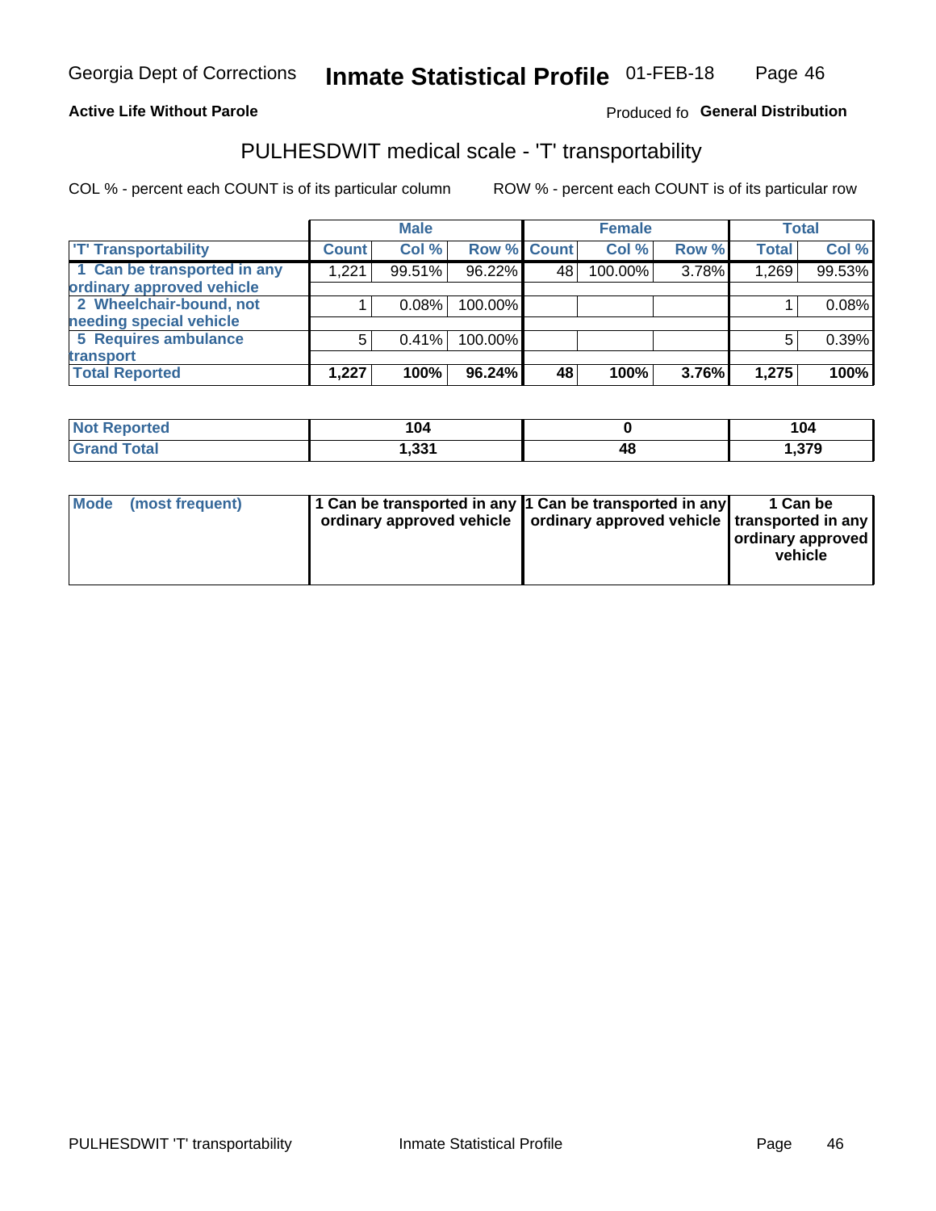Georgia Dept of Corrections **Inmate Statistical Profile** 01-FEB-18

**Active Life Without Parole**

Produced fo **General Distribution**

## PULHESDWIT medical scale - 'T' transportability

COL % - percent each COUNT is of its particular column ROW % - percent each COUNT is of its particular row

| | Male | | | Female | | | Total | |
|---|---|---|---|---|---|---|---|---|
| 'T' Transportability | Count | Col % | Row % | Count | Col % | Row % | Total | Col % |
| 1 Can be transported in any ordinary approved vehicle | 1,221 | 99.51% | 96.22% | 48 | 100.00% | 3.78% | 1,269 | 99.53% |
| 2 Wheelchair-bound, not needing special vehicle | 1 | 0.08% | 100.00% | | | | 1 | 0.08% |
| 5 Requires ambulance transport | 5 | 0.41% | 100.00% | | | | 5 | 0.39% |
| **Total Reported** | **1,227** | **100%** | **96.24%** | **48** | **100%** | **3.76%** | **1,275** | **100%** |

| | Male | Female | Total |
|---|---|---|---|
| Not Reported | 104 | 0 | 104 |
| Grand Total | 1,331 | 48 | 1,379 |

| | Male | Female | Total |
|---|---|---|---|
| Mode (most frequent) | 1 Can be transported in any ordinary approved vehicle | 1 Can be transported in any ordinary approved vehicle | 1 Can be transported in any ordinary approved vehicle |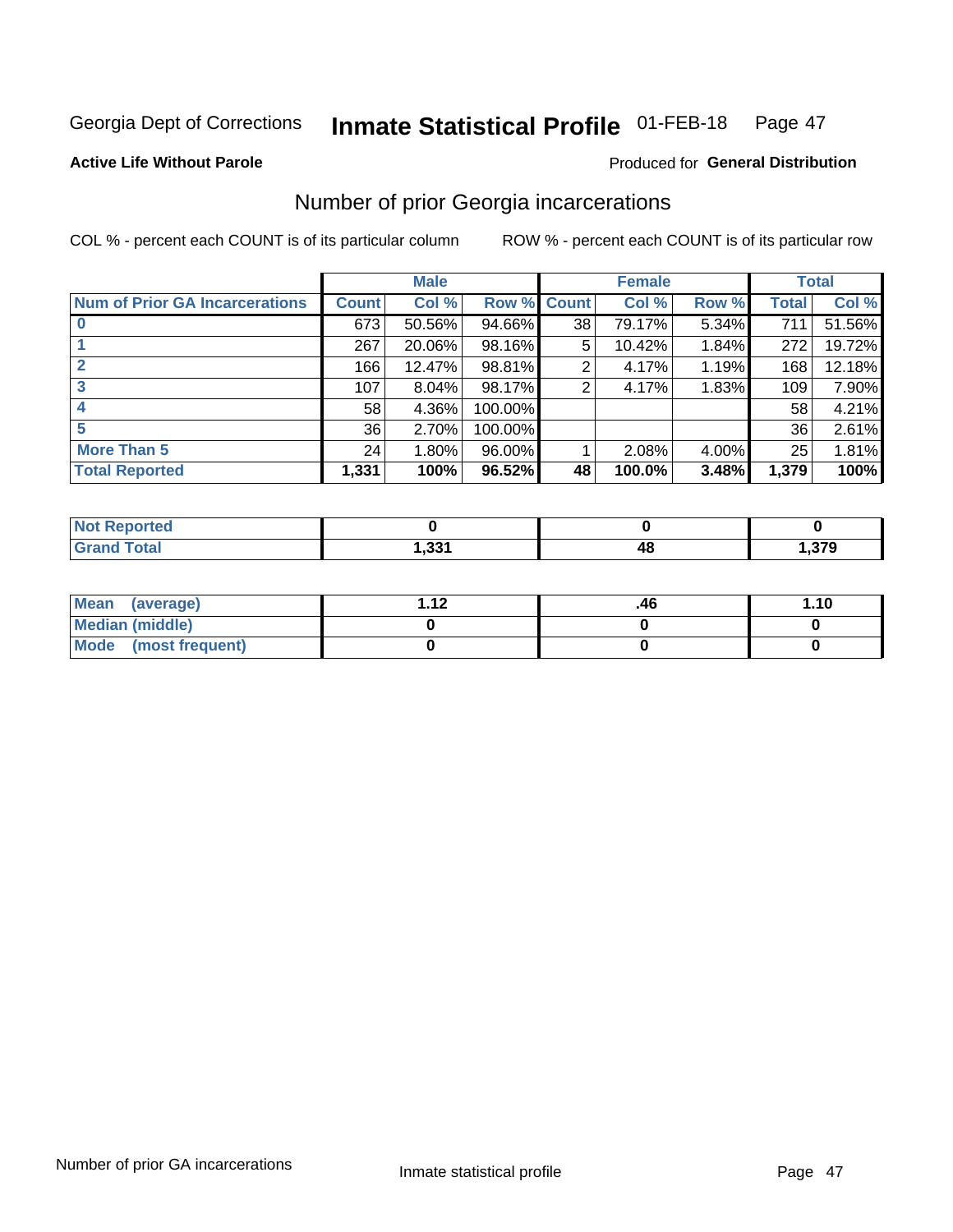Georgia Dept of Corrections **Inmate Statistical Profile** 01-FEB-18

**Active Life Without Parole** Produced for **General Distribution**

## Number of prior Georgia incarcerations

COL % - percent each COUNT is of its particular column ROW % - percent each COUNT is of its particular row

| | Male | | | Female | | | Total | |
|---|---|---|---|---|---|---|---|---|
| **Num of Prior GA Incarcerations** | **Count** | **Col %** | **Row %** | **Count** | **Col %** | **Row %** | **Total** | **Col %** |
| **0** | 673 | 50.56% | 94.66% | 38 | 79.17% | 5.34% | 711 | 51.56% |
| **1** | 267 | 20.06% | 98.16% | 5 | 10.42% | 1.84% | 272 | 19.72% |
| **2** | 166 | 12.47% | 98.81% | 2 | 4.17% | 1.19% | 168 | 12.18% |
| **3** | 107 | 8.04% | 98.17% | 2 | 4.17% | 1.83% | 109 | 7.90% |
| **4** | 58 | 4.36% | 100.00% | | | | 58 | 4.21% |
| **5** | 36 | 2.70% | 100.00% | | | | 36 | 2.61% |
| **More Than 5** | 24 | 1.80% | 96.00% | 1 | 2.08% | 4.00% | 25 | 1.81% |
| **Total Reported** | **1,331** | **100%** | **96.52%** | **48** | **100.0%** | **3.48%** | **1,379** | **100%** |

| | Male | Female | Total |
|---|---|---|---|
| **Not Reported** | **0** | **0** | **0** |
| **Grand Total** | **1,331** | **48** | **1,379** |

| | Male | Female | Total |
|---|---|---|---|
| **Mean (average)** | **1.12** | **.46** | **1.10** |
| **Median (middle)** | **0** | **0** | **0** |
| **Mode (most frequent)** | **0** | **0** | **0** |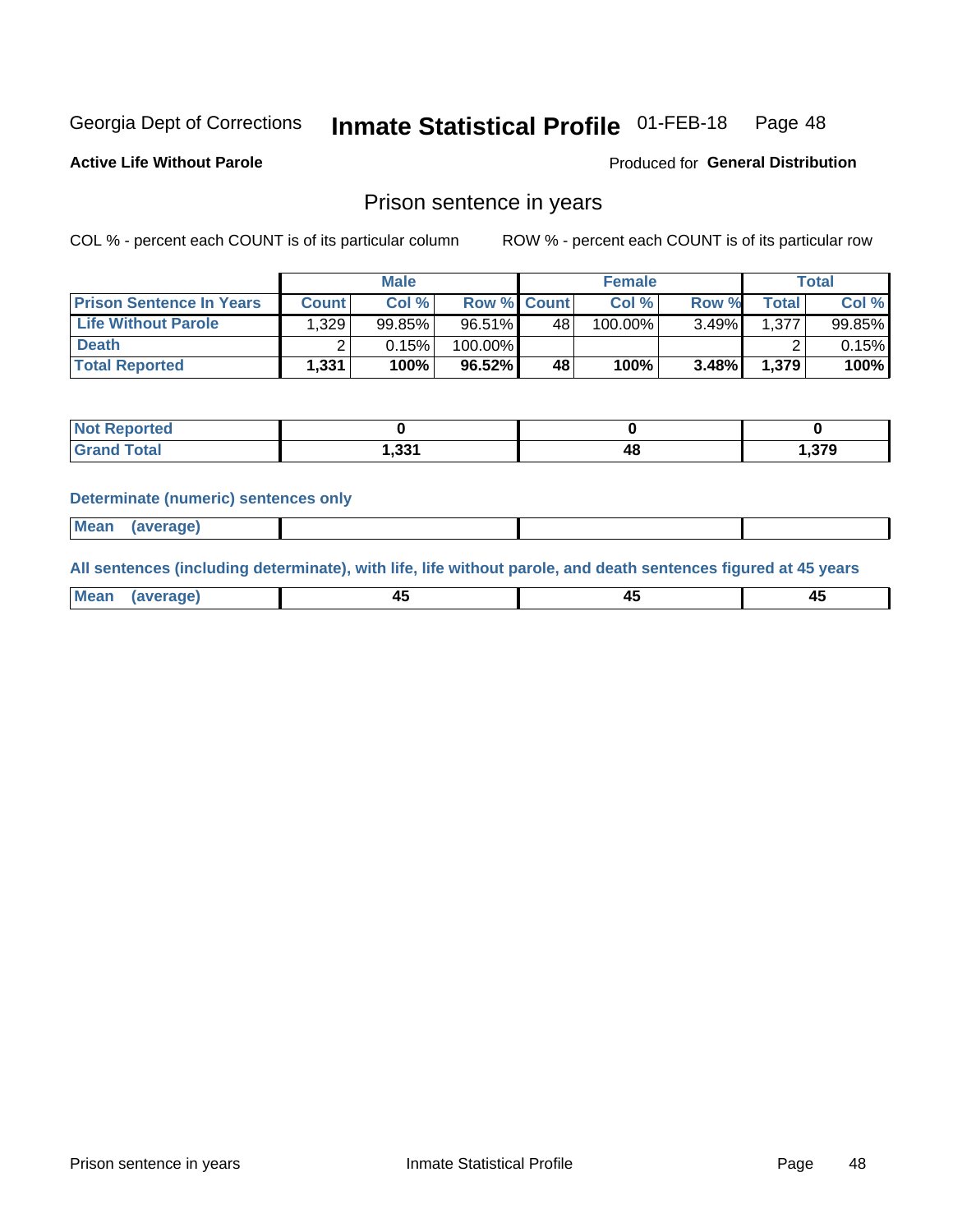Georgia Dept of Corrections **Inmate Statistical Profile** 01-FEB-18

**Active Life Without Parole**

Produced for **General Distribution**

## Prison sentence in years

COL % - percent each COUNT is of its particular column

ROW % - percent each COUNT is of its particular row

| | Male | | | Female | | | Total | |
|---|---|---|---|---|---|---|---|---|
| **Prison Sentence In Years** | **Count** | **Col %** | **Row %** | **Count** | **Col %** | **Row %** | **Total** | **Col %** |
| **Life Without Parole** | 1,329 | 99.85% | 96.51% | 48 | 100.00% | 3.49% | 1,377 | 99.85% |
| **Death** | 2 | 0.15% | 100.00% | | | | 2 | 0.15% |
| **Total Reported** | **1,331** | **100%** | **96.52%** | **48** | **100%** | **3.48%** | **1,379** | **100%** |

| | Male | Female | Total |
|---|---|---|---|
| **Not Reported** | **0** | **0** | **0** |
| **Grand Total** | **1,331** | **48** | **1,379** |

**Determinate (numeric) sentences only**

| | Male | Female | Total |
|---|---|---|---|
| **Mean (average)** | | | |

**All sentences (including determinate), with life, life without parole, and death sentences figured at 45 years**

| | Male | Female | Total |
|---|---|---|---|
| **Mean (average)** | **45** | **45** | **45** |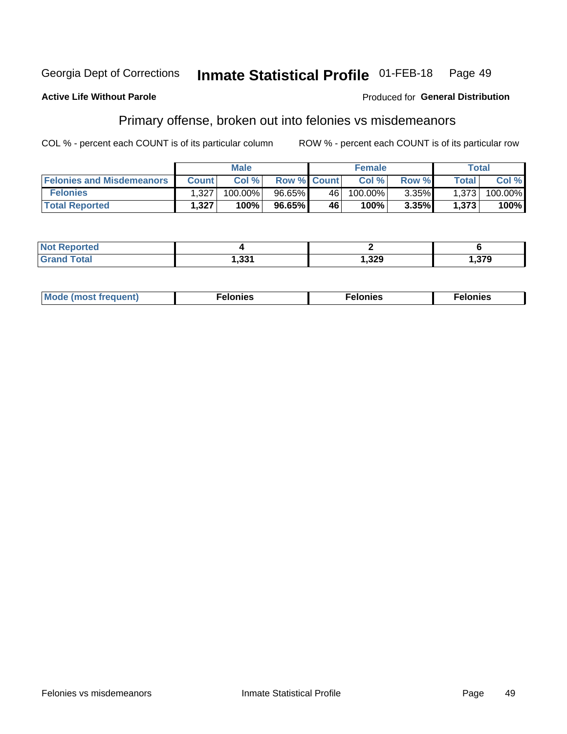Georgia Dept of Corrections **Inmate Statistical Profile** 01-FEB-18

**Active Life Without Parole**

Produced for **General Distribution**

## Primary offense, broken out into felonies vs misdemeanors

COL % - percent each COUNT is of its particular column

ROW % - percent each COUNT is of its particular row

| | Male | | | Female | | | Total | |
|---|---|---|---|---|---|---|---|---|
| **Felonies and Misdemeanors** | **Count** | **Col %** | **Row %** | **Count** | **Col %** | **Row %** | **Total** | **Col %** |
| **Felonies** | 1,327 | 100.00% | 96.65% | 46 | 100.00% | 3.35% | 1,373 | 100.00% |
| **Total Reported** | **1,327** | **100%** | **96.65%** | **46** | **100%** | **3.35%** | **1,373** | **100%** |

| | Male | Female | Total |
|---|---|---|---|
| **Not Reported** | **4** | **2** | **6** |
| **Grand Total** | **1,331** | **1,329** | **1,379** |

| | Male | Female | Total |
|---|---|---|---|
| **Mode (most frequent)** | **Felonies** | **Felonies** | **Felonies** |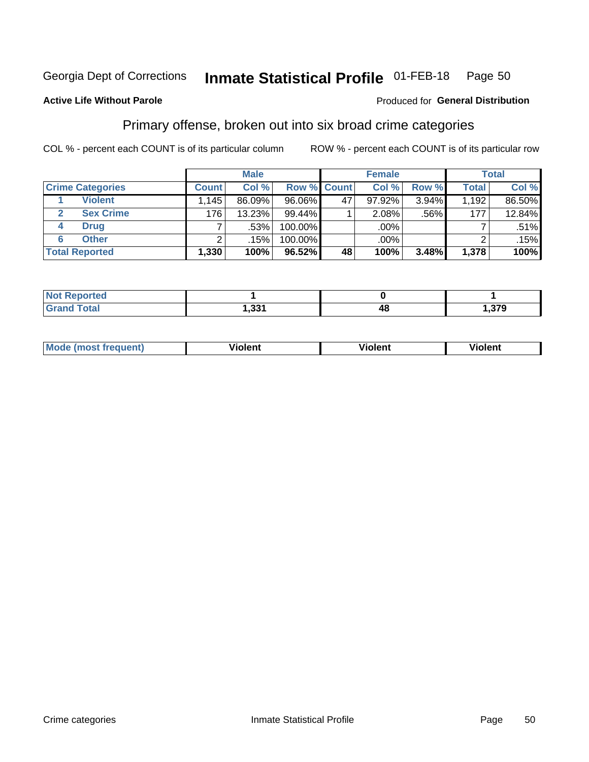Georgia Dept of Corrections **Inside Statistical Profile** 01-FEB-18

**Active Life Without Parole**

Produced for **General Distribution**

## Primary offense, broken out into six broad crime categories

COL % - percent each COUNT is of its particular column

ROW % - percent each COUNT is of its particular row

| | Male | | | Female | | | Total | |
|---|---|---|---|---|---|---|---|---|
| Crime Categories | Count | Col % | Row % | Count | Col % | Row % | Total | Col % |
| 1 Violent | 1,145 | 86.09% | 96.06% | 47 | 97.92% | 3.94% | 1,192 | 86.50% |
| 2 Sex Crime | 176 | 13.23% | 99.44% | 1 | 2.08% | .56% | 177 | 12.84% |
| 4 Drug | 7 | .53% | 100.00% | | .00% | | 7 | .51% |
| 6 Other | 2 | .15% | 100.00% | | .00% | | 2 | .15% |
| **Total Reported** | **1,330** | **100%** | **96.52%** | **48** | **100%** | **3.48%** | **1,378** | **100%** |

| | Male | Female | Total |
|---|---|---|---|
| Not Reported | 1 | 0 | 1 |
| Grand Total | 1,331 | 48 | 1,379 |

| | Male | Female | Total |
|---|---|---|---|
| Mode (most frequent) | Violent | Violent | Violent |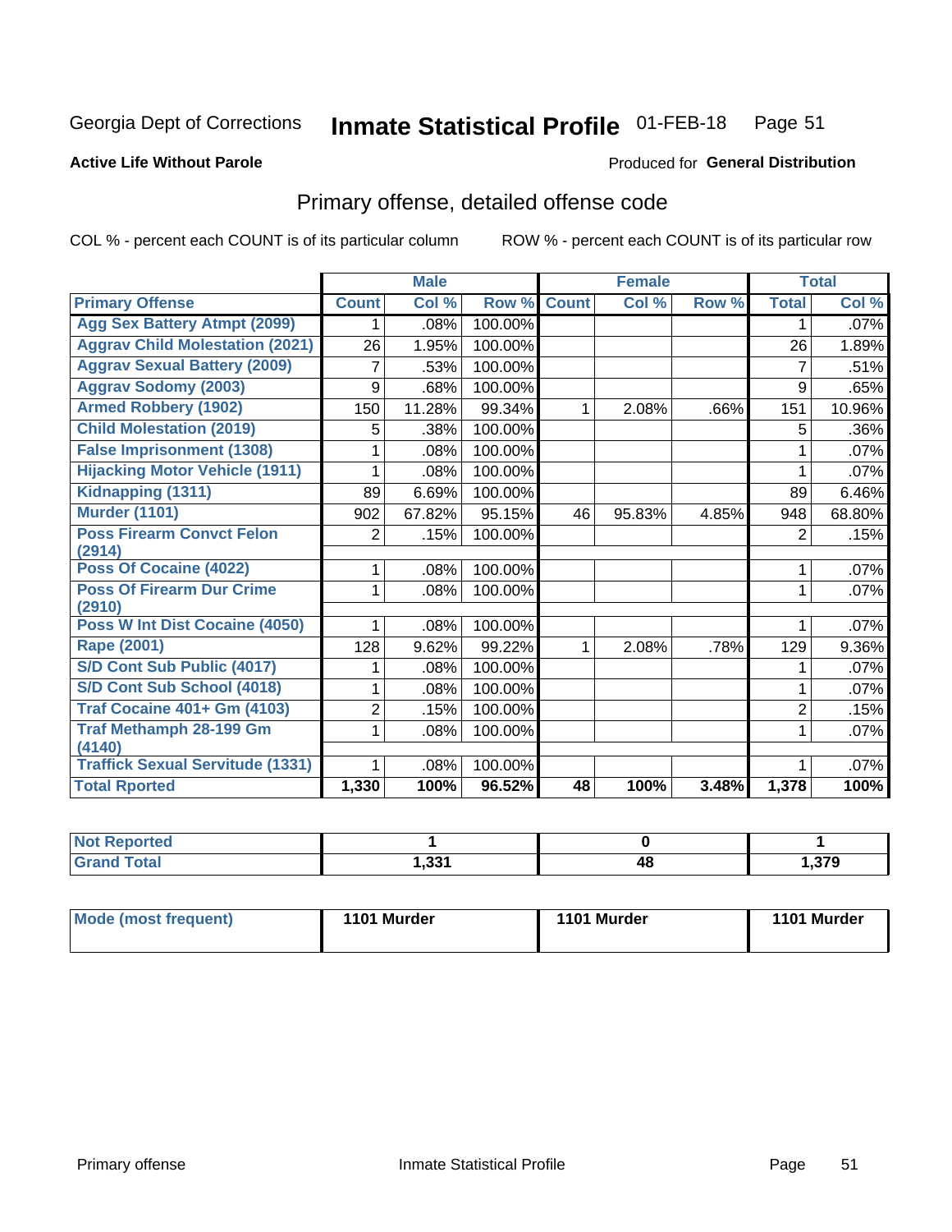Georgia Dept of Corrections **Inmate Statistical Profile** 01-FEB-18

**Active Life Without Parole**

Produced for **General Distribution**

## Primary offense, detailed offense code

COL % - percent each COUNT is of its particular column ROW % - percent each COUNT is of its particular row

| | Male | | | Female | | | Total | |
|---|---|---|---|---|---|---|---|---|
| **Primary Offense** | **Count** | **Col %** | **Row %** | **Count** | **Col %** | **Row %** | **Total** | **Col %** |
| Agg Sex Battery Atmpt (2099) | 1 | .08% | 100.00% | | | | 1 | .07% |
| Aggrav Child Molestation (2021) | 26 | 1.95% | 100.00% | | | | 26 | 1.89% |
| Aggrav Sexual Battery (2009) | 7 | .53% | 100.00% | | | | 7 | .51% |
| Aggrav Sodomy (2003) | 9 | .68% | 100.00% | | | | 9 | .65% |
| Armed Robbery (1902) | 150 | 11.28% | 99.34% | 1 | 2.08% | .66% | 151 | 10.96% |
| Child Molestation (2019) | 5 | .38% | 100.00% | | | | 5 | .36% |
| False Imprisonment (1308) | 1 | .08% | 100.00% | | | | 1 | .07% |
| Hijacking Motor Vehicle (1911) | 1 | .08% | 100.00% | | | | 1 | .07% |
| Kidnapping (1311) | 89 | 6.69% | 100.00% | | | | 89 | 6.46% |
| Murder (1101) | 902 | 67.82% | 95.15% | 46 | 95.83% | 4.85% | 948 | 68.80% |
| Poss Firearm Convct Felon (2914) | 2 | .15% | 100.00% | | | | 2 | .15% |
| Poss Of Cocaine (4022) | 1 | .08% | 100.00% | | | | 1 | .07% |
| Poss Of Firearm Dur Crime (2910) | 1 | .08% | 100.00% | | | | 1 | .07% |
| Poss W Int Dist Cocaine (4050) | 1 | .08% | 100.00% | | | | 1 | .07% |
| Rape (2001) | 128 | 9.62% | 99.22% | 1 | 2.08% | .78% | 129 | 9.36% |
| S/D Cont Sub Public (4017) | 1 | .08% | 100.00% | | | | 1 | .07% |
| S/D Cont Sub School (4018) | 1 | .08% | 100.00% | | | | 1 | .07% |
| Traf Cocaine 401+ Gm (4103) | 2 | .15% | 100.00% | | | | 2 | .15% |
| Traf Methamph 28-199 Gm (4140) | 1 | .08% | 100.00% | | | | 1 | .07% |
| Traffick Sexual Servitude (1331) | 1 | .08% | 100.00% | | | | 1 | .07% |
| **Total Rported** | **1,330** | **100%** | **96.52%** | **48** | **100%** | **3.48%** | **1,378** | **100%** |

| | Male | Female | Total |
|---|---|---|---|
| Not Reported | 1 | 0 | 1 |
| Grand Total | 1,331 | 48 | 1,379 |

| | Male | Female | Total |
|---|---|---|---|
| Mode (most frequent) | 1101 Murder | 1101 Murder | 1101 Murder |

Primary offense Inmate Statistical Profile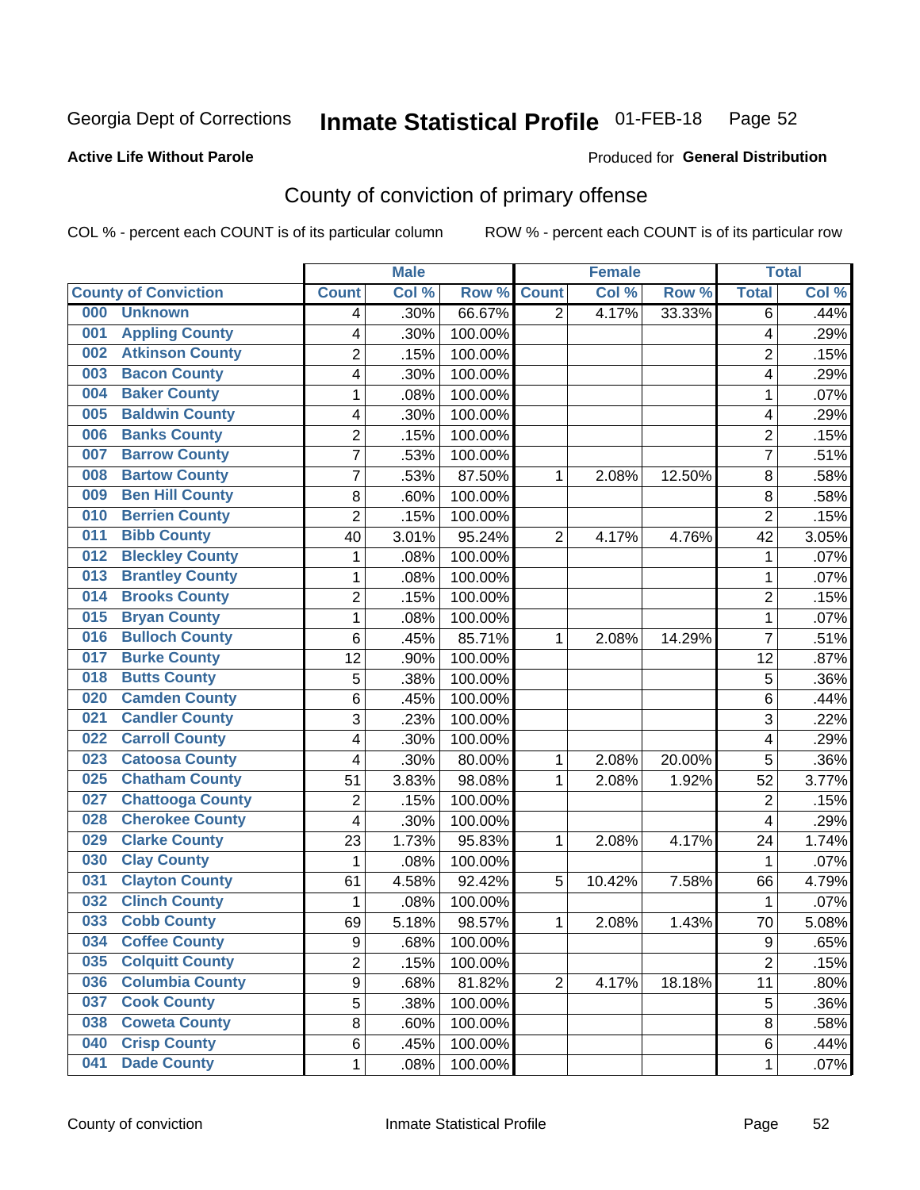Georgia Dept of Corrections **Inmate Statistical Profile** 01-FEB-18 Page 52

**Active Life Without Parole**

Produced for **General Distribution**

## County of conviction of primary offense

COL % - percent each COUNT is of its particular column ROW % - percent each COUNT is of its particular row

| County of Conviction | Male | | | Female | | | Total | |
|---|---|---|---|---|---|---|---|---|
| | Count | Col % | Row % | Count | Col % | Row % | Total | Col % |
| 000 Unknown | 4 | .30% | 66.67% | 2 | 4.17% | 33.33% | 6 | .44% |
| 001 Appling County | 4 | .30% | 100.00% | | | | 4 | .29% |
| 002 Atkinson County | 2 | .15% | 100.00% | | | | 2 | .15% |
| 003 Bacon County | 4 | .30% | 100.00% | | | | 4 | .29% |
| 004 Baker County | 1 | .08% | 100.00% | | | | 1 | .07% |
| 005 Baldwin County | 4 | .30% | 100.00% | | | | 4 | .29% |
| 006 Banks County | 2 | .15% | 100.00% | | | | 2 | .15% |
| 007 Barrow County | 7 | .53% | 100.00% | | | | 7 | .51% |
| 008 Bartow County | 7 | .53% | 87.50% | 1 | 2.08% | 12.50% | 8 | .58% |
| 009 Ben Hill County | 8 | .60% | 100.00% | | | | 8 | .58% |
| 010 Berrien County | 2 | .15% | 100.00% | | | | 2 | .15% |
| 011 Bibb County | 40 | 3.01% | 95.24% | 2 | 4.17% | 4.76% | 42 | 3.05% |
| 012 Bleckley County | 1 | .08% | 100.00% | | | | 1 | .07% |
| 013 Brantley County | 1 | .08% | 100.00% | | | | 1 | .07% |
| 014 Brooks County | 2 | .15% | 100.00% | | | | 2 | .15% |
| 015 Bryan County | 1 | .08% | 100.00% | | | | 1 | .07% |
| 016 Bulloch County | 6 | .45% | 85.71% | 1 | 2.08% | 14.29% | 7 | .51% |
| 017 Burke County | 12 | .90% | 100.00% | | | | 12 | .87% |
| 018 Butts County | 5 | .38% | 100.00% | | | | 5 | .36% |
| 020 Camden County | 6 | .45% | 100.00% | | | | 6 | .44% |
| 021 Candler County | 3 | .23% | 100.00% | | | | 3 | .22% |
| 022 Carroll County | 4 | .30% | 100.00% | | | | 4 | .29% |
| 023 Catoosa County | 4 | .30% | 80.00% | 1 | 2.08% | 20.00% | 5 | .36% |
| 025 Chatham County | 51 | 3.83% | 98.08% | 1 | 2.08% | 1.92% | 52 | 3.77% |
| 027 Chattooga County | 2 | .15% | 100.00% | | | | 2 | .15% |
| 028 Cherokee County | 4 | .30% | 100.00% | | | | 4 | .29% |
| 029 Clarke County | 23 | 1.73% | 95.83% | 1 | 2.08% | 4.17% | 24 | 1.74% |
| 030 Clay County | 1 | .08% | 100.00% | | | | 1 | .07% |
| 031 Clayton County | 61 | 4.58% | 92.42% | 5 | 10.42% | 7.58% | 66 | 4.79% |
| 032 Clinch County | 1 | .08% | 100.00% | | | | 1 | .07% |
| 033 Cobb County | 69 | 5.18% | 98.57% | 1 | 2.08% | 1.43% | 70 | 5.08% |
| 034 Coffee County | 9 | .68% | 100.00% | | | | 9 | .65% |
| 035 Colquitt County | 2 | .15% | 100.00% | | | | 2 | .15% |
| 036 Columbia County | 9 | .68% | 81.82% | 2 | 4.17% | 18.18% | 11 | .80% |
| 037 Cook County | 5 | .38% | 100.00% | | | | 5 | .36% |
| 038 Coweta County | 8 | .60% | 100.00% | | | | 8 | .58% |
| 040 Crisp County | 6 | .45% | 100.00% | | | | 6 | .44% |
| 041 Dade County | 1 | .08% | 100.00% | | | | 1 | .07% |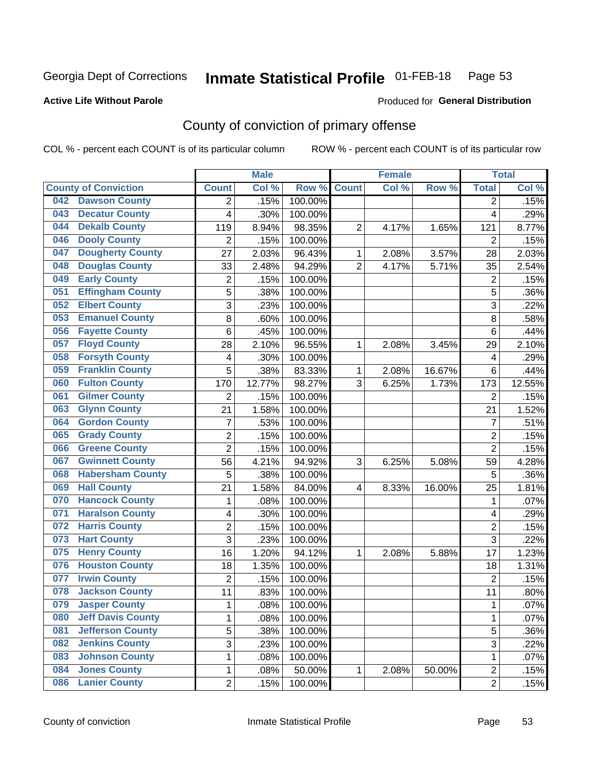Georgia Dept of Corrections **Inmate Statistical Profile** 01-FEB-18

**Active Life Without Parole**

Produced for **General Distribution**

## County of conviction of primary offense

COL % - percent each COUNT is of its particular column ROW % - percent each COUNT is of its particular row

| County of Conviction | Male | | | Female | | | Total | |
|---|---|---|---|---|---|---|---|---|
| | Count | Col % | Row % | Count | Col % | Row % | Total | Col % |
| 042 Dawson County | 2 | .15% | 100.00% | | | | 2 | .15% |
| 043 Decatur County | 4 | .30% | 100.00% | | | | 4 | .29% |
| 044 Dekalb County | 119 | 8.94% | 98.35% | 2 | 4.17% | 1.65% | 121 | 8.77% |
| 046 Dooly County | 2 | .15% | 100.00% | | | | 2 | .15% |
| 047 Dougherty County | 27 | 2.03% | 96.43% | 1 | 2.08% | 3.57% | 28 | 2.03% |
| 048 Douglas County | 33 | 2.48% | 94.29% | 2 | 4.17% | 5.71% | 35 | 2.54% |
| 049 Early County | 2 | .15% | 100.00% | | | | 2 | .15% |
| 051 Effingham County | 5 | .38% | 100.00% | | | | 5 | .36% |
| 052 Elbert County | 3 | .23% | 100.00% | | | | 3 | .22% |
| 053 Emanuel County | 8 | .60% | 100.00% | | | | 8 | .58% |
| 056 Fayette County | 6 | .45% | 100.00% | | | | 6 | .44% |
| 057 Floyd County | 28 | 2.10% | 96.55% | 1 | 2.08% | 3.45% | 29 | 2.10% |
| 058 Forsyth County | 4 | .30% | 100.00% | | | | 4 | .29% |
| 059 Franklin County | 5 | .38% | 83.33% | 1 | 2.08% | 16.67% | 6 | .44% |
| 060 Fulton County | 170 | 12.77% | 98.27% | 3 | 6.25% | 1.73% | 173 | 12.55% |
| 061 Gilmer County | 2 | .15% | 100.00% | | | | 2 | .15% |
| 063 Glynn County | 21 | 1.58% | 100.00% | | | | 21 | 1.52% |
| 064 Gordon County | 7 | .53% | 100.00% | | | | 7 | .51% |
| 065 Grady County | 2 | .15% | 100.00% | | | | 2 | .15% |
| 066 Greene County | 2 | .15% | 100.00% | | | | 2 | .15% |
| 067 Gwinnett County | 56 | 4.21% | 94.92% | 3 | 6.25% | 5.08% | 59 | 4.28% |
| 068 Habersham County | 5 | .38% | 100.00% | | | | 5 | .36% |
| 069 Hall County | 21 | 1.58% | 84.00% | 4 | 8.33% | 16.00% | 25 | 1.81% |
| 070 Hancock County | 1 | .08% | 100.00% | | | | 1 | .07% |
| 071 Haralson County | 4 | .30% | 100.00% | | | | 4 | .29% |
| 072 Harris County | 2 | .15% | 100.00% | | | | 2 | .15% |
| 073 Hart County | 3 | .23% | 100.00% | | | | 3 | .22% |
| 075 Henry County | 16 | 1.20% | 94.12% | 1 | 2.08% | 5.88% | 17 | 1.23% |
| 076 Houston County | 18 | 1.35% | 100.00% | | | | 18 | 1.31% |
| 077 Irwin County | 2 | .15% | 100.00% | | | | 2 | .15% |
| 078 Jackson County | 11 | .83% | 100.00% | | | | 11 | .80% |
| 079 Jasper County | 1 | .08% | 100.00% | | | | 1 | .07% |
| 080 Jeff Davis County | 1 | .08% | 100.00% | | | | 1 | .07% |
| 081 Jefferson County | 5 | .38% | 100.00% | | | | 5 | .36% |
| 082 Jenkins County | 3 | .23% | 100.00% | | | | 3 | .22% |
| 083 Johnson County | 1 | .08% | 100.00% | | | | 1 | .07% |
| 084 Jones County | 1 | .08% | 50.00% | 1 | 2.08% | 50.00% | 2 | .15% |
| 086 Lanier County | 2 | .15% | 100.00% | | | | 2 | .15% |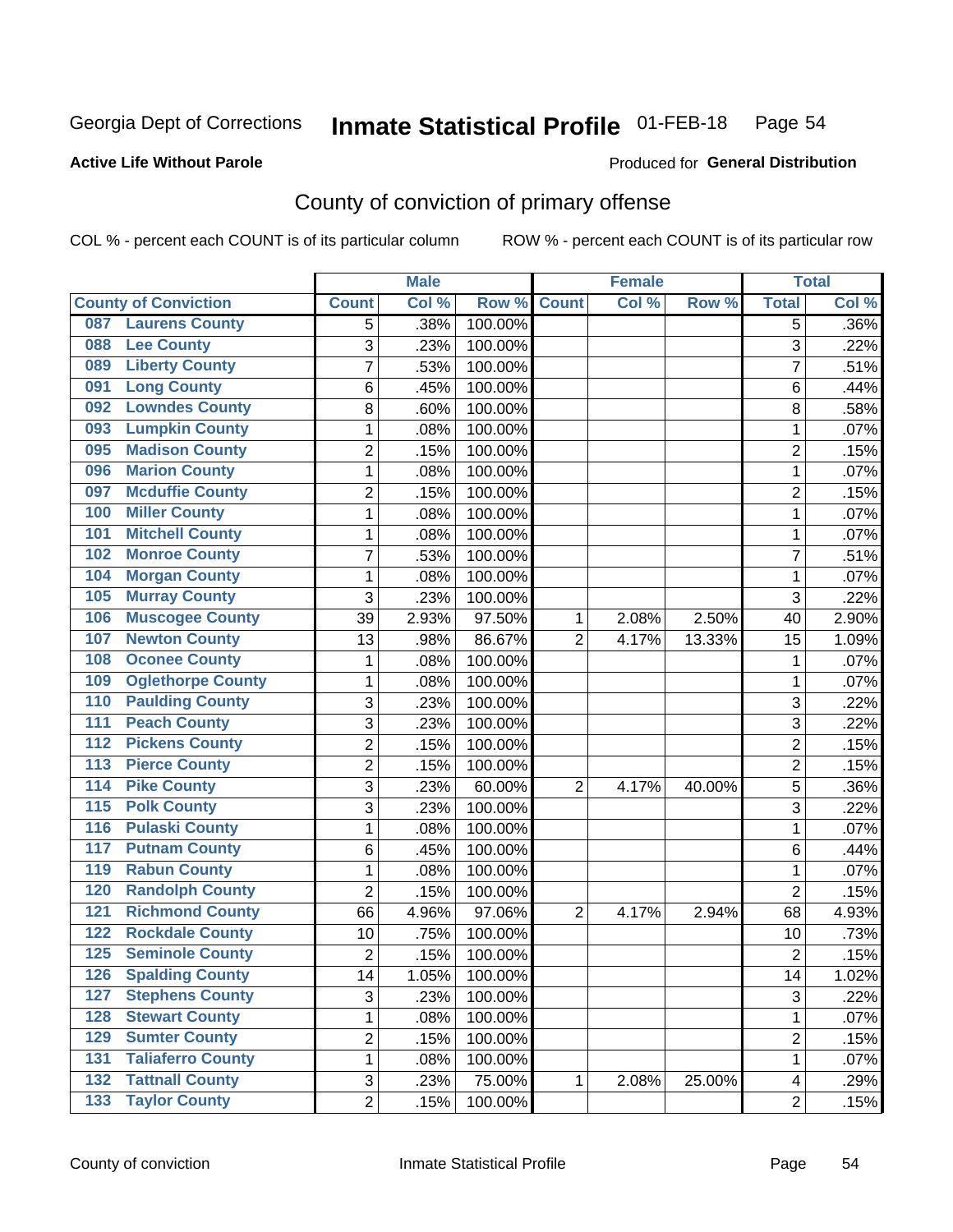Georgia Dept of Corrections **Inmate Statistical Profile** 01-FEB-18

**Active Life Without Parole**

Produced for **General Distribution**

## County of conviction of primary offense

COL % - percent each COUNT is of its particular column ROW % - percent each COUNT is of its particular row

| County of Conviction | Male | | | Female | | | Total | |
|---|---|---|---|---|---|---|---|---|
| | Count | Col % | Row % | Count | Col % | Row % | Total | Col % |
| 087 Laurens County | 5 | .38% | 100.00% | | | | 5 | .36% |
| 088 Lee County | 3 | .23% | 100.00% | | | | 3 | .22% |
| 089 Liberty County | 7 | .53% | 100.00% | | | | 7 | .51% |
| 091 Long County | 6 | .45% | 100.00% | | | | 6 | .44% |
| 092 Lowndes County | 8 | .60% | 100.00% | | | | 8 | .58% |
| 093 Lumpkin County | 1 | .08% | 100.00% | | | | 1 | .07% |
| 095 Madison County | 2 | .15% | 100.00% | | | | 2 | .15% |
| 096 Marion County | 1 | .08% | 100.00% | | | | 1 | .07% |
| 097 Mcduffie County | 2 | .15% | 100.00% | | | | 2 | .15% |
| 100 Miller County | 1 | .08% | 100.00% | | | | 1 | .07% |
| 101 Mitchell County | 1 | .08% | 100.00% | | | | 1 | .07% |
| 102 Monroe County | 7 | .53% | 100.00% | | | | 7 | .51% |
| 104 Morgan County | 1 | .08% | 100.00% | | | | 1 | .07% |
| 105 Murray County | 3 | .23% | 100.00% | | | | 3 | .22% |
| 106 Muscogee County | 39 | 2.93% | 97.50% | 1 | 2.08% | 2.50% | 40 | 2.90% |
| 107 Newton County | 13 | .98% | 86.67% | 2 | 4.17% | 13.33% | 15 | 1.09% |
| 108 Oconee County | 1 | .08% | 100.00% | | | | 1 | .07% |
| 109 Oglethorpe County | 1 | .08% | 100.00% | | | | 1 | .07% |
| 110 Paulding County | 3 | .23% | 100.00% | | | | 3 | .22% |
| 111 Peach County | 3 | .23% | 100.00% | | | | 3 | .22% |
| 112 Pickens County | 2 | .15% | 100.00% | | | | 2 | .15% |
| 113 Pierce County | 2 | .15% | 100.00% | | | | 2 | .15% |
| 114 Pike County | 3 | .23% | 60.00% | 2 | 4.17% | 40.00% | 5 | .36% |
| 115 Polk County | 3 | .23% | 100.00% | | | | 3 | .22% |
| 116 Pulaski County | 1 | .08% | 100.00% | | | | 1 | .07% |
| 117 Putnam County | 6 | .45% | 100.00% | | | | 6 | .44% |
| 119 Rabun County | 1 | .08% | 100.00% | | | | 1 | .07% |
| 120 Randolph County | 2 | .15% | 100.00% | | | | 2 | .15% |
| 121 Richmond County | 66 | 4.96% | 97.06% | 2 | 4.17% | 2.94% | 68 | 4.93% |
| 122 Rockdale County | 10 | .75% | 100.00% | | | | 10 | .73% |
| 125 Seminole County | 2 | .15% | 100.00% | | | | 2 | .15% |
| 126 Spalding County | 14 | 1.05% | 100.00% | | | | 14 | 1.02% |
| 127 Stephens County | 3 | .23% | 100.00% | | | | 3 | .22% |
| 128 Stewart County | 1 | .08% | 100.00% | | | | 1 | .07% |
| 129 Sumter County | 2 | .15% | 100.00% | | | | 2 | .15% |
| 131 Taliaferro County | 1 | .08% | 100.00% | | | | 1 | .07% |
| 132 Tattnall County | 3 | .23% | 75.00% | 1 | 2.08% | 25.00% | 4 | .29% |
| 133 Taylor County | 2 | .15% | 100.00% | | | | 2 | .15% |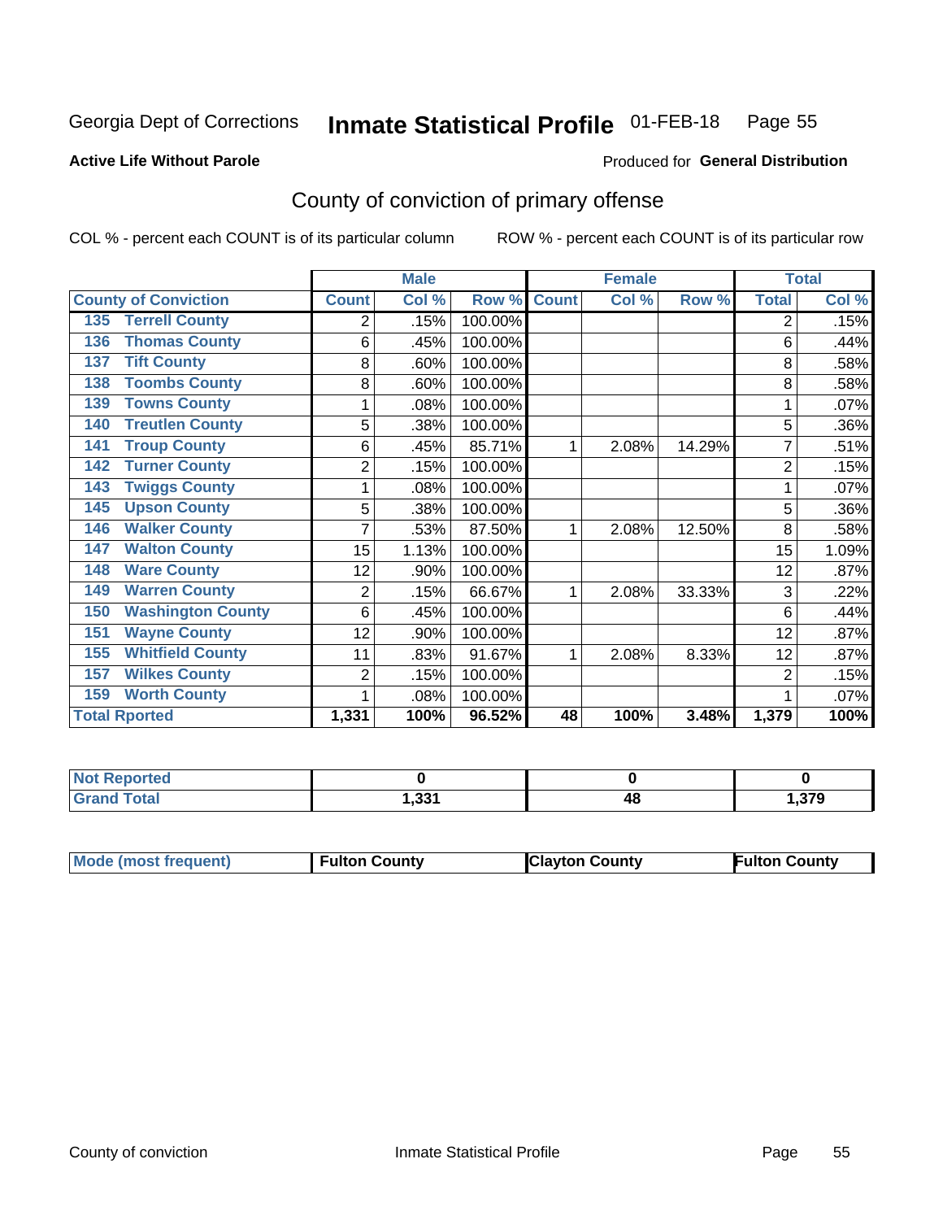Georgia Dept of Corrections **Inmate Statistical Profile** 01-FEB-18 Page 55

**Active Life Without Parole**

Produced for **General Distribution**

## County of conviction of primary offense

COL % - percent each COUNT is of its particular column ROW % - percent each COUNT is of its particular row

| County of Conviction | Male | | | Female | | | Total | |
|---|---|---|---|---|---|---|---|---|
| | Count | Col % | Row % | Count | Col % | Row % | Total | Col % |
| 135 Terrell County | 2 | .15% | 100.00% | | | | 2 | .15% |
| 136 Thomas County | 6 | .45% | 100.00% | | | | 6 | .44% |
| 137 Tift County | 8 | .60% | 100.00% | | | | 8 | .58% |
| 138 Toombs County | 8 | .60% | 100.00% | | | | 8 | .58% |
| 139 Towns County | 1 | .08% | 100.00% | | | | 1 | .07% |
| 140 Treutlen County | 5 | .38% | 100.00% | | | | 5 | .36% |
| 141 Troup County | 6 | .45% | 85.71% | 1 | 2.08% | 14.29% | 7 | .51% |
| 142 Turner County | 2 | .15% | 100.00% | | | | 2 | .15% |
| 143 Twiggs County | 1 | .08% | 100.00% | | | | 1 | .07% |
| 145 Upson County | 5 | .38% | 100.00% | | | | 5 | .36% |
| 146 Walker County | 7 | .53% | 87.50% | 1 | 2.08% | 12.50% | 8 | .58% |
| 147 Walton County | 15 | 1.13% | 100.00% | | | | 15 | 1.09% |
| 148 Ware County | 12 | .90% | 100.00% | | | | 12 | .87% |
| 149 Warren County | 2 | .15% | 66.67% | 1 | 2.08% | 33.33% | 3 | .22% |
| 150 Washington County | 6 | .45% | 100.00% | | | | 6 | .44% |
| 151 Wayne County | 12 | .90% | 100.00% | | | | 12 | .87% |
| 155 Whitfield County | 11 | .83% | 91.67% | 1 | 2.08% | 8.33% | 12 | .87% |
| 157 Wilkes County | 2 | .15% | 100.00% | | | | 2 | .15% |
| 159 Worth County | 1 | .08% | 100.00% | | | | 1 | .07% |
| **Total Rported** | **1,331** | **100%** | **96.52%** | **48** | **100%** | **3.48%** | **1,379** | **100%** |

| | Male | Female | Total |
|---|---|---|---|
| Not Reported | 0 | 0 | 0 |
| Grand Total | 1,331 | 48 | 1,379 |

| | Male | Female | Total |
|---|---|---|---|
| Mode (most frequent) | Fulton County | Clayton County | Fulton County |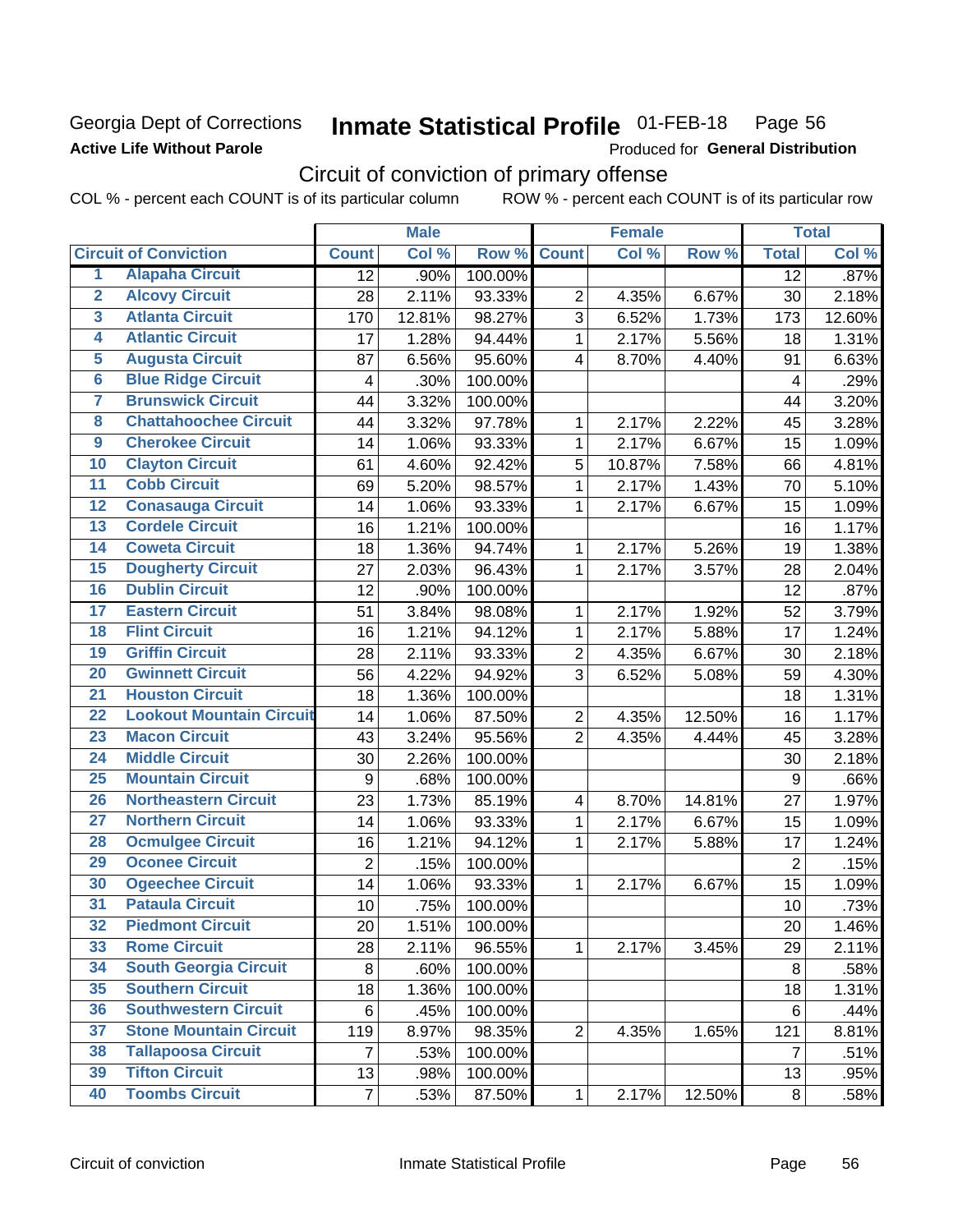Georgia Dept of Corrections **Inmate Statistical Profile** 01-FEB-18 Page 56

**Active Life Without Parole**

Produced for **General Distribution**

## Circuit of conviction of primary offense

COL % - percent each COUNT is of its particular column ROW % - percent each COUNT is of its particular row

| | | Male | | | Female | | | Total | |
|---|---|---|---|---|---|---|---|---|---|
| **Circuit of Conviction** | | **Count** | **Col %** | **Row %** | **Count** | **Col %** | **Row %** | **Total** | **Col %** |
| 1 | Alapaha Circuit | 12 | .90% | 100.00% | | | | 12 | .87% |
| 2 | Alcovy Circuit | 28 | 2.11% | 93.33% | 2 | 4.35% | 6.67% | 30 | 2.18% |
| 3 | Atlanta Circuit | 170 | 12.81% | 98.27% | 3 | 6.52% | 1.73% | 173 | 12.60% |
| 4 | Atlantic Circuit | 17 | 1.28% | 94.44% | 1 | 2.17% | 5.56% | 18 | 1.31% |
| 5 | Augusta Circuit | 87 | 6.56% | 95.60% | 4 | 8.70% | 4.40% | 91 | 6.63% |
| 6 | Blue Ridge Circuit | 4 | .30% | 100.00% | | | | 4 | .29% |
| 7 | Brunswick Circuit | 44 | 3.32% | 100.00% | | | | 44 | 3.20% |
| 8 | Chattahoochee Circuit | 44 | 3.32% | 97.78% | 1 | 2.17% | 2.22% | 45 | 3.28% |
| 9 | Cherokee Circuit | 14 | 1.06% | 93.33% | 1 | 2.17% | 6.67% | 15 | 1.09% |
| 10 | Clayton Circuit | 61 | 4.60% | 92.42% | 5 | 10.87% | 7.58% | 66 | 4.81% |
| 11 | Cobb Circuit | 69 | 5.20% | 98.57% | 1 | 2.17% | 1.43% | 70 | 5.10% |
| 12 | Conasauga Circuit | 14 | 1.06% | 93.33% | 1 | 2.17% | 6.67% | 15 | 1.09% |
| 13 | Cordele Circuit | 16 | 1.21% | 100.00% | | | | 16 | 1.17% |
| 14 | Coweta Circuit | 18 | 1.36% | 94.74% | 1 | 2.17% | 5.26% | 19 | 1.38% |
| 15 | Dougherty Circuit | 27 | 2.03% | 96.43% | 1 | 2.17% | 3.57% | 28 | 2.04% |
| 16 | Dublin Circuit | 12 | .90% | 100.00% | | | | 12 | .87% |
| 17 | Eastern Circuit | 51 | 3.84% | 98.08% | 1 | 2.17% | 1.92% | 52 | 3.79% |
| 18 | Flint Circuit | 16 | 1.21% | 94.12% | 1 | 2.17% | 5.88% | 17 | 1.24% |
| 19 | Griffin Circuit | 28 | 2.11% | 93.33% | 2 | 4.35% | 6.67% | 30 | 2.18% |
| 20 | Gwinnett Circuit | 56 | 4.22% | 94.92% | 3 | 6.52% | 5.08% | 59 | 4.30% |
| 21 | Houston Circuit | 18 | 1.36% | 100.00% | | | | 18 | 1.31% |
| 22 | Lookout Mountain Circuit | 14 | 1.06% | 87.50% | 2 | 4.35% | 12.50% | 16 | 1.17% |
| 23 | Macon Circuit | 43 | 3.24% | 95.56% | 2 | 4.35% | 4.44% | 45 | 3.28% |
| 24 | Middle Circuit | 30 | 2.26% | 100.00% | | | | 30 | 2.18% |
| 25 | Mountain Circuit | 9 | .68% | 100.00% | | | | 9 | .66% |
| 26 | Northeastern Circuit | 23 | 1.73% | 85.19% | 4 | 8.70% | 14.81% | 27 | 1.97% |
| 27 | Northern Circuit | 14 | 1.06% | 93.33% | 1 | 2.17% | 6.67% | 15 | 1.09% |
| 28 | Ocmulgee Circuit | 16 | 1.21% | 94.12% | 1 | 2.17% | 5.88% | 17 | 1.24% |
| 29 | Oconee Circuit | 2 | .15% | 100.00% | | | | 2 | .15% |
| 30 | Ogeechee Circuit | 14 | 1.06% | 93.33% | 1 | 2.17% | 6.67% | 15 | 1.09% |
| 31 | Pataula Circuit | 10 | .75% | 100.00% | | | | 10 | .73% |
| 32 | Piedmont Circuit | 20 | 1.51% | 100.00% | | | | 20 | 1.46% |
| 33 | Rome Circuit | 28 | 2.11% | 96.55% | 1 | 2.17% | 3.45% | 29 | 2.11% |
| 34 | South Georgia Circuit | 8 | .60% | 100.00% | | | | 8 | .58% |
| 35 | Southern Circuit | 18 | 1.36% | 100.00% | | | | 18 | 1.31% |
| 36 | Southwestern Circuit | 6 | .45% | 100.00% | | | | 6 | .44% |
| 37 | Stone Mountain Circuit | 119 | 8.97% | 98.35% | 2 | 4.35% | 1.65% | 121 | 8.81% |
| 38 | Tallapoosa Circuit | 7 | .53% | 100.00% | | | | 7 | .51% |
| 39 | Tifton Circuit | 13 | .98% | 100.00% | | | | 13 | .95% |
| 40 | Toombs Circuit | 7 | .53% | 87.50% | 1 | 2.17% | 12.50% | 8 | .58% |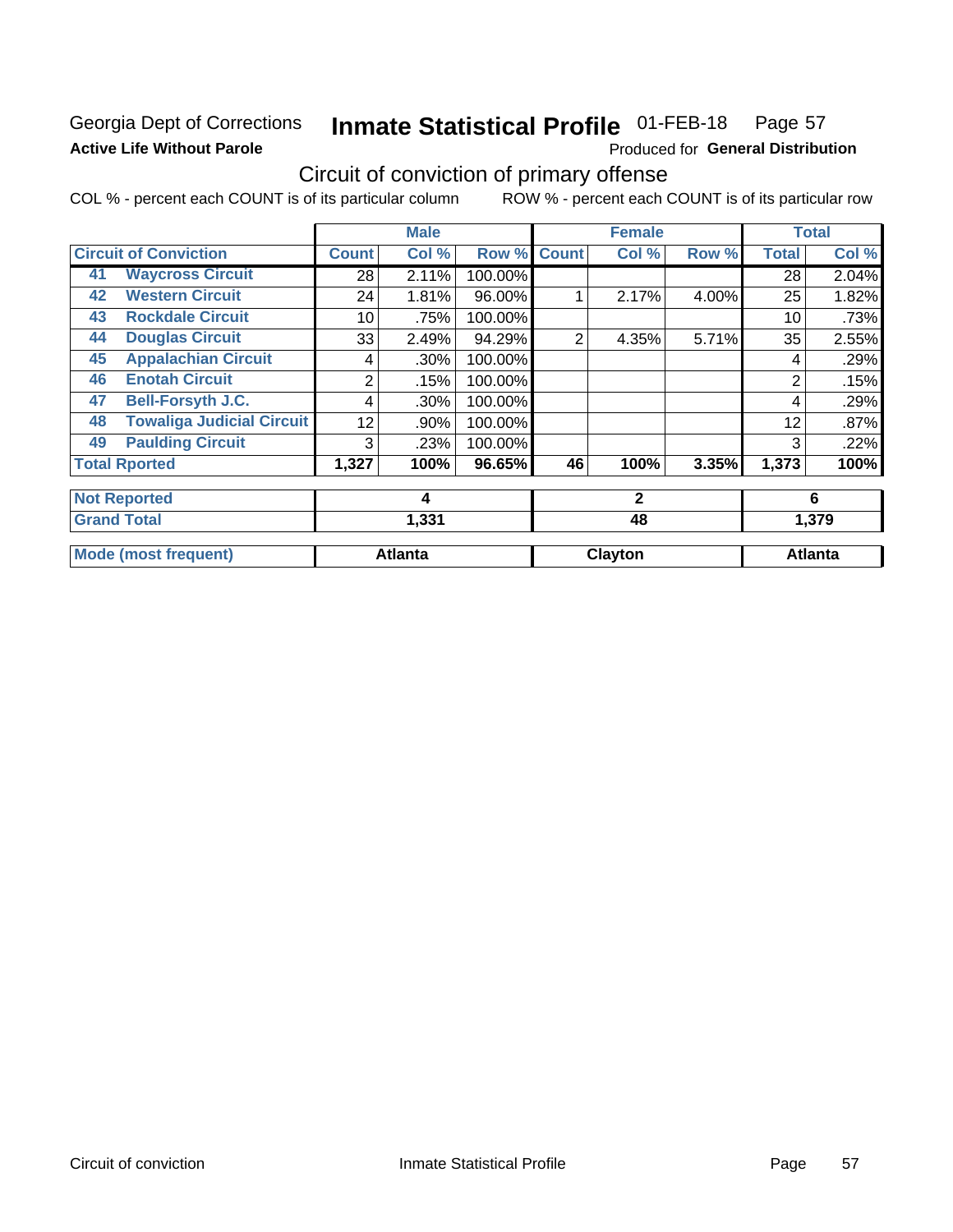Georgia Dept of Corrections
**Active Life Without Parole**

# Inmate Statistical Profile

01-FEB-18 Page 57

Produced for **General Distribution**

## Circuit of conviction of primary offense

COL % - percent each COUNT is of its particular column ROW % - percent each COUNT is of its particular row

| | | Male | | | Female | | | Total | |
|---|---|---|---|---|---|---|---|---|---|
| **Circuit of Conviction** | | **Count** | **Col %** | **Row %** | **Count** | **Col %** | **Row %** | **Total** | **Col %** |
| 41 | **Waycross Circuit** | 28 | 2.11% | 100.00% | | | | 28 | 2.04% |
| 42 | **Western Circuit** | 24 | 1.81% | 96.00% | 1 | 2.17% | 4.00% | 25 | 1.82% |
| 43 | **Rockdale Circuit** | 10 | .75% | 100.00% | | | | 10 | .73% |
| 44 | **Douglas Circuit** | 33 | 2.49% | 94.29% | 2 | 4.35% | 5.71% | 35 | 2.55% |
| 45 | **Appalachian Circuit** | 4 | .30% | 100.00% | | | | 4 | .29% |
| 46 | **Enotah Circuit** | 2 | .15% | 100.00% | | | | 2 | .15% |
| 47 | **Bell-Forsyth J.C.** | 4 | .30% | 100.00% | | | | 4 | .29% |
| 48 | **Towaliga Judicial Circuit** | 12 | .90% | 100.00% | | | | 12 | .87% |
| 49 | **Paulding Circuit** | 3 | .23% | 100.00% | | | | 3 | .22% |
| **Total Rported** | | **1,327** | **100%** | **96.65%** | **46** | **100%** | **3.35%** | **1,373** | **100%** |
| **Not Reported** | | **4** | | | **2** | | | **6** | |
| **Grand Total** | | **1,331** | | | **48** | | | **1,379** | |
| **Mode (most frequent)** | | **Atlanta** | | | **Clayton** | | | **Atlanta** | |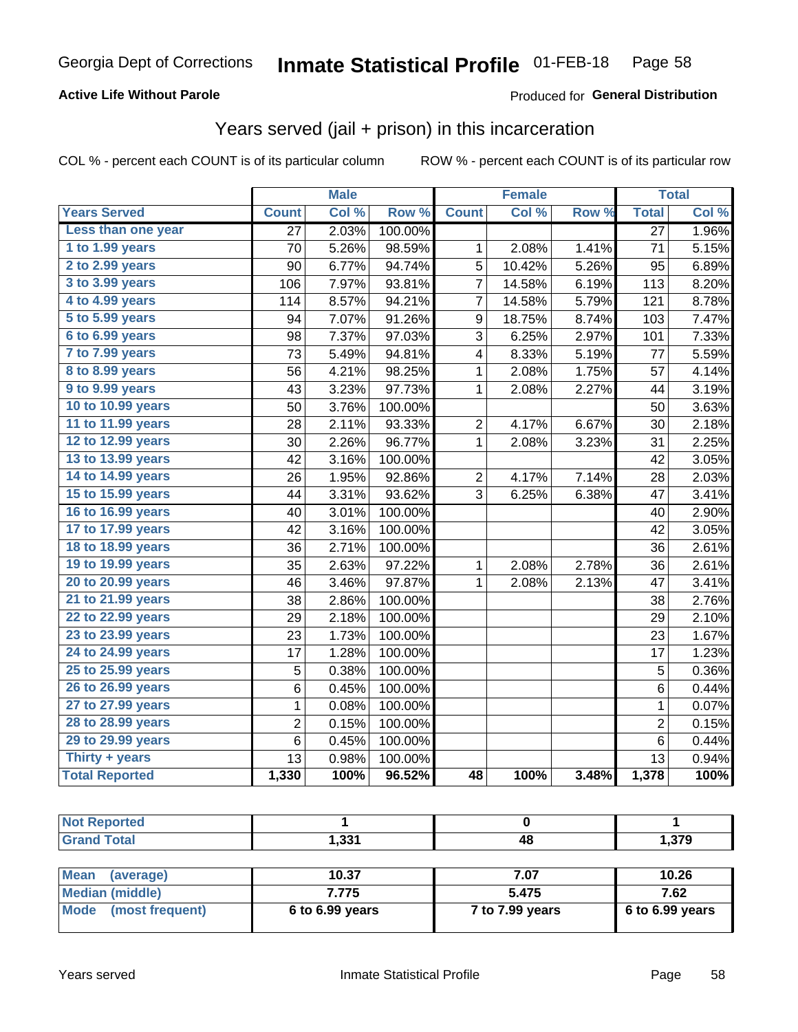Georgia Dept of Corrections **Inmate Statistical Profile** 01-FEB-18

**Active Life Without Parole**

Produced for **General Distribution**

## Years served (jail + prison) in this incarceration

COL % - percent each COUNT is of its particular column ROW % - percent each COUNT is of its particular row

| | Male | | | Female | | | Total | |
|---|---|---|---|---|---|---|---|---|
| **Years Served** | **Count** | **Col %** | **Row %** | **Count** | **Col %** | **Row %** | **Total** | **Col %** |
| Less than one year | 27 | 2.03% | 100.00% | | | | 27 | 1.96% |
| 1 to 1.99 years | 70 | 5.26% | 98.59% | 1 | 2.08% | 1.41% | 71 | 5.15% |
| 2 to 2.99 years | 90 | 6.77% | 94.74% | 5 | 10.42% | 5.26% | 95 | 6.89% |
| 3 to 3.99 years | 106 | 7.97% | 93.81% | 7 | 14.58% | 6.19% | 113 | 8.20% |
| 4 to 4.99 years | 114 | 8.57% | 94.21% | 7 | 14.58% | 5.79% | 121 | 8.78% |
| 5 to 5.99 years | 94 | 7.07% | 91.26% | 9 | 18.75% | 8.74% | 103 | 7.47% |
| 6 to 6.99 years | 98 | 7.37% | 97.03% | 3 | 6.25% | 2.97% | 101 | 7.33% |
| 7 to 7.99 years | 73 | 5.49% | 94.81% | 4 | 8.33% | 5.19% | 77 | 5.59% |
| 8 to 8.99 years | 56 | 4.21% | 98.25% | 1 | 2.08% | 1.75% | 57 | 4.14% |
| 9 to 9.99 years | 43 | 3.23% | 97.73% | 1 | 2.08% | 2.27% | 44 | 3.19% |
| 10 to 10.99 years | 50 | 3.76% | 100.00% | | | | 50 | 3.63% |
| 11 to 11.99 years | 28 | 2.11% | 93.33% | 2 | 4.17% | 6.67% | 30 | 2.18% |
| 12 to 12.99 years | 30 | 2.26% | 96.77% | 1 | 2.08% | 3.23% | 31 | 2.25% |
| 13 to 13.99 years | 42 | 3.16% | 100.00% | | | | 42 | 3.05% |
| 14 to 14.99 years | 26 | 1.95% | 92.86% | 2 | 4.17% | 7.14% | 28 | 2.03% |
| 15 to 15.99 years | 44 | 3.31% | 93.62% | 3 | 6.25% | 6.38% | 47 | 3.41% |
| 16 to 16.99 years | 40 | 3.01% | 100.00% | | | | 40 | 2.90% |
| 17 to 17.99 years | 42 | 3.16% | 100.00% | | | | 42 | 3.05% |
| 18 to 18.99 years | 36 | 2.71% | 100.00% | | | | 36 | 2.61% |
| 19 to 19.99 years | 35 | 2.63% | 97.22% | 1 | 2.08% | 2.78% | 36 | 2.61% |
| 20 to 20.99 years | 46 | 3.46% | 97.87% | 1 | 2.08% | 2.13% | 47 | 3.41% |
| 21 to 21.99 years | 38 | 2.86% | 100.00% | | | | 38 | 2.76% |
| 22 to 22.99 years | 29 | 2.18% | 100.00% | | | | 29 | 2.10% |
| 23 to 23.99 years | 23 | 1.73% | 100.00% | | | | 23 | 1.67% |
| 24 to 24.99 years | 17 | 1.28% | 100.00% | | | | 17 | 1.23% |
| 25 to 25.99 years | 5 | 0.38% | 100.00% | | | | 5 | 0.36% |
| 26 to 26.99 years | 6 | 0.45% | 100.00% | | | | 6 | 0.44% |
| 27 to 27.99 years | 1 | 0.08% | 100.00% | | | | 1 | 0.07% |
| 28 to 28.99 years | 2 | 0.15% | 100.00% | | | | 2 | 0.15% |
| 29 to 29.99 years | 6 | 0.45% | 100.00% | | | | 6 | 0.44% |
| Thirty + years | 13 | 0.98% | 100.00% | | | | 13 | 0.94% |
| **Total Reported** | **1,330** | **100%** | **96.52%** | **48** | **100%** | **3.48%** | **1,378** | **100%** |

| | Male | Female | Total |
|---|---|---|---|
| Not Reported | 1 | 0 | 1 |
| Grand Total | 1,331 | 48 | 1,379 |

| | Male | Female | Total |
|---|---|---|---|
| Mean (average) | 10.37 | 7.07 | 10.26 |
| Median (middle) | 7.775 | 5.475 | 7.62 |
| Mode (most frequent) | 6 to 6.99 years | 7 to 7.99 years | 6 to 6.99 years |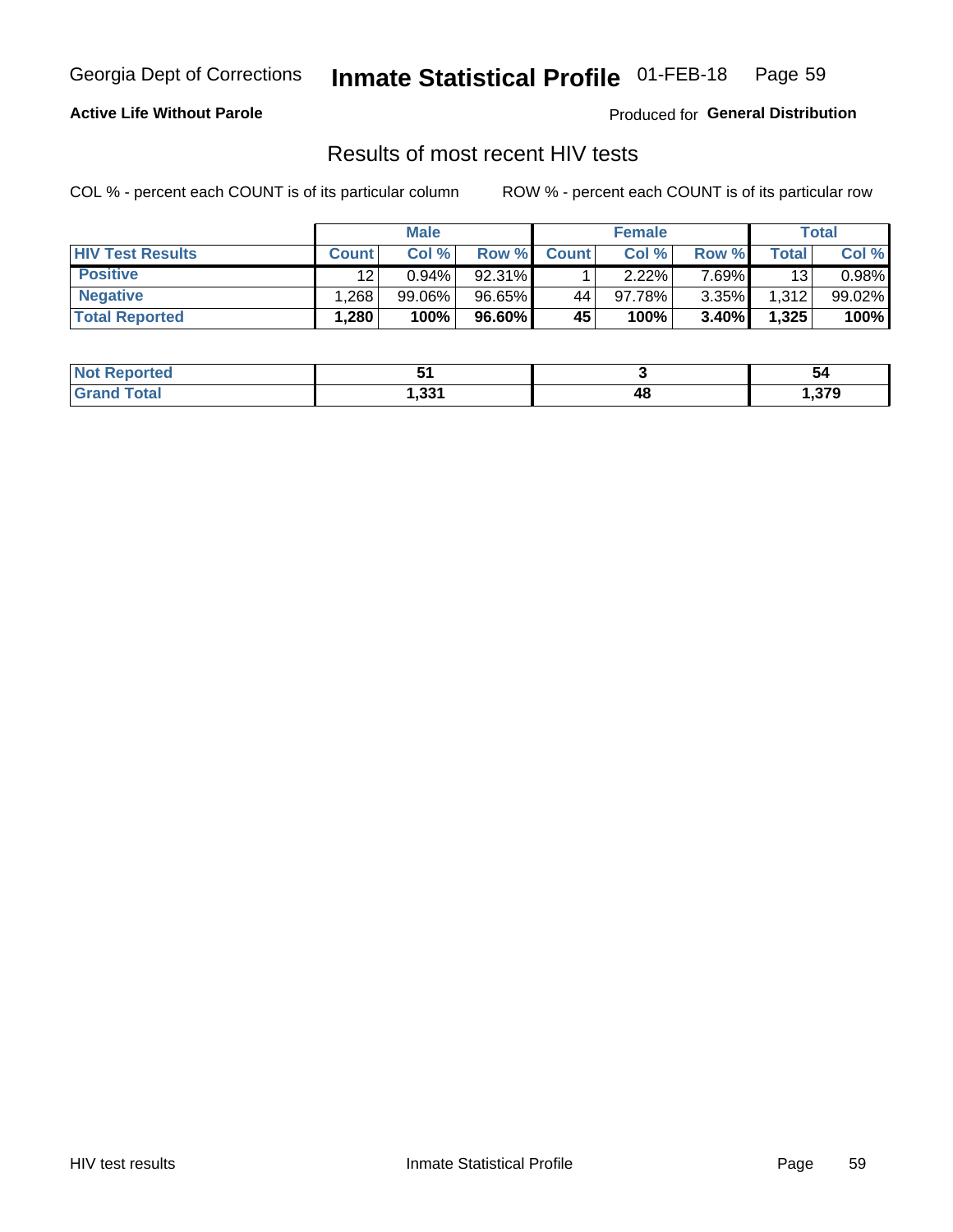Georgia Dept of Corrections **Inmate Statistical Profile** 01-FEB-18

**Active Life Without Parole**

Produced for **General Distribution**

## Results of most recent HIV tests

COL % - percent each COUNT is of its particular column

ROW % - percent each COUNT is of its particular row

| | Male | | | Female | | | Total | |
|---|---|---|---|---|---|---|---|---|
| **HIV Test Results** | **Count** | **Col %** | **Row %** | **Count** | **Col %** | **Row %** | **Total** | **Col %** |
| **Positive** | 12 | 0.94% | 92.31% | 1 | 2.22% | 7.69% | 13 | 0.98% |
| **Negative** | 1,268 | 99.06% | 96.65% | 44 | 97.78% | 3.35% | 1,312 | 99.02% |
| **Total Reported** | **1,280** | **100%** | **96.60%** | **45** | **100%** | **3.40%** | **1,325** | **100%** |

| | Male | Female | Total |
|---|---|---|---|
| **Not Reported** | **51** | **3** | **54** |
| **Grand Total** | **1,331** | **48** | **1,379** |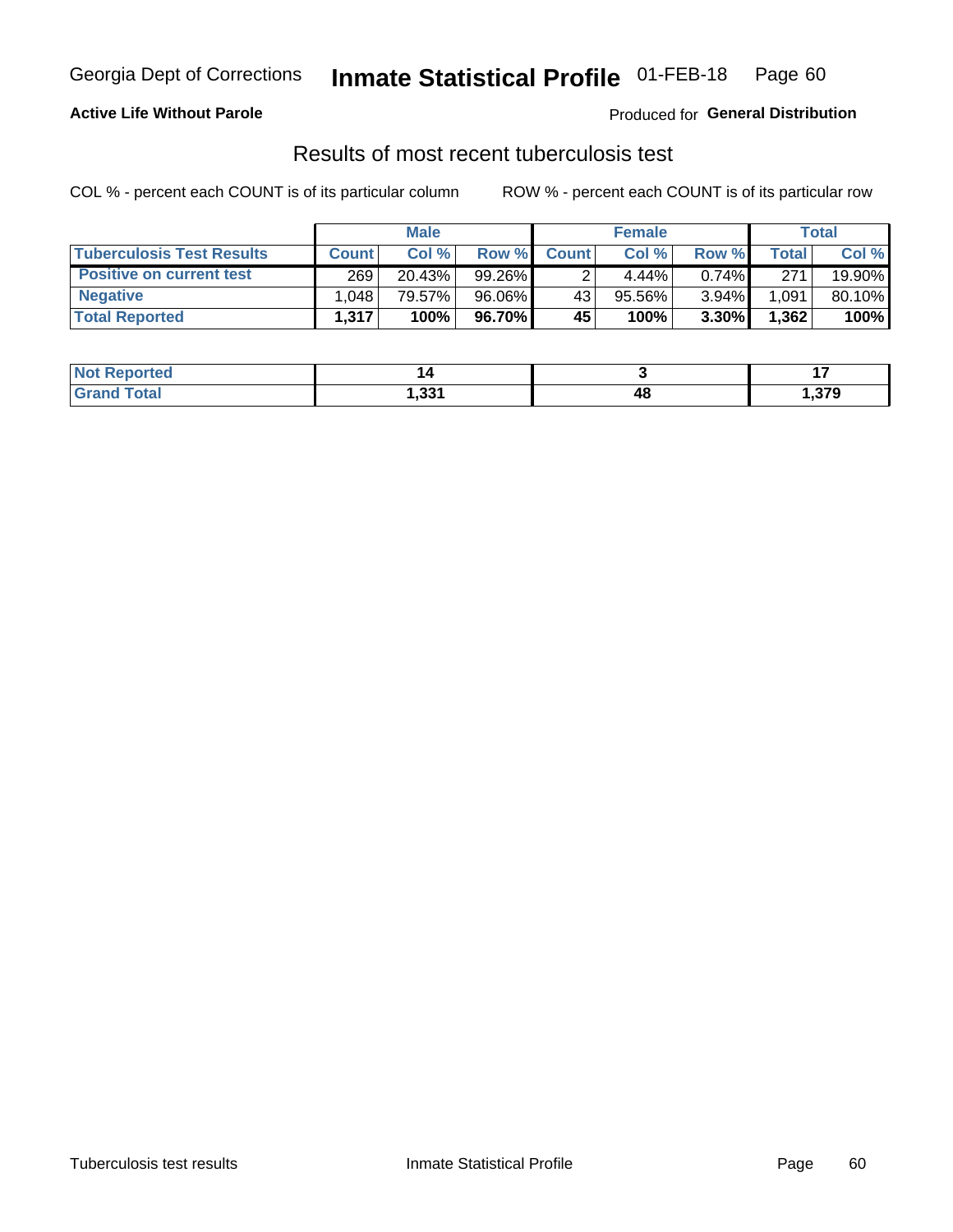Georgia Dept of Corrections **Inmate Statistical Profile** 01-FEB-18

**Active Life Without Parole**

Produced for **General Distribution**

## Results of most recent tuberculosis test

COL % - percent each COUNT is of its particular column ROW % - percent each COUNT is of its particular row

| | Male | | | Female | | | Total | |
|---|---|---|---|---|---|---|---|---|
| **Tuberculosis Test Results** | **Count** | **Col %** | **Row %** | **Count** | **Col %** | **Row %** | **Total** | **Col %** |
| **Positive on current test** | 269 | 20.43% | 99.26% | 2 | 4.44% | 0.74% | 271 | 19.90% |
| **Negative** | 1,048 | 79.57% | 96.06% | 43 | 95.56% | 3.94% | 1,091 | 80.10% |
| **Total Reported** | **1,317** | **100%** | **96.70%** | **45** | **100%** | **3.30%** | **1,362** | **100%** |

| | Male | Female | Total |
|---|---|---|---|
| **Not Reported** | **14** | **3** | **17** |
| **Grand Total** | **1,331** | **48** | **1,379** |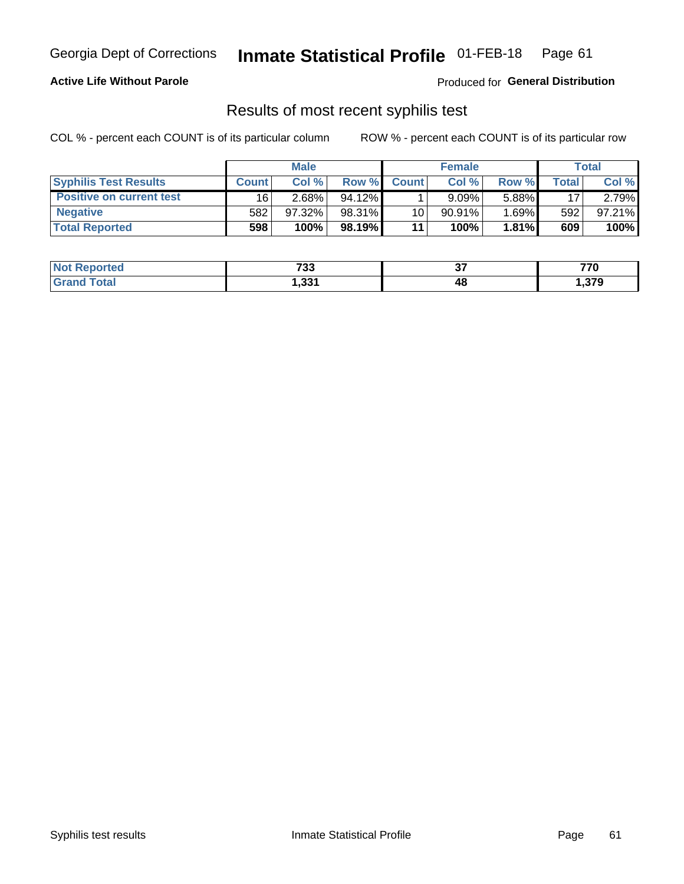Georgia Dept of Corrections **Inmate Statistical Profile** 01-FEB-18

**Active Life Without Parole**

Produced for **General Distribution**

## Results of most recent syphilis test

COL % - percent each COUNT is of its particular column        ROW % - percent each COUNT is of its particular row

| | Male | | | Female | | | Total | |
|---|---|---|---|---|---|---|---|---|
| **Syphilis Test Results** | **Count** | **Col %** | **Row %** | **Count** | **Col %** | **Row %** | **Total** | **Col %** |
| **Positive on current test** | 16 | 2.68% | 94.12% | 1 | 9.09% | 5.88% | 17 | 2.79% |
| **Negative** | 582 | 97.32% | 98.31% | 10 | 90.91% | 1.69% | 592 | 97.21% |
| **Total Reported** | **598** | **100%** | **98.19%** | **11** | **100%** | **1.81%** | **609** | **100%** |

| | Male | Female | Total |
|---|---|---|---|
| **Not Reported** | **733** | **37** | **770** |
| **Grand Total** | **1,331** | **48** | **1,379** |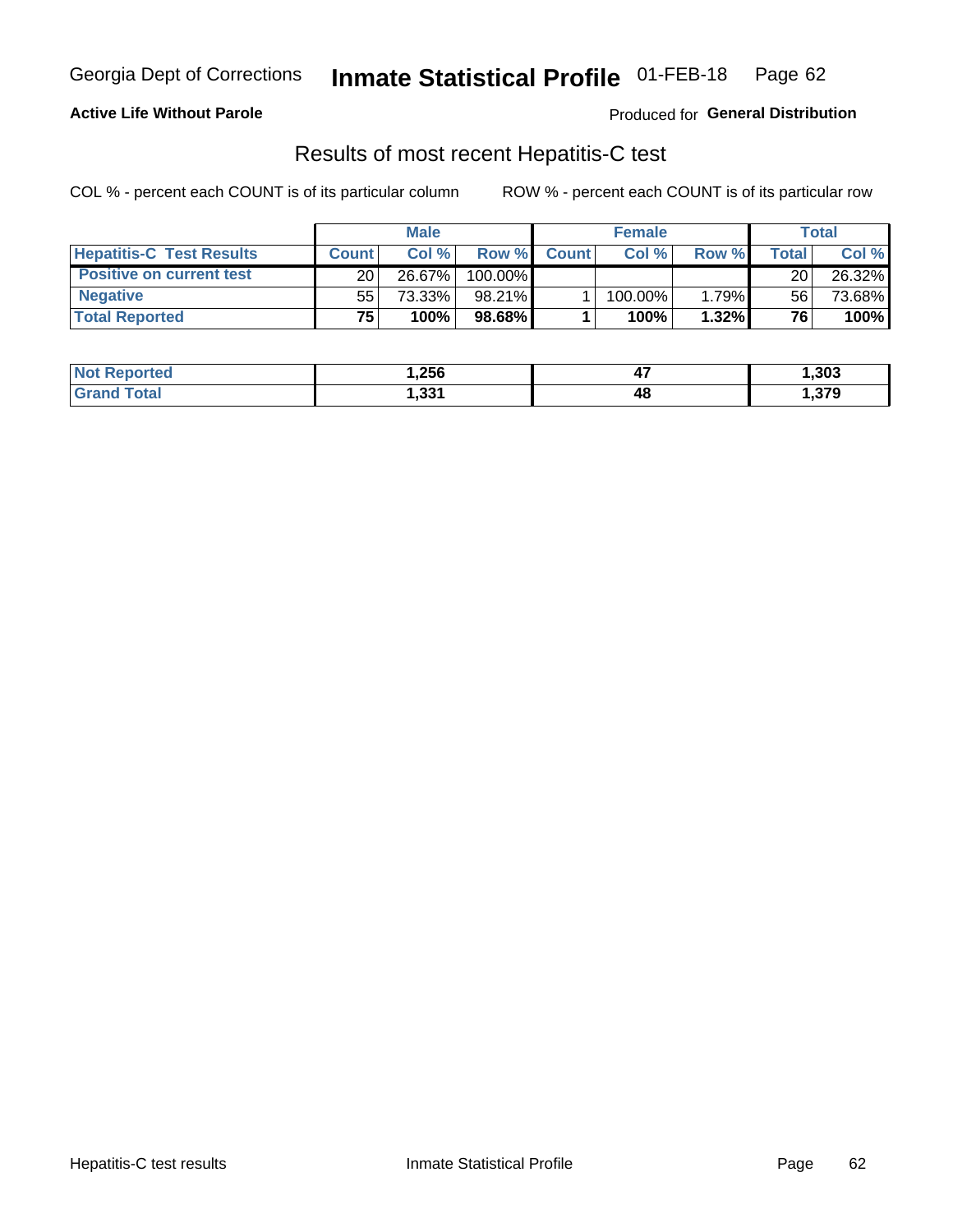## Active Life Without Parole

Produced for **General Distribution**

# Results of most recent Hepatitis-C test

COL % - percent each COUNT is of its particular column

ROW % - percent each COUNT is of its particular row

| | Male | | | Female | | | Total | |
|---|---|---|---|---|---|---|---|---|
| **Hepatitis-C Test Results** | **Count** | **Col %** | **Row %** | **Count** | **Col %** | **Row %** | **Total** | **Col %** |
| **Positive on current test** | 20 | 26.67% | 100.00% | | | | 20 | 26.32% |
| **Negative** | 55 | 73.33% | 98.21% | 1 | 100.00% | 1.79% | 56 | 73.68% |
| **Total Reported** | **75** | **100%** | **98.68%** | **1** | **100%** | **1.32%** | **76** | **100%** |

| | Male | Female | Total |
|---|---|---|---|
| **Not Reported** | **1,256** | **47** | **1,303** |
| **Grand Total** | **1,331** | **48** | **1,379** |